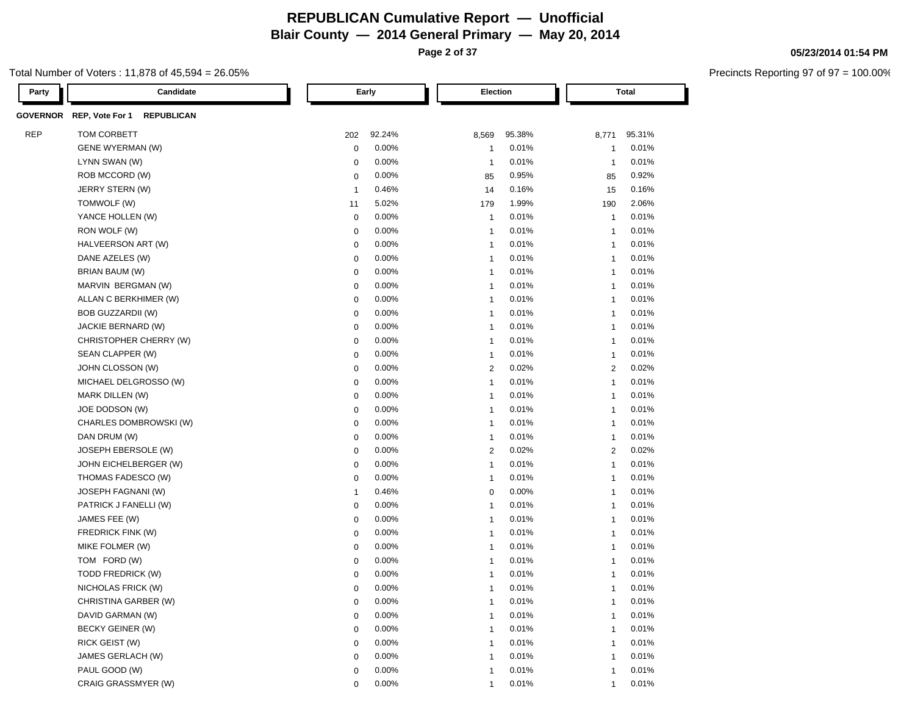# REPUBLICAN Cumulative Report — Unofficial

## Blair County — 2014 General Primary — May 20, 2014

**05/23/2014 01:54 PM**

Total Number of Voters : 11,878 of 45,594 = 26.05%

Precincts Reporting 97 of 97 = 100.00%

| Party | Candidate | Early | | Election | | Total | |
|---|---|---|---|---|---|---|---|
| **GOVERNOR** | **REP, Vote For 1 REPUBLICAN** | | | | | | |
| REP | TOM CORBETT | 202 | 92.24% | 8,569 | 95.38% | 8,771 | 95.31% |
| | GENE WYERMAN (W) | 0 | 0.00% | 1 | 0.01% | 1 | 0.01% |
| | LYNN SWAN (W) | 0 | 0.00% | 1 | 0.01% | 1 | 0.01% |
| | ROB MCCORD (W) | 0 | 0.00% | 85 | 0.95% | 85 | 0.92% |
| | JERRY STERN (W) | 1 | 0.46% | 14 | 0.16% | 15 | 0.16% |
| | TOMWOLF (W) | 11 | 5.02% | 179 | 1.99% | 190 | 2.06% |
| | YANCE HOLLEN (W) | 0 | 0.00% | 1 | 0.01% | 1 | 0.01% |
| | RON WOLF (W) | 0 | 0.00% | 1 | 0.01% | 1 | 0.01% |
| | HALVEERSON ART (W) | 0 | 0.00% | 1 | 0.01% | 1 | 0.01% |
| | DANE AZELES (W) | 0 | 0.00% | 1 | 0.01% | 1 | 0.01% |
| | BRIAN BAUM (W) | 0 | 0.00% | 1 | 0.01% | 1 | 0.01% |
| | MARVIN BERGMAN (W) | 0 | 0.00% | 1 | 0.01% | 1 | 0.01% |
| | ALLAN C BERKHIMER (W) | 0 | 0.00% | 1 | 0.01% | 1 | 0.01% |
| | BOB GUZZARDII (W) | 0 | 0.00% | 1 | 0.01% | 1 | 0.01% |
| | JACKIE BERNARD (W) | 0 | 0.00% | 1 | 0.01% | 1 | 0.01% |
| | CHRISTOPHER CHERRY (W) | 0 | 0.00% | 1 | 0.01% | 1 | 0.01% |
| | SEAN CLAPPER (W) | 0 | 0.00% | 1 | 0.01% | 1 | 0.01% |
| | JOHN CLOSSON (W) | 0 | 0.00% | 2 | 0.02% | 2 | 0.02% |
| | MICHAEL DELGROSSO (W) | 0 | 0.00% | 1 | 0.01% | 1 | 0.01% |
| | MARK DILLEN (W) | 0 | 0.00% | 1 | 0.01% | 1 | 0.01% |
| | JOE DODSON (W) | 0 | 0.00% | 1 | 0.01% | 1 | 0.01% |
| | CHARLES DOMBROWSKI (W) | 0 | 0.00% | 1 | 0.01% | 1 | 0.01% |
| | DAN DRUM (W) | 0 | 0.00% | 1 | 0.01% | 1 | 0.01% |
| | JOSEPH EBERSOLE (W) | 0 | 0.00% | 2 | 0.02% | 2 | 0.02% |
| | JOHN EICHELBERGER (W) | 0 | 0.00% | 1 | 0.01% | 1 | 0.01% |
| | THOMAS FADESCO (W) | 0 | 0.00% | 1 | 0.01% | 1 | 0.01% |
| | JOSEPH FAGNANI (W) | 1 | 0.46% | 0 | 0.00% | 1 | 0.01% |
| | PATRICK J FANELLI (W) | 0 | 0.00% | 1 | 0.01% | 1 | 0.01% |
| | JAMES FEE (W) | 0 | 0.00% | 1 | 0.01% | 1 | 0.01% |
| | FREDRICK FINK (W) | 0 | 0.00% | 1 | 0.01% | 1 | 0.01% |
| | MIKE FOLMER (W) | 0 | 0.00% | 1 | 0.01% | 1 | 0.01% |
| | TOM FORD (W) | 0 | 0.00% | 1 | 0.01% | 1 | 0.01% |
| | TODD FREDRICK (W) | 0 | 0.00% | 1 | 0.01% | 1 | 0.01% |
| | NICHOLAS FRICK (W) | 0 | 0.00% | 1 | 0.01% | 1 | 0.01% |
| | CHRISTINA GARBER (W) | 0 | 0.00% | 1 | 0.01% | 1 | 0.01% |
| | DAVID GARMAN (W) | 0 | 0.00% | 1 | 0.01% | 1 | 0.01% |
| | BECKY GEINER (W) | 0 | 0.00% | 1 | 0.01% | 1 | 0.01% |
| | RICK GEIST (W) | 0 | 0.00% | 1 | 0.01% | 1 | 0.01% |
| | JAMES GERLACH (W) | 0 | 0.00% | 1 | 0.01% | 1 | 0.01% |
| | PAUL GOOD (W) | 0 | 0.00% | 1 | 0.01% | 1 | 0.01% |
| | CRAIG GRASSMYER (W) | 0 | 0.00% | 1 | 0.01% | 1 | 0.01% |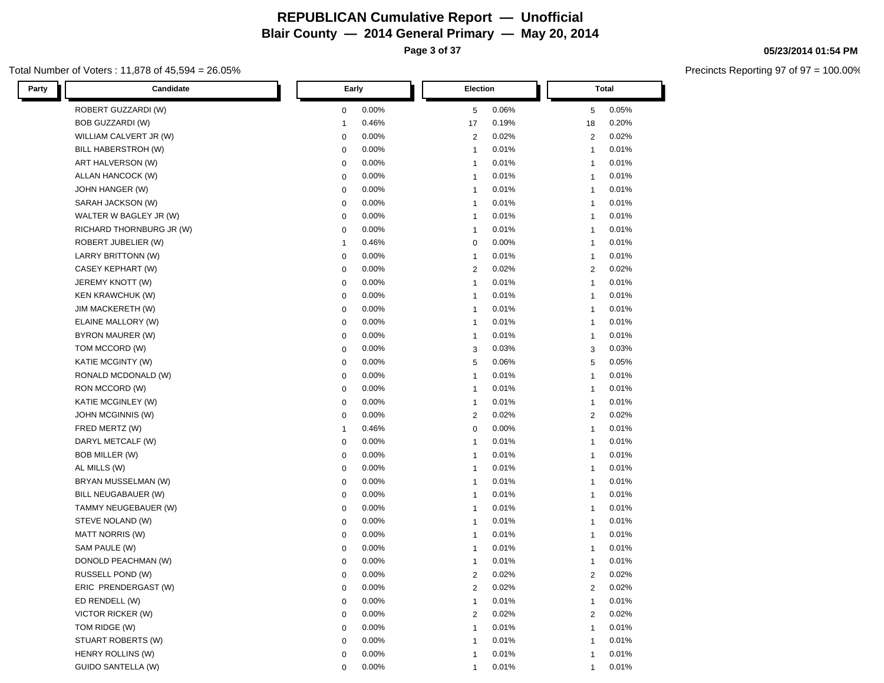# REPUBLICAN Cumulative Report — Unofficial

## Blair County — 2014 General Primary — May 20, 2014

05/23/2014 01:54 PM

Total Number of Voters : 11,878 of 45,594 = 26.05%

Precincts Reporting 97 of 97 = 100.00%

| Party | Candidate | Early | | Election | | Total | |
|---|---|---|---|---|---|---|---|
| | ROBERT GUZZARDI (W) | 0 | 0.00% | 5 | 0.06% | 5 | 0.05% |
| | BOB GUZZARDI (W) | 1 | 0.46% | 17 | 0.19% | 18 | 0.20% |
| | WILLIAM CALVERT JR (W) | 0 | 0.00% | 2 | 0.02% | 2 | 0.02% |
| | BILL HABERSTROH (W) | 0 | 0.00% | 1 | 0.01% | 1 | 0.01% |
| | ART HALVERSON (W) | 0 | 0.00% | 1 | 0.01% | 1 | 0.01% |
| | ALLAN HANCOCK (W) | 0 | 0.00% | 1 | 0.01% | 1 | 0.01% |
| | JOHN HANGER (W) | 0 | 0.00% | 1 | 0.01% | 1 | 0.01% |
| | SARAH JACKSON (W) | 0 | 0.00% | 1 | 0.01% | 1 | 0.01% |
| | WALTER W BAGLEY JR (W) | 0 | 0.00% | 1 | 0.01% | 1 | 0.01% |
| | RICHARD THORNBURG JR (W) | 0 | 0.00% | 1 | 0.01% | 1 | 0.01% |
| | ROBERT JUBELIER (W) | 1 | 0.46% | 0 | 0.00% | 1 | 0.01% |
| | LARRY BRITTONN (W) | 0 | 0.00% | 1 | 0.01% | 1 | 0.01% |
| | CASEY KEPHART (W) | 0 | 0.00% | 2 | 0.02% | 2 | 0.02% |
| | JEREMY KNOTT (W) | 0 | 0.00% | 1 | 0.01% | 1 | 0.01% |
| | KEN KRAWCHUK (W) | 0 | 0.00% | 1 | 0.01% | 1 | 0.01% |
| | JIM MACKERETH (W) | 0 | 0.00% | 1 | 0.01% | 1 | 0.01% |
| | ELAINE MALLORY (W) | 0 | 0.00% | 1 | 0.01% | 1 | 0.01% |
| | BYRON MAURER (W) | 0 | 0.00% | 1 | 0.01% | 1 | 0.01% |
| | TOM MCCORD (W) | 0 | 0.00% | 3 | 0.03% | 3 | 0.03% |
| | KATIE MCGINTY (W) | 0 | 0.00% | 5 | 0.06% | 5 | 0.05% |
| | RONALD MCDONALD (W) | 0 | 0.00% | 1 | 0.01% | 1 | 0.01% |
| | RON MCCORD (W) | 0 | 0.00% | 1 | 0.01% | 1 | 0.01% |
| | KATIE MCGINLEY (W) | 0 | 0.00% | 1 | 0.01% | 1 | 0.01% |
| | JOHN MCGINNIS (W) | 0 | 0.00% | 2 | 0.02% | 2 | 0.02% |
| | FRED MERTZ (W) | 1 | 0.46% | 0 | 0.00% | 1 | 0.01% |
| | DARYL METCALF (W) | 0 | 0.00% | 1 | 0.01% | 1 | 0.01% |
| | BOB MILLER (W) | 0 | 0.00% | 1 | 0.01% | 1 | 0.01% |
| | AL MILLS (W) | 0 | 0.00% | 1 | 0.01% | 1 | 0.01% |
| | BRYAN MUSSELMAN (W) | 0 | 0.00% | 1 | 0.01% | 1 | 0.01% |
| | BILL NEUGABAUER (W) | 0 | 0.00% | 1 | 0.01% | 1 | 0.01% |
| | TAMMY NEUGEBAUER (W) | 0 | 0.00% | 1 | 0.01% | 1 | 0.01% |
| | STEVE NOLAND (W) | 0 | 0.00% | 1 | 0.01% | 1 | 0.01% |
| | MATT NORRIS (W) | 0 | 0.00% | 1 | 0.01% | 1 | 0.01% |
| | SAM PAULE (W) | 0 | 0.00% | 1 | 0.01% | 1 | 0.01% |
| | DONOLD PEACHMAN (W) | 0 | 0.00% | 1 | 0.01% | 1 | 0.01% |
| | RUSSELL POND (W) | 0 | 0.00% | 2 | 0.02% | 2 | 0.02% |
| | ERIC PRENDERGAST (W) | 0 | 0.00% | 2 | 0.02% | 2 | 0.02% |
| | ED RENDELL (W) | 0 | 0.00% | 1 | 0.01% | 1 | 0.01% |
| | VICTOR RICKER (W) | 0 | 0.00% | 2 | 0.02% | 2 | 0.02% |
| | TOM RIDGE (W) | 0 | 0.00% | 1 | 0.01% | 1 | 0.01% |
| | STUART ROBERTS (W) | 0 | 0.00% | 1 | 0.01% | 1 | 0.01% |
| | HENRY ROLLINS (W) | 0 | 0.00% | 1 | 0.01% | 1 | 0.01% |
| | GUIDO SANTELLA (W) | 0 | 0.00% | 1 | 0.01% | 1 | 0.01% |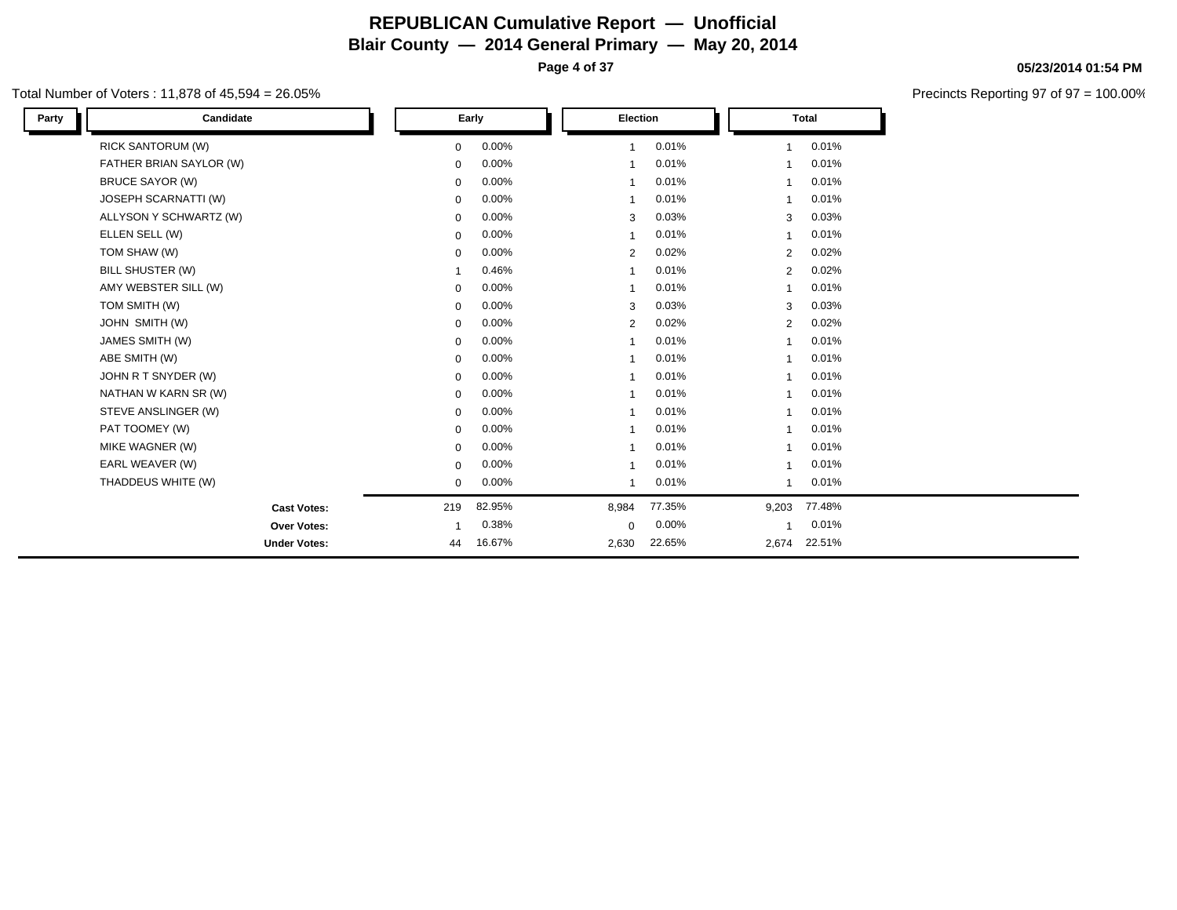# REPUBLICAN Cumulative Report — Unofficial

## Blair County — 2014 General Primary — May 20, 2014

05/23/2014 01:54 PM

Total Number of Voters : 11,878 of 45,594 = 26.05%

Precincts Reporting 97 of 97 = 100.00%

| Party | Candidate | Early | | Election | | Total | |
|---|---|---|---|---|---|---|---|
| | RICK SANTORUM (W) | 0 | 0.00% | 1 | 0.01% | 1 | 0.01% |
| | FATHER BRIAN SAYLOR (W) | 0 | 0.00% | 1 | 0.01% | 1 | 0.01% |
| | BRUCE SAYOR (W) | 0 | 0.00% | 1 | 0.01% | 1 | 0.01% |
| | JOSEPH SCARNATTI (W) | 0 | 0.00% | 1 | 0.01% | 1 | 0.01% |
| | ALLYSON Y SCHWARTZ (W) | 0 | 0.00% | 3 | 0.03% | 3 | 0.03% |
| | ELLEN SELL (W) | 0 | 0.00% | 1 | 0.01% | 1 | 0.01% |
| | TOM SHAW (W) | 0 | 0.00% | 2 | 0.02% | 2 | 0.02% |
| | BILL SHUSTER (W) | 1 | 0.46% | 1 | 0.01% | 2 | 0.02% |
| | AMY WEBSTER SILL (W) | 0 | 0.00% | 1 | 0.01% | 1 | 0.01% |
| | TOM SMITH (W) | 0 | 0.00% | 3 | 0.03% | 3 | 0.03% |
| | JOHN SMITH (W) | 0 | 0.00% | 2 | 0.02% | 2 | 0.02% |
| | JAMES SMITH (W) | 0 | 0.00% | 1 | 0.01% | 1 | 0.01% |
| | ABE SMITH (W) | 0 | 0.00% | 1 | 0.01% | 1 | 0.01% |
| | JOHN R T SNYDER (W) | 0 | 0.00% | 1 | 0.01% | 1 | 0.01% |
| | NATHAN W KARN SR (W) | 0 | 0.00% | 1 | 0.01% | 1 | 0.01% |
| | STEVE ANSLINGER (W) | 0 | 0.00% | 1 | 0.01% | 1 | 0.01% |
| | PAT TOOMEY (W) | 0 | 0.00% | 1 | 0.01% | 1 | 0.01% |
| | MIKE WAGNER (W) | 0 | 0.00% | 1 | 0.01% | 1 | 0.01% |
| | EARL WEAVER (W) | 0 | 0.00% | 1 | 0.01% | 1 | 0.01% |
| | THADDEUS WHITE (W) | 0 | 0.00% | 1 | 0.01% | 1 | 0.01% |
| | **Cast Votes:** | 219 | 82.95% | 8,984 | 77.35% | 9,203 | 77.48% |
| | **Over Votes:** | 1 | 0.38% | 0 | 0.00% | 1 | 0.01% |
| | **Under Votes:** | 44 | 16.67% | 2,630 | 22.65% | 2,674 | 22.51% |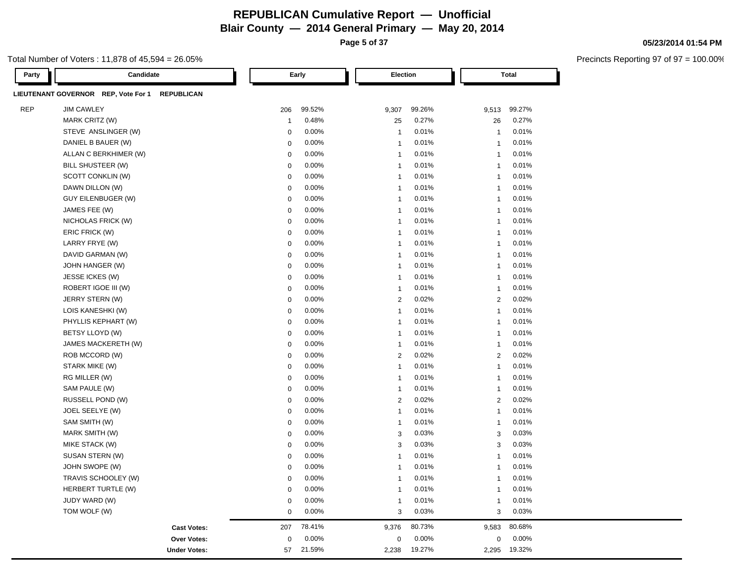# REPUBLICAN Cumulative Report — Unofficial

## Blair County — 2014 General Primary — May 20, 2014

05/23/2014 01:54 PM

Total Number of Voters : 11,878 of 45,594 = 26.05%

Precincts Reporting 97 of 97 = 100.00%

**LIEUTENANT GOVERNOR REP, Vote For 1 REPUBLICAN**

| Party | Candidate | Early | | Election | | Total | |
|---|---|---|---|---|---|---|---|
| REP | JIM CAWLEY | 206 | 99.52% | 9,307 | 99.26% | 9,513 | 99.27% |
| | MARK CRITZ (W) | 1 | 0.48% | 25 | 0.27% | 26 | 0.27% |
| | STEVE ANSLINGER (W) | 0 | 0.00% | 1 | 0.01% | 1 | 0.01% |
| | DANIEL B BAUER (W) | 0 | 0.00% | 1 | 0.01% | 1 | 0.01% |
| | ALLAN C BERKHIMER (W) | 0 | 0.00% | 1 | 0.01% | 1 | 0.01% |
| | BILL SHUSTEER (W) | 0 | 0.00% | 1 | 0.01% | 1 | 0.01% |
| | SCOTT CONKLIN (W) | 0 | 0.00% | 1 | 0.01% | 1 | 0.01% |
| | DAWN DILLON (W) | 0 | 0.00% | 1 | 0.01% | 1 | 0.01% |
| | GUY EILENBUGER (W) | 0 | 0.00% | 1 | 0.01% | 1 | 0.01% |
| | JAMES FEE (W) | 0 | 0.00% | 1 | 0.01% | 1 | 0.01% |
| | NICHOLAS FRICK (W) | 0 | 0.00% | 1 | 0.01% | 1 | 0.01% |
| | ERIC FRICK (W) | 0 | 0.00% | 1 | 0.01% | 1 | 0.01% |
| | LARRY FRYE (W) | 0 | 0.00% | 1 | 0.01% | 1 | 0.01% |
| | DAVID GARMAN (W) | 0 | 0.00% | 1 | 0.01% | 1 | 0.01% |
| | JOHN HANGER (W) | 0 | 0.00% | 1 | 0.01% | 1 | 0.01% |
| | JESSE ICKES (W) | 0 | 0.00% | 1 | 0.01% | 1 | 0.01% |
| | ROBERT IGOE III (W) | 0 | 0.00% | 1 | 0.01% | 1 | 0.01% |
| | JERRY STERN (W) | 0 | 0.00% | 2 | 0.02% | 2 | 0.02% |
| | LOIS KANESHKI (W) | 0 | 0.00% | 1 | 0.01% | 1 | 0.01% |
| | PHYLLIS KEPHART (W) | 0 | 0.00% | 1 | 0.01% | 1 | 0.01% |
| | BETSY LLOYD (W) | 0 | 0.00% | 1 | 0.01% | 1 | 0.01% |
| | JAMES MACKERETH (W) | 0 | 0.00% | 1 | 0.01% | 1 | 0.01% |
| | ROB MCCORD (W) | 0 | 0.00% | 2 | 0.02% | 2 | 0.02% |
| | STARK MIKE (W) | 0 | 0.00% | 1 | 0.01% | 1 | 0.01% |
| | RG MILLER (W) | 0 | 0.00% | 1 | 0.01% | 1 | 0.01% |
| | SAM PAULE (W) | 0 | 0.00% | 1 | 0.01% | 1 | 0.01% |
| | RUSSELL POND (W) | 0 | 0.00% | 2 | 0.02% | 2 | 0.02% |
| | JOEL SEELYE (W) | 0 | 0.00% | 1 | 0.01% | 1 | 0.01% |
| | SAM SMITH (W) | 0 | 0.00% | 1 | 0.01% | 1 | 0.01% |
| | MARK SMITH (W) | 0 | 0.00% | 3 | 0.03% | 3 | 0.03% |
| | MIKE STACK (W) | 0 | 0.00% | 3 | 0.03% | 3 | 0.03% |
| | SUSAN STERN (W) | 0 | 0.00% | 1 | 0.01% | 1 | 0.01% |
| | JOHN SWOPE (W) | 0 | 0.00% | 1 | 0.01% | 1 | 0.01% |
| | TRAVIS SCHOOLEY (W) | 0 | 0.00% | 1 | 0.01% | 1 | 0.01% |
| | HERBERT TURTLE (W) | 0 | 0.00% | 1 | 0.01% | 1 | 0.01% |
| | JUDY WARD (W) | 0 | 0.00% | 1 | 0.01% | 1 | 0.01% |
| | TOM WOLF (W) | 0 | 0.00% | 3 | 0.03% | 3 | 0.03% |
| | **Cast Votes:** | 207 | 78.41% | 9,376 | 80.73% | 9,583 | 80.68% |
| | **Over Votes:** | 0 | 0.00% | 0 | 0.00% | 0 | 0.00% |
| | **Under Votes:** | 57 | 21.59% | 2,238 | 19.27% | 2,295 | 19.32% |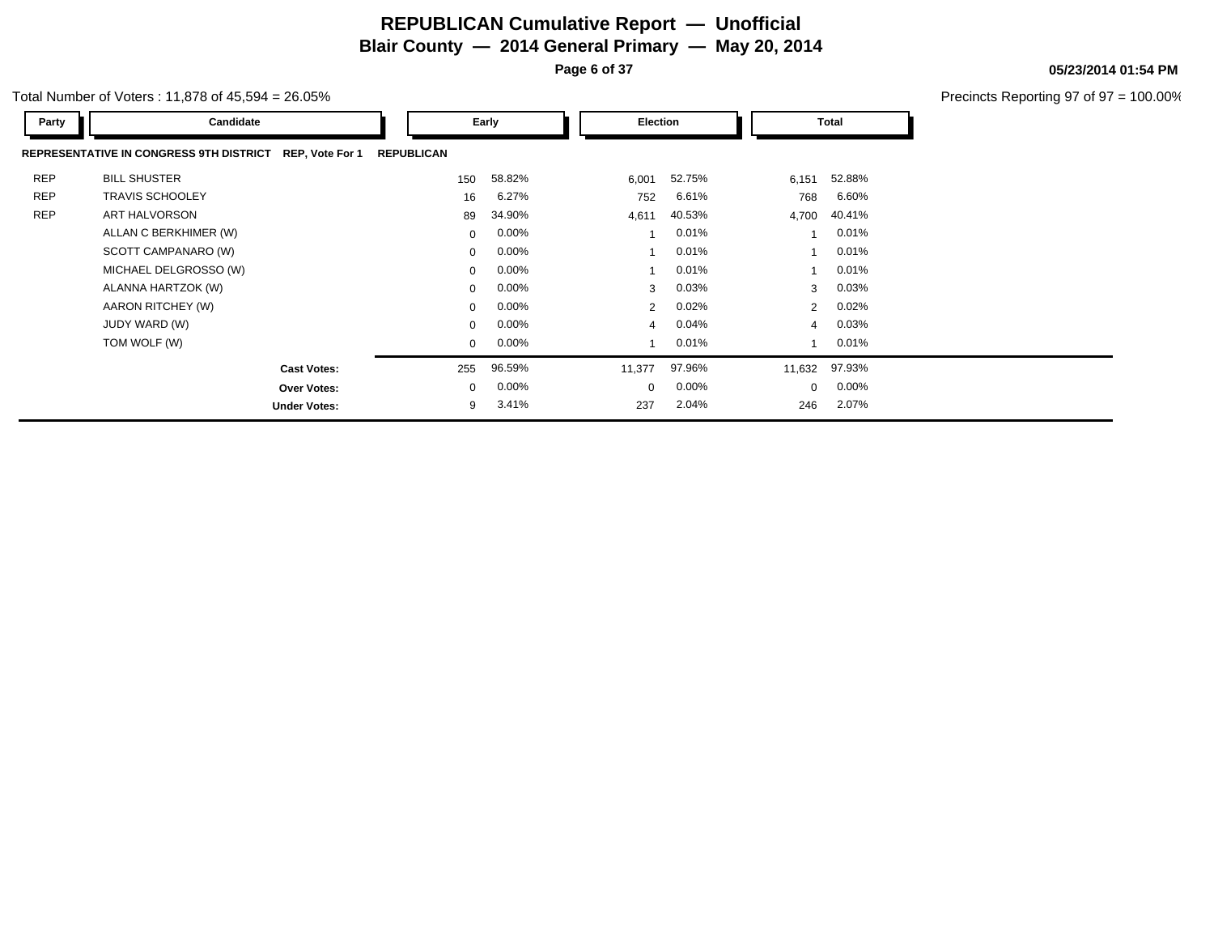# REPUBLICAN Cumulative Report — Unofficial

## Blair County — 2014 General Primary — May 20, 2014

05/23/2014 01:54 PM

Total Number of Voters : 11,878 of 45,594 = 26.05%

Precincts Reporting 97 of 97 = 100.00%

**REPRESENTATIVE IN CONGRESS 9TH DISTRICT** REP, Vote For 1 **REPUBLICAN**

| Party | Candidate | Early | | Election | | Total | |
|---|---|---|---|---|---|---|---|
| REP | BILL SHUSTER | 150 | 58.82% | 6,001 | 52.75% | 6,151 | 52.88% |
| REP | TRAVIS SCHOOLEY | 16 | 6.27% | 752 | 6.61% | 768 | 6.60% |
| REP | ART HALVORSON | 89 | 34.90% | 4,611 | 40.53% | 4,700 | 40.41% |
| | ALLAN C BERKHIMER (W) | 0 | 0.00% | 1 | 0.01% | 1 | 0.01% |
| | SCOTT CAMPANARO (W) | 0 | 0.00% | 1 | 0.01% | 1 | 0.01% |
| | MICHAEL DELGROSSO (W) | 0 | 0.00% | 1 | 0.01% | 1 | 0.01% |
| | ALANNA HARTZOK (W) | 0 | 0.00% | 3 | 0.03% | 3 | 0.03% |
| | AARON RITCHEY (W) | 0 | 0.00% | 2 | 0.02% | 2 | 0.02% |
| | JUDY WARD (W) | 0 | 0.00% | 4 | 0.04% | 4 | 0.03% |
| | TOM WOLF (W) | 0 | 0.00% | 1 | 0.01% | 1 | 0.01% |
| | **Cast Votes:** | 255 | 96.59% | 11,377 | 97.96% | 11,632 | 97.93% |
| | **Over Votes:** | 0 | 0.00% | 0 | 0.00% | 0 | 0.00% |
| | **Under Votes:** | 9 | 3.41% | 237 | 2.04% | 246 | 2.07% |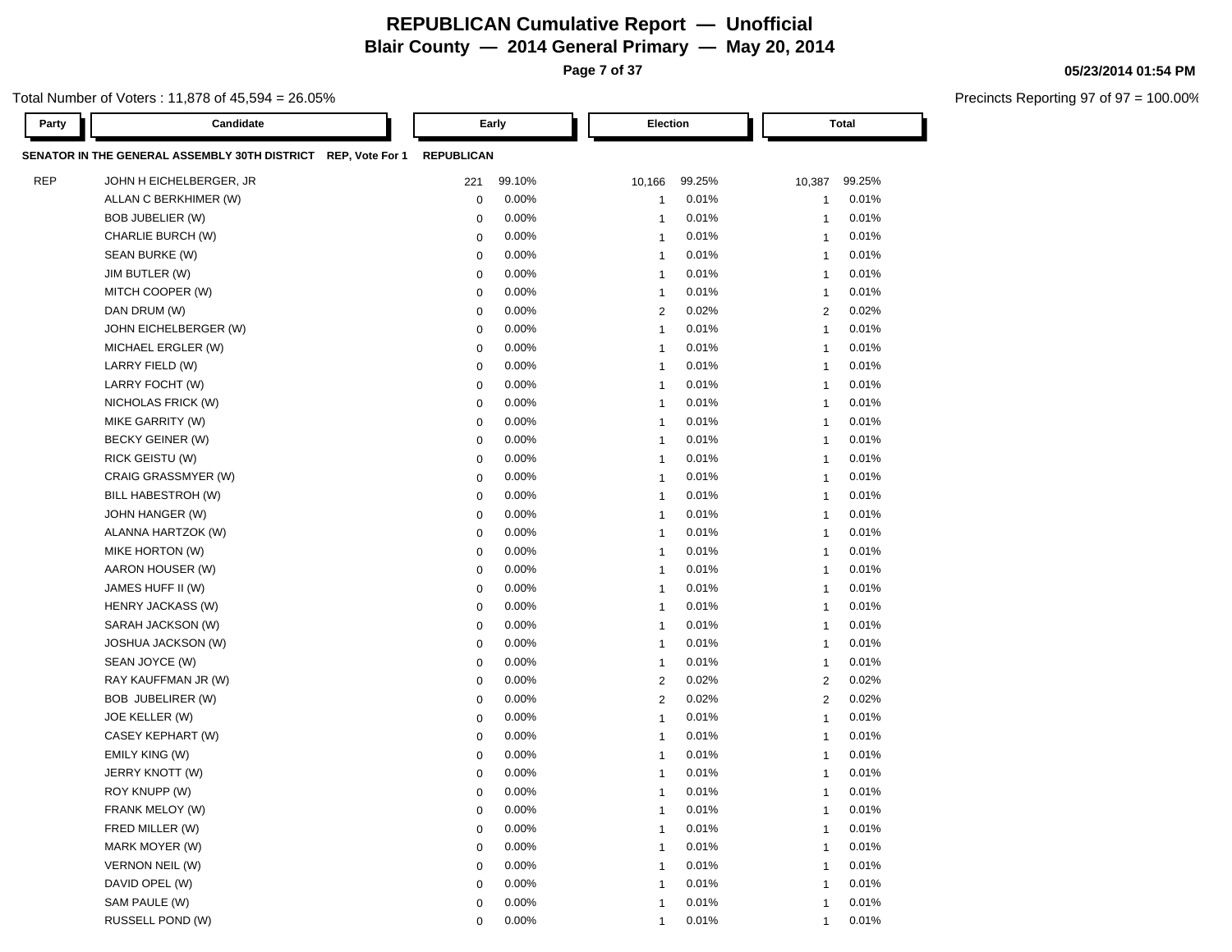# REPUBLICAN Cumulative Report — Unofficial

## Blair County — 2014 General Primary — May 20, 2014

**05/23/2014 01:54 PM**

Total Number of Voters : 11,878 of 45,594 = 26.05%

Precincts Reporting 97 of 97 = 100.00%

| Party | Candidate | Early | | Election | | Total | |
|---|---|---|---|---|---|---|---|
| **SENATOR IN THE GENERAL ASSEMBLY 30TH DISTRICT** | **REP, Vote For 1** | **REPUBLICAN** | | | | | |
| REP | JOHN H EICHELBERGER, JR | 221 | 99.10% | 10,166 | 99.25% | 10,387 | 99.25% |
| | ALLAN C BERKHIMER (W) | 0 | 0.00% | 1 | 0.01% | 1 | 0.01% |
| | BOB JUBELIER (W) | 0 | 0.00% | 1 | 0.01% | 1 | 0.01% |
| | CHARLIE BURCH (W) | 0 | 0.00% | 1 | 0.01% | 1 | 0.01% |
| | SEAN BURKE (W) | 0 | 0.00% | 1 | 0.01% | 1 | 0.01% |
| | JIM BUTLER (W) | 0 | 0.00% | 1 | 0.01% | 1 | 0.01% |
| | MITCH COOPER (W) | 0 | 0.00% | 1 | 0.01% | 1 | 0.01% |
| | DAN DRUM (W) | 0 | 0.00% | 2 | 0.02% | 2 | 0.02% |
| | JOHN EICHELBERGER (W) | 0 | 0.00% | 1 | 0.01% | 1 | 0.01% |
| | MICHAEL ERGLER (W) | 0 | 0.00% | 1 | 0.01% | 1 | 0.01% |
| | LARRY FIELD (W) | 0 | 0.00% | 1 | 0.01% | 1 | 0.01% |
| | LARRY FOCHT (W) | 0 | 0.00% | 1 | 0.01% | 1 | 0.01% |
| | NICHOLAS FRICK (W) | 0 | 0.00% | 1 | 0.01% | 1 | 0.01% |
| | MIKE GARRITY (W) | 0 | 0.00% | 1 | 0.01% | 1 | 0.01% |
| | BECKY GEINER (W) | 0 | 0.00% | 1 | 0.01% | 1 | 0.01% |
| | RICK GEISTU (W) | 0 | 0.00% | 1 | 0.01% | 1 | 0.01% |
| | CRAIG GRASSMYER (W) | 0 | 0.00% | 1 | 0.01% | 1 | 0.01% |
| | BILL HABESTROH (W) | 0 | 0.00% | 1 | 0.01% | 1 | 0.01% |
| | JOHN HANGER (W) | 0 | 0.00% | 1 | 0.01% | 1 | 0.01% |
| | ALANNA HARTZOK (W) | 0 | 0.00% | 1 | 0.01% | 1 | 0.01% |
| | MIKE HORTON (W) | 0 | 0.00% | 1 | 0.01% | 1 | 0.01% |
| | AARON HOUSER (W) | 0 | 0.00% | 1 | 0.01% | 1 | 0.01% |
| | JAMES HUFF II (W) | 0 | 0.00% | 1 | 0.01% | 1 | 0.01% |
| | HENRY JACKASS (W) | 0 | 0.00% | 1 | 0.01% | 1 | 0.01% |
| | SARAH JACKSON (W) | 0 | 0.00% | 1 | 0.01% | 1 | 0.01% |
| | JOSHUA JACKSON (W) | 0 | 0.00% | 1 | 0.01% | 1 | 0.01% |
| | SEAN JOYCE (W) | 0 | 0.00% | 1 | 0.01% | 1 | 0.01% |
| | RAY KAUFFMAN JR (W) | 0 | 0.00% | 2 | 0.02% | 2 | 0.02% |
| | BOB JUBELIRER (W) | 0 | 0.00% | 2 | 0.02% | 2 | 0.02% |
| | JOE KELLER (W) | 0 | 0.00% | 1 | 0.01% | 1 | 0.01% |
| | CASEY KEPHART (W) | 0 | 0.00% | 1 | 0.01% | 1 | 0.01% |
| | EMILY KING (W) | 0 | 0.00% | 1 | 0.01% | 1 | 0.01% |
| | JERRY KNOTT (W) | 0 | 0.00% | 1 | 0.01% | 1 | 0.01% |
| | ROY KNUPP (W) | 0 | 0.00% | 1 | 0.01% | 1 | 0.01% |
| | FRANK MELOY (W) | 0 | 0.00% | 1 | 0.01% | 1 | 0.01% |
| | FRED MILLER (W) | 0 | 0.00% | 1 | 0.01% | 1 | 0.01% |
| | MARK MOYER (W) | 0 | 0.00% | 1 | 0.01% | 1 | 0.01% |
| | VERNON NEIL (W) | 0 | 0.00% | 1 | 0.01% | 1 | 0.01% |
| | DAVID OPEL (W) | 0 | 0.00% | 1 | 0.01% | 1 | 0.01% |
| | SAM PAULE (W) | 0 | 0.00% | 1 | 0.01% | 1 | 0.01% |
| | RUSSELL POND (W) | 0 | 0.00% | 1 | 0.01% | 1 | 0.01% |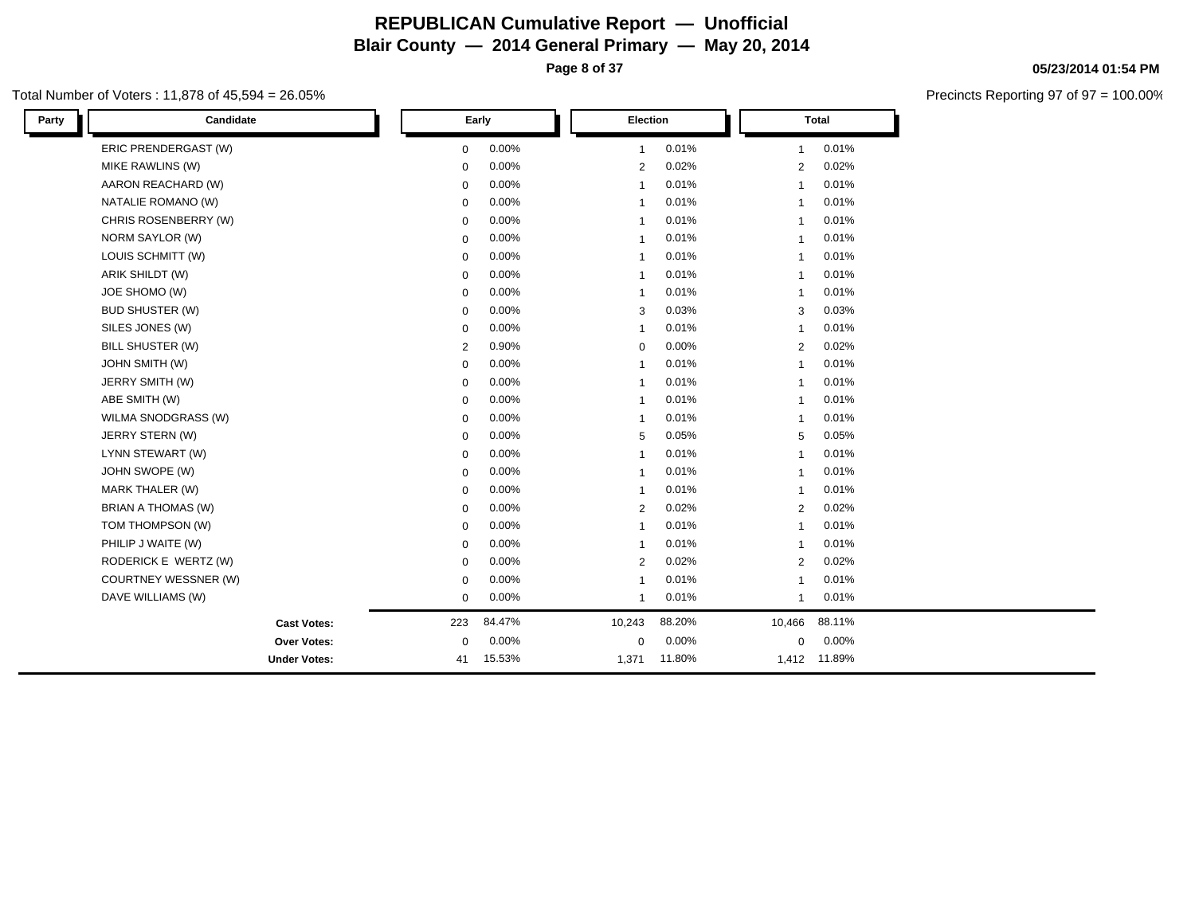# REPUBLICAN Cumulative Report — Unofficial
## Blair County — 2014 General Primary — May 20, 2014

**05/23/2014 01:54 PM**

Total Number of Voters : 11,878 of 45,594 = 26.05%

Precincts Reporting 97 of 97 = 100.00%

| Party | Candidate | Early | | Election | | Total | |
|---|---|---|---|---|---|---|---|
| | ERIC PRENDERGAST (W) | 0 | 0.00% | 1 | 0.01% | 1 | 0.01% |
| | MIKE RAWLINS (W) | 0 | 0.00% | 2 | 0.02% | 2 | 0.02% |
| | AARON REACHARD (W) | 0 | 0.00% | 1 | 0.01% | 1 | 0.01% |
| | NATALIE ROMANO (W) | 0 | 0.00% | 1 | 0.01% | 1 | 0.01% |
| | CHRIS ROSENBERRY (W) | 0 | 0.00% | 1 | 0.01% | 1 | 0.01% |
| | NORM SAYLOR (W) | 0 | 0.00% | 1 | 0.01% | 1 | 0.01% |
| | LOUIS SCHMITT (W) | 0 | 0.00% | 1 | 0.01% | 1 | 0.01% |
| | ARIK SHILDT (W) | 0 | 0.00% | 1 | 0.01% | 1 | 0.01% |
| | JOE SHOMO (W) | 0 | 0.00% | 1 | 0.01% | 1 | 0.01% |
| | BUD SHUSTER (W) | 0 | 0.00% | 3 | 0.03% | 3 | 0.03% |
| | SILES JONES (W) | 0 | 0.00% | 1 | 0.01% | 1 | 0.01% |
| | BILL SHUSTER (W) | 2 | 0.90% | 0 | 0.00% | 2 | 0.02% |
| | JOHN SMITH (W) | 0 | 0.00% | 1 | 0.01% | 1 | 0.01% |
| | JERRY SMITH (W) | 0 | 0.00% | 1 | 0.01% | 1 | 0.01% |
| | ABE SMITH (W) | 0 | 0.00% | 1 | 0.01% | 1 | 0.01% |
| | WILMA SNODGRASS (W) | 0 | 0.00% | 1 | 0.01% | 1 | 0.01% |
| | JERRY STERN (W) | 0 | 0.00% | 5 | 0.05% | 5 | 0.05% |
| | LYNN STEWART (W) | 0 | 0.00% | 1 | 0.01% | 1 | 0.01% |
| | JOHN SWOPE (W) | 0 | 0.00% | 1 | 0.01% | 1 | 0.01% |
| | MARK THALER (W) | 0 | 0.00% | 1 | 0.01% | 1 | 0.01% |
| | BRIAN A THOMAS (W) | 0 | 0.00% | 2 | 0.02% | 2 | 0.02% |
| | TOM THOMPSON (W) | 0 | 0.00% | 1 | 0.01% | 1 | 0.01% |
| | PHILIP J WAITE (W) | 0 | 0.00% | 1 | 0.01% | 1 | 0.01% |
| | RODERICK E WERTZ (W) | 0 | 0.00% | 2 | 0.02% | 2 | 0.02% |
| | COURTNEY WESSNER (W) | 0 | 0.00% | 1 | 0.01% | 1 | 0.01% |
| | DAVE WILLIAMS (W) | 0 | 0.00% | 1 | 0.01% | 1 | 0.01% |
| | **Cast Votes:** | 223 | 84.47% | 10,243 | 88.20% | 10,466 | 88.11% |
| | **Over Votes:** | 0 | 0.00% | 0 | 0.00% | 0 | 0.00% |
| | **Under Votes:** | 41 | 15.53% | 1,371 | 11.80% | 1,412 | 11.89% |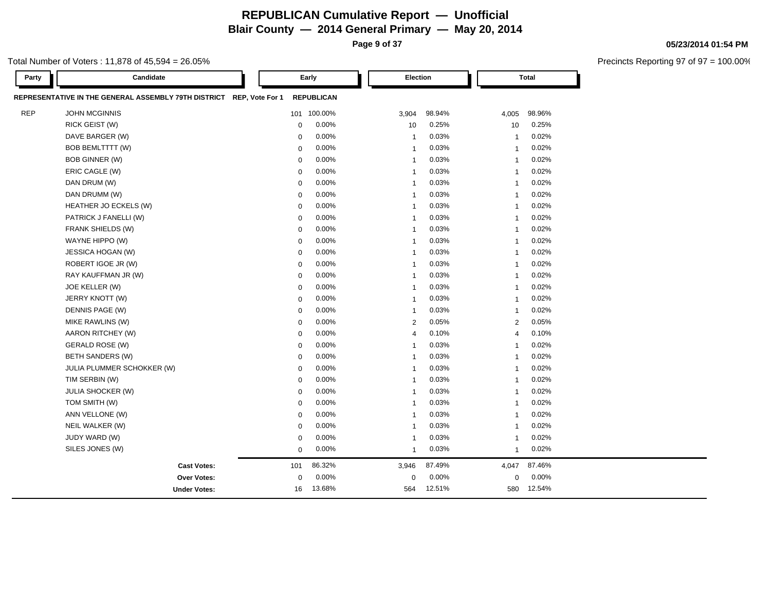# REPUBLICAN Cumulative Report — Unofficial

## Blair County — 2014 General Primary — May 20, 2014

05/23/2014 01:54 PM

Total Number of Voters : 11,878 of 45,594 = 26.05%

Precincts Reporting 97 of 97 = 100.00%

| Party | Candidate | Early | | Election | | Total | |
|---|---|---|---|---|---|---|---|
| **REPRESENTATIVE IN THE GENERAL ASSEMBLY 79TH DISTRICT** | **REP, Vote For 1** | **REPUBLICAN** | | | | | |
| REP | JOHN MCGINNIS | 101 | 100.00% | 3,904 | 98.94% | 4,005 | 98.96% |
| | RICK GEIST (W) | 0 | 0.00% | 10 | 0.25% | 10 | 0.25% |
| | DAVE BARGER (W) | 0 | 0.00% | 1 | 0.03% | 1 | 0.02% |
| | BOB BEMLTTTT (W) | 0 | 0.00% | 1 | 0.03% | 1 | 0.02% |
| | BOB GINNER (W) | 0 | 0.00% | 1 | 0.03% | 1 | 0.02% |
| | ERIC CAGLE (W) | 0 | 0.00% | 1 | 0.03% | 1 | 0.02% |
| | DAN DRUM (W) | 0 | 0.00% | 1 | 0.03% | 1 | 0.02% |
| | DAN DRUMM (W) | 0 | 0.00% | 1 | 0.03% | 1 | 0.02% |
| | HEATHER JO ECKELS (W) | 0 | 0.00% | 1 | 0.03% | 1 | 0.02% |
| | PATRICK J FANELLI (W) | 0 | 0.00% | 1 | 0.03% | 1 | 0.02% |
| | FRANK SHIELDS (W) | 0 | 0.00% | 1 | 0.03% | 1 | 0.02% |
| | WAYNE HIPPO (W) | 0 | 0.00% | 1 | 0.03% | 1 | 0.02% |
| | JESSICA HOGAN (W) | 0 | 0.00% | 1 | 0.03% | 1 | 0.02% |
| | ROBERT IGOE JR (W) | 0 | 0.00% | 1 | 0.03% | 1 | 0.02% |
| | RAY KAUFFMAN JR (W) | 0 | 0.00% | 1 | 0.03% | 1 | 0.02% |
| | JOE KELLER (W) | 0 | 0.00% | 1 | 0.03% | 1 | 0.02% |
| | JERRY KNOTT (W) | 0 | 0.00% | 1 | 0.03% | 1 | 0.02% |
| | DENNIS PAGE (W) | 0 | 0.00% | 1 | 0.03% | 1 | 0.02% |
| | MIKE RAWLINS (W) | 0 | 0.00% | 2 | 0.05% | 2 | 0.05% |
| | AARON RITCHEY (W) | 0 | 0.00% | 4 | 0.10% | 4 | 0.10% |
| | GERALD ROSE (W) | 0 | 0.00% | 1 | 0.03% | 1 | 0.02% |
| | BETH SANDERS (W) | 0 | 0.00% | 1 | 0.03% | 1 | 0.02% |
| | JULIA PLUMMER SCHOKKER (W) | 0 | 0.00% | 1 | 0.03% | 1 | 0.02% |
| | TIM SERBIN (W) | 0 | 0.00% | 1 | 0.03% | 1 | 0.02% |
| | JULIA SHOCKER (W) | 0 | 0.00% | 1 | 0.03% | 1 | 0.02% |
| | TOM SMITH (W) | 0 | 0.00% | 1 | 0.03% | 1 | 0.02% |
| | ANN VELLONE (W) | 0 | 0.00% | 1 | 0.03% | 1 | 0.02% |
| | NEIL WALKER (W) | 0 | 0.00% | 1 | 0.03% | 1 | 0.02% |
| | JUDY WARD (W) | 0 | 0.00% | 1 | 0.03% | 1 | 0.02% |
| | SILES JONES (W) | 0 | 0.00% | 1 | 0.03% | 1 | 0.02% |
| | **Cast Votes:** | 101 | 86.32% | 3,946 | 87.49% | 4,047 | 87.46% |
| | **Over Votes:** | 0 | 0.00% | 0 | 0.00% | 0 | 0.00% |
| | **Under Votes:** | 16 | 13.68% | 564 | 12.51% | 580 | 12.54% |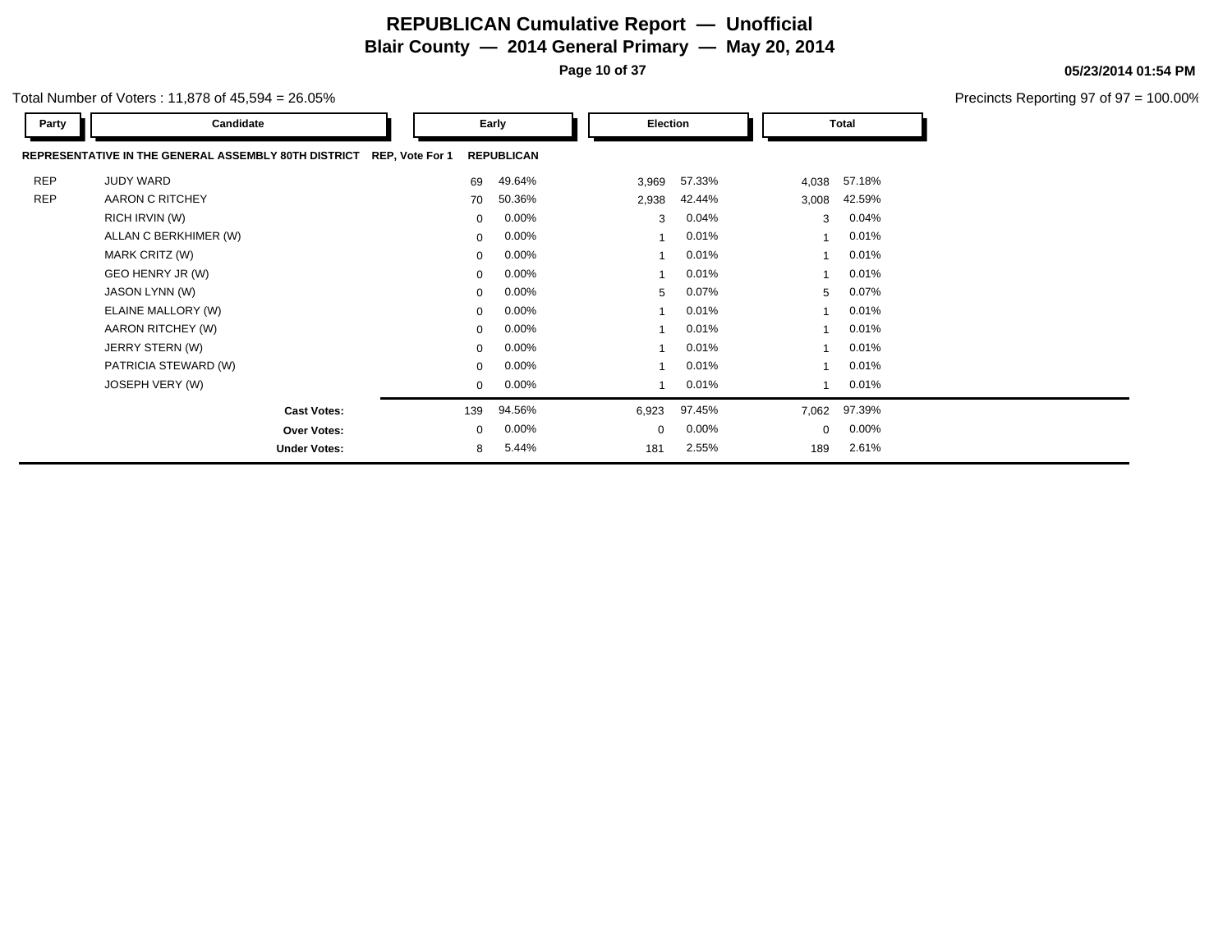# REPUBLICAN Cumulative Report — Unofficial

## Blair County — 2014 General Primary — May 20, 2014

05/23/2014 01:54 PM

Total Number of Voters : 11,878 of 45,594 = 26.05%

Precincts Reporting 97 of 97 = 100.00%

| Party | Candidate | Early | | Election | | Total | |
|---|---|---|---|---|---|---|---|
| **REPRESENTATIVE IN THE GENERAL ASSEMBLY 80TH DISTRICT** | **REP, Vote For 1** | **REPUBLICAN** | | | | | |
| REP | JUDY WARD | 69 | 49.64% | 3,969 | 57.33% | 4,038 | 57.18% |
| REP | AARON C RITCHEY | 70 | 50.36% | 2,938 | 42.44% | 3,008 | 42.59% |
| | RICH IRVIN (W) | 0 | 0.00% | 3 | 0.04% | 3 | 0.04% |
| | ALLAN C BERKHIMER (W) | 0 | 0.00% | 1 | 0.01% | 1 | 0.01% |
| | MARK CRITZ (W) | 0 | 0.00% | 1 | 0.01% | 1 | 0.01% |
| | GEO HENRY JR (W) | 0 | 0.00% | 1 | 0.01% | 1 | 0.01% |
| | JASON LYNN (W) | 0 | 0.00% | 5 | 0.07% | 5 | 0.07% |
| | ELAINE MALLORY (W) | 0 | 0.00% | 1 | 0.01% | 1 | 0.01% |
| | AARON RITCHEY (W) | 0 | 0.00% | 1 | 0.01% | 1 | 0.01% |
| | JERRY STERN (W) | 0 | 0.00% | 1 | 0.01% | 1 | 0.01% |
| | PATRICIA STEWARD (W) | 0 | 0.00% | 1 | 0.01% | 1 | 0.01% |
| | JOSEPH VERY (W) | 0 | 0.00% | 1 | 0.01% | 1 | 0.01% |
| | **Cast Votes:** | 139 | 94.56% | 6,923 | 97.45% | 7,062 | 97.39% |
| | **Over Votes:** | 0 | 0.00% | 0 | 0.00% | 0 | 0.00% |
| | **Under Votes:** | 8 | 5.44% | 181 | 2.55% | 189 | 2.61% |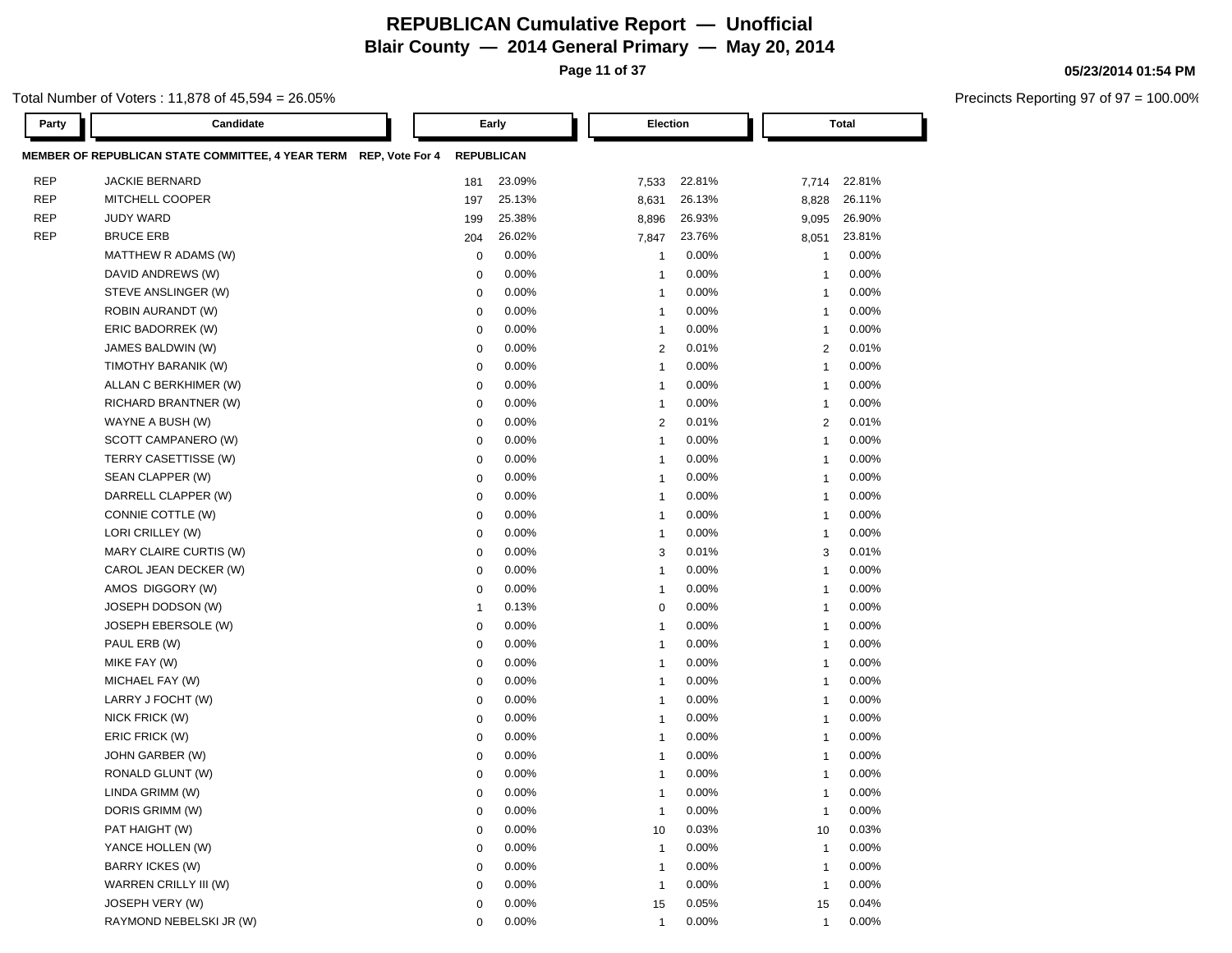# REPUBLICAN Cumulative Report — Unofficial

## Blair County — 2014 General Primary — May 20, 2014

05/23/2014 01:54 PM

Total Number of Voters : 11,878 of 45,594 = 26.05%

Precincts Reporting 97 of 97 = 100.00%

| Party | Candidate | Early | | Election | | Total | |
|---|---|---|---|---|---|---|---|
| **MEMBER OF REPUBLICAN STATE COMMITTEE, 4 YEAR TERM** | **REP, Vote For 4** | **REPUBLICAN** | | | | | |
| REP | JACKIE BERNARD | 181 | 23.09% | 7,533 | 22.81% | 7,714 | 22.81% |
| REP | MITCHELL COOPER | 197 | 25.13% | 8,631 | 26.13% | 8,828 | 26.11% |
| REP | JUDY WARD | 199 | 25.38% | 8,896 | 26.93% | 9,095 | 26.90% |
| REP | BRUCE ERB | 204 | 26.02% | 7,847 | 23.76% | 8,051 | 23.81% |
| | MATTHEW R ADAMS (W) | 0 | 0.00% | 1 | 0.00% | 1 | 0.00% |
| | DAVID ANDREWS (W) | 0 | 0.00% | 1 | 0.00% | 1 | 0.00% |
| | STEVE ANSLINGER (W) | 0 | 0.00% | 1 | 0.00% | 1 | 0.00% |
| | ROBIN AURANDT (W) | 0 | 0.00% | 1 | 0.00% | 1 | 0.00% |
| | ERIC BADORREK (W) | 0 | 0.00% | 1 | 0.00% | 1 | 0.00% |
| | JAMES BALDWIN (W) | 0 | 0.00% | 2 | 0.01% | 2 | 0.01% |
| | TIMOTHY BARANIK (W) | 0 | 0.00% | 1 | 0.00% | 1 | 0.00% |
| | ALLAN C BERKHIMER (W) | 0 | 0.00% | 1 | 0.00% | 1 | 0.00% |
| | RICHARD BRANTNER (W) | 0 | 0.00% | 1 | 0.00% | 1 | 0.00% |
| | WAYNE A BUSH (W) | 0 | 0.00% | 2 | 0.01% | 2 | 0.01% |
| | SCOTT CAMPANERO (W) | 0 | 0.00% | 1 | 0.00% | 1 | 0.00% |
| | TERRY CASETTISSE (W) | 0 | 0.00% | 1 | 0.00% | 1 | 0.00% |
| | SEAN CLAPPER (W) | 0 | 0.00% | 1 | 0.00% | 1 | 0.00% |
| | DARRELL CLAPPER (W) | 0 | 0.00% | 1 | 0.00% | 1 | 0.00% |
| | CONNIE COTTLE (W) | 0 | 0.00% | 1 | 0.00% | 1 | 0.00% |
| | LORI CRILLEY (W) | 0 | 0.00% | 1 | 0.00% | 1 | 0.00% |
| | MARY CLAIRE CURTIS (W) | 0 | 0.00% | 3 | 0.01% | 3 | 0.01% |
| | CAROL JEAN DECKER (W) | 0 | 0.00% | 1 | 0.00% | 1 | 0.00% |
| | AMOS DIGGORY (W) | 0 | 0.00% | 1 | 0.00% | 1 | 0.00% |
| | JOSEPH DODSON (W) | 1 | 0.13% | 0 | 0.00% | 1 | 0.00% |
| | JOSEPH EBERSOLE (W) | 0 | 0.00% | 1 | 0.00% | 1 | 0.00% |
| | PAUL ERB (W) | 0 | 0.00% | 1 | 0.00% | 1 | 0.00% |
| | MIKE FAY (W) | 0 | 0.00% | 1 | 0.00% | 1 | 0.00% |
| | MICHAEL FAY (W) | 0 | 0.00% | 1 | 0.00% | 1 | 0.00% |
| | LARRY J FOCHT (W) | 0 | 0.00% | 1 | 0.00% | 1 | 0.00% |
| | NICK FRICK (W) | 0 | 0.00% | 1 | 0.00% | 1 | 0.00% |
| | ERIC FRICK (W) | 0 | 0.00% | 1 | 0.00% | 1 | 0.00% |
| | JOHN GARBER (W) | 0 | 0.00% | 1 | 0.00% | 1 | 0.00% |
| | RONALD GLUNT (W) | 0 | 0.00% | 1 | 0.00% | 1 | 0.00% |
| | LINDA GRIMM (W) | 0 | 0.00% | 1 | 0.00% | 1 | 0.00% |
| | DORIS GRIMM (W) | 0 | 0.00% | 1 | 0.00% | 1 | 0.00% |
| | PAT HAIGHT (W) | 0 | 0.00% | 10 | 0.03% | 10 | 0.03% |
| | YANCE HOLLEN (W) | 0 | 0.00% | 1 | 0.00% | 1 | 0.00% |
| | BARRY ICKES (W) | 0 | 0.00% | 1 | 0.00% | 1 | 0.00% |
| | WARREN CRILLY III (W) | 0 | 0.00% | 1 | 0.00% | 1 | 0.00% |
| | JOSEPH VERY (W) | 0 | 0.00% | 15 | 0.05% | 15 | 0.04% |
| | RAYMOND NEBELSKI JR (W) | 0 | 0.00% | 1 | 0.00% | 1 | 0.00% |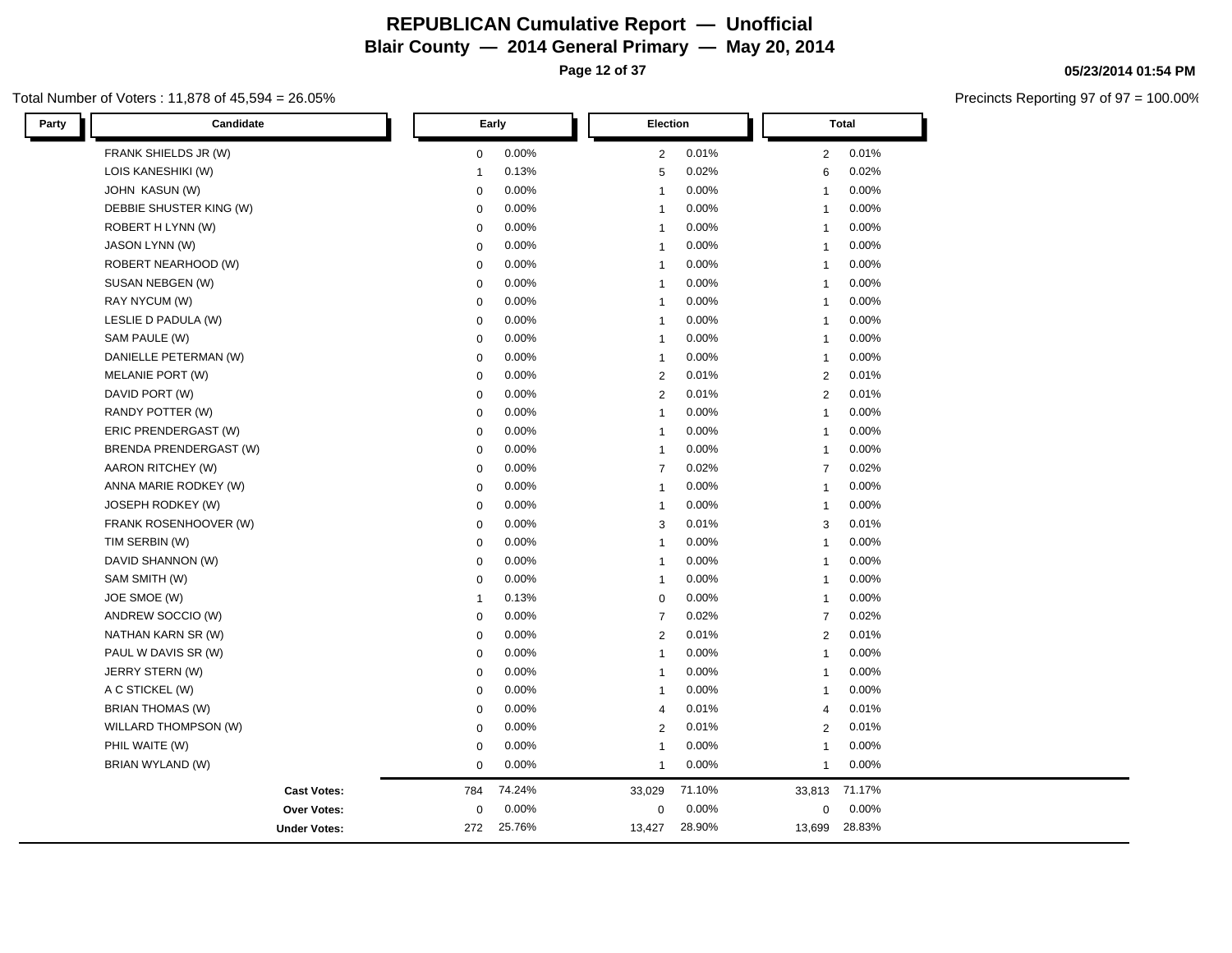# REPUBLICAN Cumulative Report — Unofficial

## Blair County — 2014 General Primary — May 20, 2014

05/23/2014 01:54 PM

Total Number of Voters : 11,878 of 45,594 = 26.05%

Precincts Reporting 97 of 97 = 100.00%

| Party | Candidate | Early | | Election | | Total | |
|---|---|---|---|---|---|---|---|
| | FRANK SHIELDS JR (W) | 0 | 0.00% | 2 | 0.01% | 2 | 0.01% |
| | LOIS KANESHIKI (W) | 1 | 0.13% | 5 | 0.02% | 6 | 0.02% |
| | JOHN KASUN (W) | 0 | 0.00% | 1 | 0.00% | 1 | 0.00% |
| | DEBBIE SHUSTER KING (W) | 0 | 0.00% | 1 | 0.00% | 1 | 0.00% |
| | ROBERT H LYNN (W) | 0 | 0.00% | 1 | 0.00% | 1 | 0.00% |
| | JASON LYNN (W) | 0 | 0.00% | 1 | 0.00% | 1 | 0.00% |
| | ROBERT NEARHOOD (W) | 0 | 0.00% | 1 | 0.00% | 1 | 0.00% |
| | SUSAN NEBGEN (W) | 0 | 0.00% | 1 | 0.00% | 1 | 0.00% |
| | RAY NYCUM (W) | 0 | 0.00% | 1 | 0.00% | 1 | 0.00% |
| | LESLIE D PADULA (W) | 0 | 0.00% | 1 | 0.00% | 1 | 0.00% |
| | SAM PAULE (W) | 0 | 0.00% | 1 | 0.00% | 1 | 0.00% |
| | DANIELLE PETERMAN (W) | 0 | 0.00% | 1 | 0.00% | 1 | 0.00% |
| | MELANIE PORT (W) | 0 | 0.00% | 2 | 0.01% | 2 | 0.01% |
| | DAVID PORT (W) | 0 | 0.00% | 2 | 0.01% | 2 | 0.01% |
| | RANDY POTTER (W) | 0 | 0.00% | 1 | 0.00% | 1 | 0.00% |
| | ERIC PRENDERGAST (W) | 0 | 0.00% | 1 | 0.00% | 1 | 0.00% |
| | BRENDA PRENDERGAST (W) | 0 | 0.00% | 1 | 0.00% | 1 | 0.00% |
| | AARON RITCHEY (W) | 0 | 0.00% | 7 | 0.02% | 7 | 0.02% |
| | ANNA MARIE RODKEY (W) | 0 | 0.00% | 1 | 0.00% | 1 | 0.00% |
| | JOSEPH RODKEY (W) | 0 | 0.00% | 1 | 0.00% | 1 | 0.00% |
| | FRANK ROSENHOOVER (W) | 0 | 0.00% | 3 | 0.01% | 3 | 0.01% |
| | TIM SERBIN (W) | 0 | 0.00% | 1 | 0.00% | 1 | 0.00% |
| | DAVID SHANNON (W) | 0 | 0.00% | 1 | 0.00% | 1 | 0.00% |
| | SAM SMITH (W) | 0 | 0.00% | 1 | 0.00% | 1 | 0.00% |
| | JOE SMOE (W) | 1 | 0.13% | 0 | 0.00% | 1 | 0.00% |
| | ANDREW SOCCIO (W) | 0 | 0.00% | 7 | 0.02% | 7 | 0.02% |
| | NATHAN KARN SR (W) | 0 | 0.00% | 2 | 0.01% | 2 | 0.01% |
| | PAUL W DAVIS SR (W) | 0 | 0.00% | 1 | 0.00% | 1 | 0.00% |
| | JERRY STERN (W) | 0 | 0.00% | 1 | 0.00% | 1 | 0.00% |
| | A C STICKEL (W) | 0 | 0.00% | 1 | 0.00% | 1 | 0.00% |
| | BRIAN THOMAS (W) | 0 | 0.00% | 4 | 0.01% | 4 | 0.01% |
| | WILLARD THOMPSON (W) | 0 | 0.00% | 2 | 0.01% | 2 | 0.01% |
| | PHIL WAITE (W) | 0 | 0.00% | 1 | 0.00% | 1 | 0.00% |
| | BRIAN WYLAND (W) | 0 | 0.00% | 1 | 0.00% | 1 | 0.00% |
| | **Cast Votes:** | 784 | 74.24% | 33,029 | 71.10% | 33,813 | 71.17% |
| | **Over Votes:** | 0 | 0.00% | 0 | 0.00% | 0 | 0.00% |
| | **Under Votes:** | 272 | 25.76% | 13,427 | 28.90% | 13,699 | 28.83% |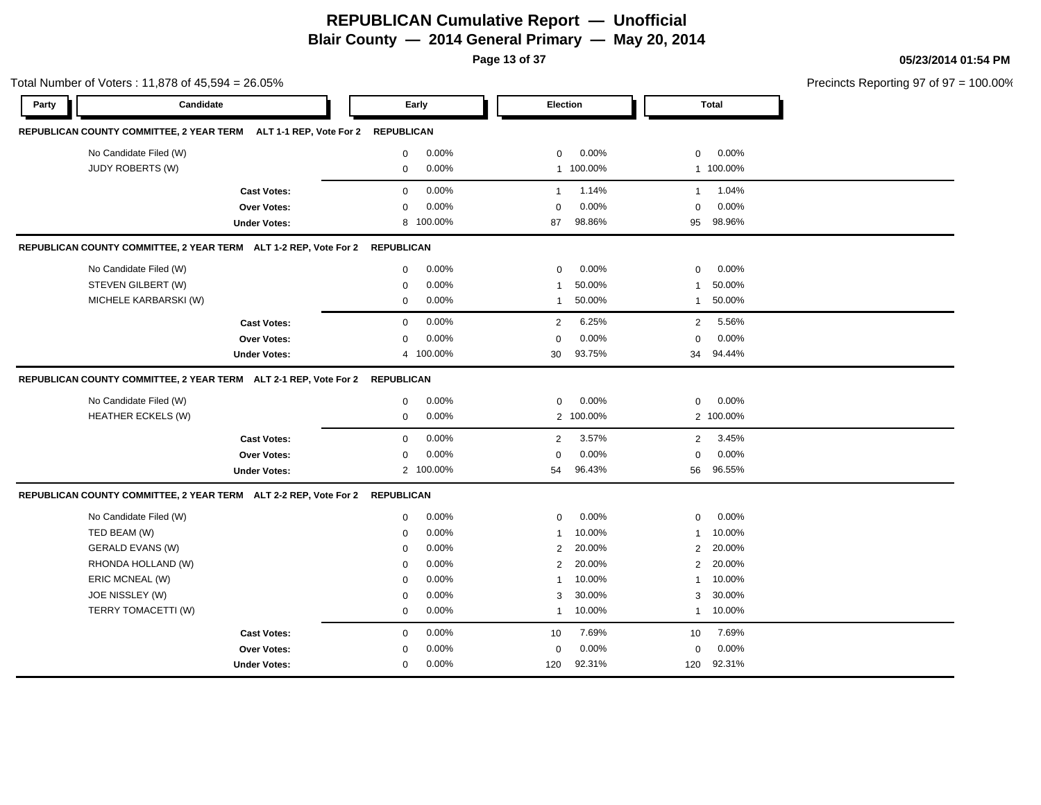# REPUBLICAN Cumulative Report — Unofficial

## Blair County — 2014 General Primary — May 20, 2014

05/23/2014 01:54 PM

Total Number of Voters : 11,878 of 45,594 = 26.05%

Precincts Reporting 97 of 97 = 100.00%

### REPUBLICAN COUNTY COMMITTEE, 2 YEAR TERM ALT 1-1 REP, Vote For 2 — REPUBLICAN

| Party | Candidate | Early | | Election | | Total | |
|---|---|---|---|---|---|---|---|
| | No Candidate Filed (W) | 0 | 0.00% | 0 | 0.00% | 0 | 0.00% |
| | JUDY ROBERTS (W) | 0 | 0.00% | 1 | 100.00% | 1 | 100.00% |
| | **Cast Votes:** | 0 | 0.00% | 1 | 1.14% | 1 | 1.04% |
| | **Over Votes:** | 0 | 0.00% | 0 | 0.00% | 0 | 0.00% |
| | **Under Votes:** | 8 | 100.00% | 87 | 98.86% | 95 | 98.96% |

### REPUBLICAN COUNTY COMMITTEE, 2 YEAR TERM ALT 1-2 REP, Vote For 2 — REPUBLICAN

| Party | Candidate | Early | | Election | | Total | |
|---|---|---|---|---|---|---|---|
| | No Candidate Filed (W) | 0 | 0.00% | 0 | 0.00% | 0 | 0.00% |
| | STEVEN GILBERT (W) | 0 | 0.00% | 1 | 50.00% | 1 | 50.00% |
| | MICHELE KARBARSKI (W) | 0 | 0.00% | 1 | 50.00% | 1 | 50.00% |
| | **Cast Votes:** | 0 | 0.00% | 2 | 6.25% | 2 | 5.56% |
| | **Over Votes:** | 0 | 0.00% | 0 | 0.00% | 0 | 0.00% |
| | **Under Votes:** | 4 | 100.00% | 30 | 93.75% | 34 | 94.44% |

### REPUBLICAN COUNTY COMMITTEE, 2 YEAR TERM ALT 2-1 REP, Vote For 2 — REPUBLICAN

| Party | Candidate | Early | | Election | | Total | |
|---|---|---|---|---|---|---|---|
| | No Candidate Filed (W) | 0 | 0.00% | 0 | 0.00% | 0 | 0.00% |
| | HEATHER ECKELS (W) | 0 | 0.00% | 2 | 100.00% | 2 | 100.00% |
| | **Cast Votes:** | 0 | 0.00% | 2 | 3.57% | 2 | 3.45% |
| | **Over Votes:** | 0 | 0.00% | 0 | 0.00% | 0 | 0.00% |
| | **Under Votes:** | 2 | 100.00% | 54 | 96.43% | 56 | 96.55% |

### REPUBLICAN COUNTY COMMITTEE, 2 YEAR TERM ALT 2-2 REP, Vote For 2 — REPUBLICAN

| Party | Candidate | Early | | Election | | Total | |
|---|---|---|---|---|---|---|---|
| | No Candidate Filed (W) | 0 | 0.00% | 0 | 0.00% | 0 | 0.00% |
| | TED BEAM (W) | 0 | 0.00% | 1 | 10.00% | 1 | 10.00% |
| | GERALD EVANS (W) | 0 | 0.00% | 2 | 20.00% | 2 | 20.00% |
| | RHONDA HOLLAND (W) | 0 | 0.00% | 2 | 20.00% | 2 | 20.00% |
| | ERIC MCNEAL (W) | 0 | 0.00% | 1 | 10.00% | 1 | 10.00% |
| | JOE NISSLEY (W) | 0 | 0.00% | 3 | 30.00% | 3 | 30.00% |
| | TERRY TOMACETTI (W) | 0 | 0.00% | 1 | 10.00% | 1 | 10.00% |
| | **Cast Votes:** | 0 | 0.00% | 10 | 7.69% | 10 | 7.69% |
| | **Over Votes:** | 0 | 0.00% | 0 | 0.00% | 0 | 0.00% |
| | **Under Votes:** | 0 | 0.00% | 120 | 92.31% | 120 | 92.31% |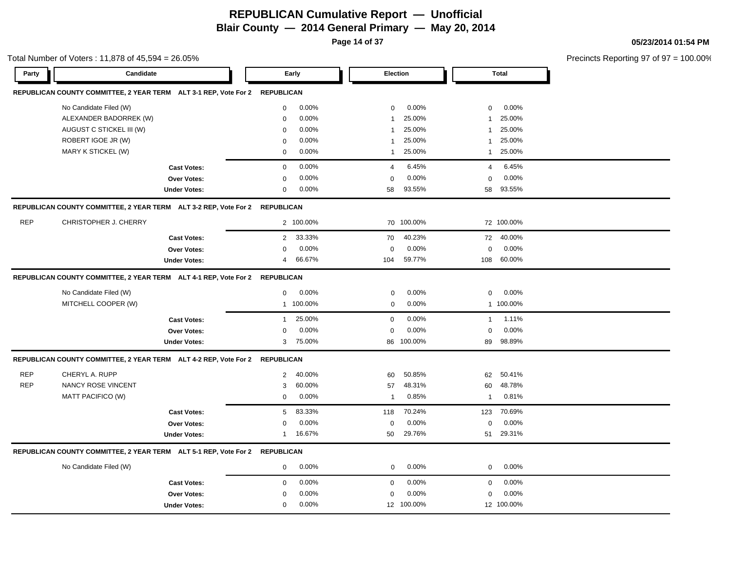# REPUBLICAN Cumulative Report — Unofficial

## Blair County — 2014 General Primary — May 20, 2014

05/23/2014 01:54 PM

Total Number of Voters : 11,878 of 45,594 = 26.05%

Precincts Reporting 97 of 97 = 100.00%

| Party | Candidate | Early | | Election | | Total | |
|---|---|---|---|---|---|---|---|
| **REPUBLICAN COUNTY COMMITTEE, 2 YEAR TERM ALT 3-1 REP, Vote For 2** | | **REPUBLICAN** | | | | | |
| | No Candidate Filed (W) | 0 | 0.00% | 0 | 0.00% | 0 | 0.00% |
| | ALEXANDER BADORREK (W) | 0 | 0.00% | 1 | 25.00% | 1 | 25.00% |
| | AUGUST C STICKEL III (W) | 0 | 0.00% | 1 | 25.00% | 1 | 25.00% |
| | ROBERT IGOE JR (W) | 0 | 0.00% | 1 | 25.00% | 1 | 25.00% |
| | MARY K STICKEL (W) | 0 | 0.00% | 1 | 25.00% | 1 | 25.00% |
| | **Cast Votes:** | 0 | 0.00% | 4 | 6.45% | 4 | 6.45% |
| | **Over Votes:** | 0 | 0.00% | 0 | 0.00% | 0 | 0.00% |
| | **Under Votes:** | 0 | 0.00% | 58 | 93.55% | 58 | 93.55% |
| **REPUBLICAN COUNTY COMMITTEE, 2 YEAR TERM ALT 3-2 REP, Vote For 2** | | **REPUBLICAN** | | | | | |
| REP | CHRISTOPHER J. CHERRY | 2 | 100.00% | 70 | 100.00% | 72 | 100.00% |
| | **Cast Votes:** | 2 | 33.33% | 70 | 40.23% | 72 | 40.00% |
| | **Over Votes:** | 0 | 0.00% | 0 | 0.00% | 0 | 0.00% |
| | **Under Votes:** | 4 | 66.67% | 104 | 59.77% | 108 | 60.00% |
| **REPUBLICAN COUNTY COMMITTEE, 2 YEAR TERM ALT 4-1 REP, Vote For 2** | | **REPUBLICAN** | | | | | |
| | No Candidate Filed (W) | 0 | 0.00% | 0 | 0.00% | 0 | 0.00% |
| | MITCHELL COOPER (W) | 1 | 100.00% | 0 | 0.00% | 1 | 100.00% |
| | **Cast Votes:** | 1 | 25.00% | 0 | 0.00% | 1 | 1.11% |
| | **Over Votes:** | 0 | 0.00% | 0 | 0.00% | 0 | 0.00% |
| | **Under Votes:** | 3 | 75.00% | 86 | 100.00% | 89 | 98.89% |
| **REPUBLICAN COUNTY COMMITTEE, 2 YEAR TERM ALT 4-2 REP, Vote For 2** | | **REPUBLICAN** | | | | | |
| REP | CHERYL A. RUPP | 2 | 40.00% | 60 | 50.85% | 62 | 50.41% |
| REP | NANCY ROSE VINCENT | 3 | 60.00% | 57 | 48.31% | 60 | 48.78% |
| | MATT PACIFICO (W) | 0 | 0.00% | 1 | 0.85% | 1 | 0.81% |
| | **Cast Votes:** | 5 | 83.33% | 118 | 70.24% | 123 | 70.69% |
| | **Over Votes:** | 0 | 0.00% | 0 | 0.00% | 0 | 0.00% |
| | **Under Votes:** | 1 | 16.67% | 50 | 29.76% | 51 | 29.31% |
| **REPUBLICAN COUNTY COMMITTEE, 2 YEAR TERM ALT 5-1 REP, Vote For 2** | | **REPUBLICAN** | | | | | |
| | No Candidate Filed (W) | 0 | 0.00% | 0 | 0.00% | 0 | 0.00% |
| | **Cast Votes:** | 0 | 0.00% | 0 | 0.00% | 0 | 0.00% |
| | **Over Votes:** | 0 | 0.00% | 0 | 0.00% | 0 | 0.00% |
| | **Under Votes:** | 0 | 0.00% | 12 | 100.00% | 12 | 100.00% |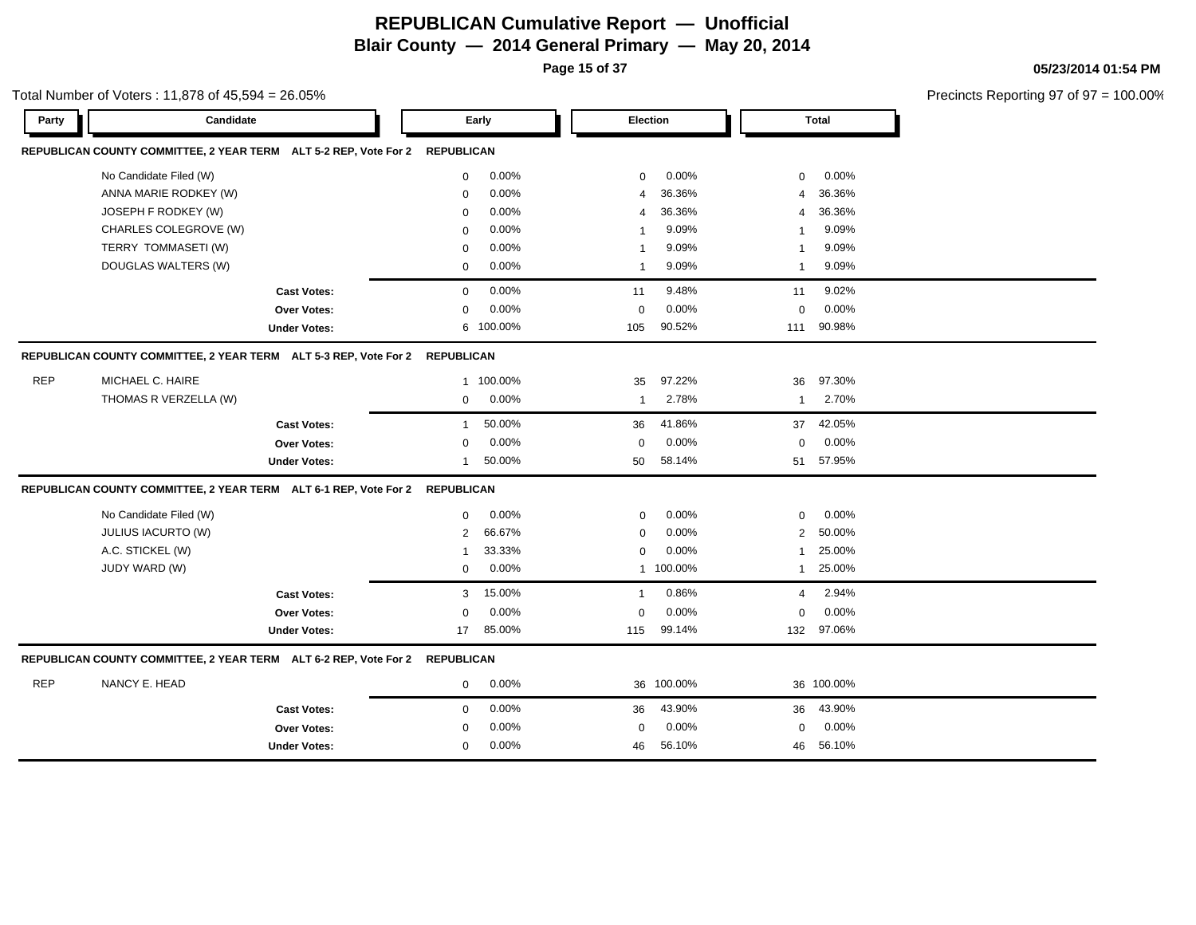# REPUBLICAN Cumulative Report — Unofficial

## Blair County — 2014 General Primary — May 20, 2014

05/23/2014 01:54 PM

Total Number of Voters : 11,878 of 45,594 = 26.05%

Precincts Reporting 97 of 97 = 100.00%

| Party | Candidate | Early | | Election | | Total | |
|---|---|---|---|---|---|---|---|
| **REPUBLICAN COUNTY COMMITTEE, 2 YEAR TERM ALT 5-2 REP, Vote For 2** | | **REPUBLICAN** | | | | | |
| | No Candidate Filed (W) | 0 | 0.00% | 0 | 0.00% | 0 | 0.00% |
| | ANNA MARIE RODKEY (W) | 0 | 0.00% | 4 | 36.36% | 4 | 36.36% |
| | JOSEPH F RODKEY (W) | 0 | 0.00% | 4 | 36.36% | 4 | 36.36% |
| | CHARLES COLEGROVE (W) | 0 | 0.00% | 1 | 9.09% | 1 | 9.09% |
| | TERRY TOMMASETI (W) | 0 | 0.00% | 1 | 9.09% | 1 | 9.09% |
| | DOUGLAS WALTERS (W) | 0 | 0.00% | 1 | 9.09% | 1 | 9.09% |
| | **Cast Votes:** | 0 | 0.00% | 11 | 9.48% | 11 | 9.02% |
| | **Over Votes:** | 0 | 0.00% | 0 | 0.00% | 0 | 0.00% |
| | **Under Votes:** | 6 | 100.00% | 105 | 90.52% | 111 | 90.98% |
| **REPUBLICAN COUNTY COMMITTEE, 2 YEAR TERM ALT 5-3 REP, Vote For 2** | | **REPUBLICAN** | | | | | |
| REP | MICHAEL C. HAIRE | 1 | 100.00% | 35 | 97.22% | 36 | 97.30% |
| | THOMAS R VERZELLA (W) | 0 | 0.00% | 1 | 2.78% | 1 | 2.70% |
| | **Cast Votes:** | 1 | 50.00% | 36 | 41.86% | 37 | 42.05% |
| | **Over Votes:** | 0 | 0.00% | 0 | 0.00% | 0 | 0.00% |
| | **Under Votes:** | 1 | 50.00% | 50 | 58.14% | 51 | 57.95% |
| **REPUBLICAN COUNTY COMMITTEE, 2 YEAR TERM ALT 6-1 REP, Vote For 2** | | **REPUBLICAN** | | | | | |
| | No Candidate Filed (W) | 0 | 0.00% | 0 | 0.00% | 0 | 0.00% |
| | JULIUS IACURTO (W) | 2 | 66.67% | 0 | 0.00% | 2 | 50.00% |
| | A.C. STICKEL (W) | 1 | 33.33% | 0 | 0.00% | 1 | 25.00% |
| | JUDY WARD (W) | 0 | 0.00% | 1 | 100.00% | 1 | 25.00% |
| | **Cast Votes:** | 3 | 15.00% | 1 | 0.86% | 4 | 2.94% |
| | **Over Votes:** | 0 | 0.00% | 0 | 0.00% | 0 | 0.00% |
| | **Under Votes:** | 17 | 85.00% | 115 | 99.14% | 132 | 97.06% |
| **REPUBLICAN COUNTY COMMITTEE, 2 YEAR TERM ALT 6-2 REP, Vote For 2** | | **REPUBLICAN** | | | | | |
| REP | NANCY E. HEAD | 0 | 0.00% | 36 | 100.00% | 36 | 100.00% |
| | **Cast Votes:** | 0 | 0.00% | 36 | 43.90% | 36 | 43.90% |
| | **Over Votes:** | 0 | 0.00% | 0 | 0.00% | 0 | 0.00% |
| | **Under Votes:** | 0 | 0.00% | 46 | 56.10% | 46 | 56.10% |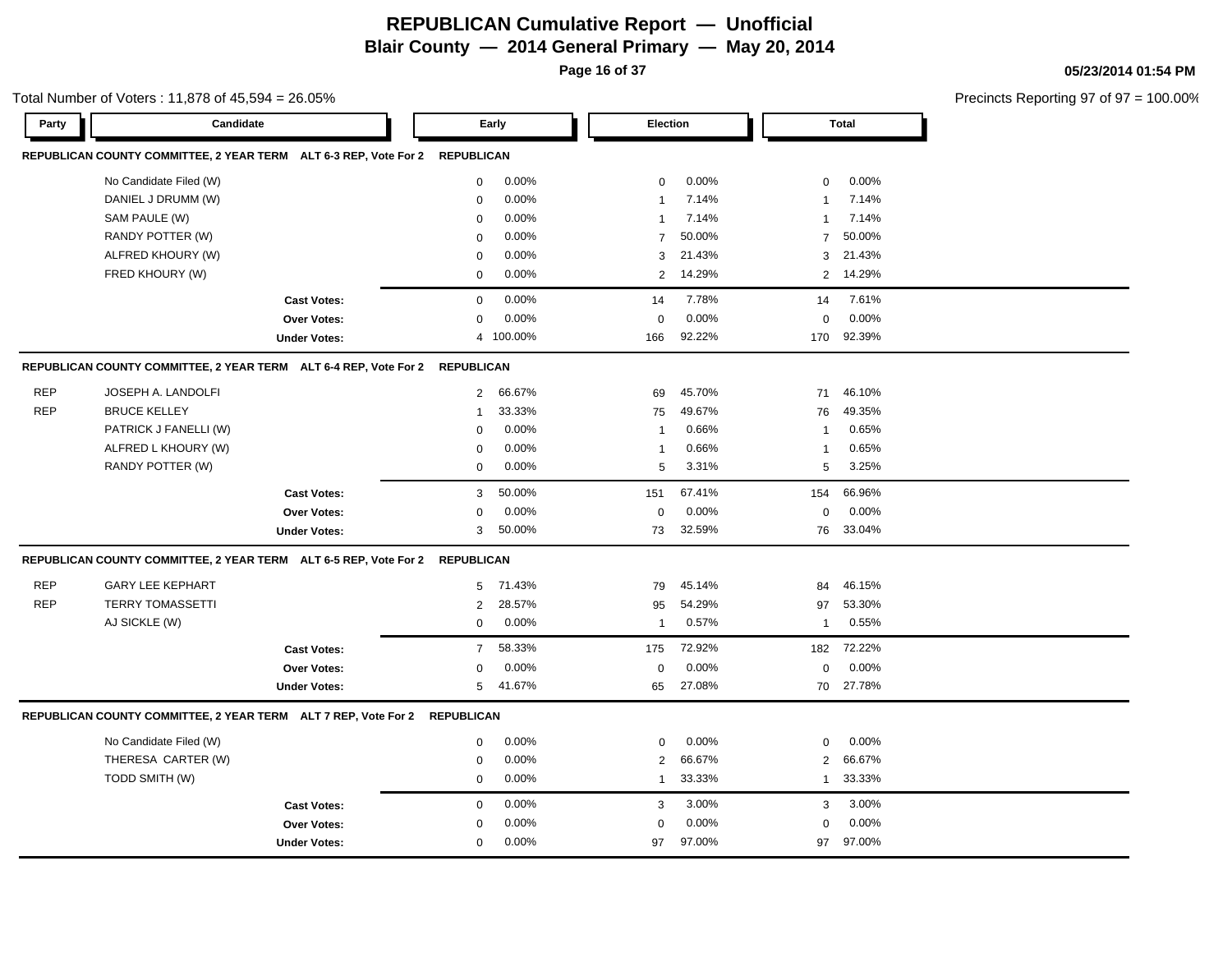# REPUBLICAN Cumulative Report — Unofficial

## Blair County — 2014 General Primary — May 20, 2014

05/23/2014 01:54 PM

Total Number of Voters : 11,878 of 45,594 = 26.05%

Precincts Reporting 97 of 97 = 100.00%

### REPUBLICAN COUNTY COMMITTEE, 2 YEAR TERM ALT 6-3 REP, Vote For 2 — REPUBLICAN

| Party | Candidate | Early | | Election | | Total | |
|---|---|---|---|---|---|---|---|
| | No Candidate Filed (W) | 0 | 0.00% | 0 | 0.00% | 0 | 0.00% |
| | DANIEL J DRUMM (W) | 0 | 0.00% | 1 | 7.14% | 1 | 7.14% |
| | SAM PAULE (W) | 0 | 0.00% | 1 | 7.14% | 1 | 7.14% |
| | RANDY POTTER (W) | 0 | 0.00% | 7 | 50.00% | 7 | 50.00% |
| | ALFRED KHOURY (W) | 0 | 0.00% | 3 | 21.43% | 3 | 21.43% |
| | FRED KHOURY (W) | 0 | 0.00% | 2 | 14.29% | 2 | 14.29% |
| | **Cast Votes:** | 0 | 0.00% | 14 | 7.78% | 14 | 7.61% |
| | **Over Votes:** | 0 | 0.00% | 0 | 0.00% | 0 | 0.00% |
| | **Under Votes:** | 4 | 100.00% | 166 | 92.22% | 170 | 92.39% |

### REPUBLICAN COUNTY COMMITTEE, 2 YEAR TERM ALT 6-4 REP, Vote For 2 — REPUBLICAN

| Party | Candidate | Early | | Election | | Total | |
|---|---|---|---|---|---|---|---|
| REP | JOSEPH A. LANDOLFI | 2 | 66.67% | 69 | 45.70% | 71 | 46.10% |
| REP | BRUCE KELLEY | 1 | 33.33% | 75 | 49.67% | 76 | 49.35% |
| | PATRICK J FANELLI (W) | 0 | 0.00% | 1 | 0.66% | 1 | 0.65% |
| | ALFRED L KHOURY (W) | 0 | 0.00% | 1 | 0.66% | 1 | 0.65% |
| | RANDY POTTER (W) | 0 | 0.00% | 5 | 3.31% | 5 | 3.25% |
| | **Cast Votes:** | 3 | 50.00% | 151 | 67.41% | 154 | 66.96% |
| | **Over Votes:** | 0 | 0.00% | 0 | 0.00% | 0 | 0.00% |
| | **Under Votes:** | 3 | 50.00% | 73 | 32.59% | 76 | 33.04% |

### REPUBLICAN COUNTY COMMITTEE, 2 YEAR TERM ALT 6-5 REP, Vote For 2 — REPUBLICAN

| Party | Candidate | Early | | Election | | Total | |
|---|---|---|---|---|---|---|---|
| REP | GARY LEE KEPHART | 5 | 71.43% | 79 | 45.14% | 84 | 46.15% |
| REP | TERRY TOMASSETTI | 2 | 28.57% | 95 | 54.29% | 97 | 53.30% |
| | AJ SICKLE (W) | 0 | 0.00% | 1 | 0.57% | 1 | 0.55% |
| | **Cast Votes:** | 7 | 58.33% | 175 | 72.92% | 182 | 72.22% |
| | **Over Votes:** | 0 | 0.00% | 0 | 0.00% | 0 | 0.00% |
| | **Under Votes:** | 5 | 41.67% | 65 | 27.08% | 70 | 27.78% |

### REPUBLICAN COUNTY COMMITTEE, 2 YEAR TERM ALT 7 REP, Vote For 2 — REPUBLICAN

| Party | Candidate | Early | | Election | | Total | |
|---|---|---|---|---|---|---|---|
| | No Candidate Filed (W) | 0 | 0.00% | 0 | 0.00% | 0 | 0.00% |
| | THERESA CARTER (W) | 0 | 0.00% | 2 | 66.67% | 2 | 66.67% |
| | TODD SMITH (W) | 0 | 0.00% | 1 | 33.33% | 1 | 33.33% |
| | **Cast Votes:** | 0 | 0.00% | 3 | 3.00% | 3 | 3.00% |
| | **Over Votes:** | 0 | 0.00% | 0 | 0.00% | 0 | 0.00% |
| | **Under Votes:** | 0 | 0.00% | 97 | 97.00% | 97 | 97.00% |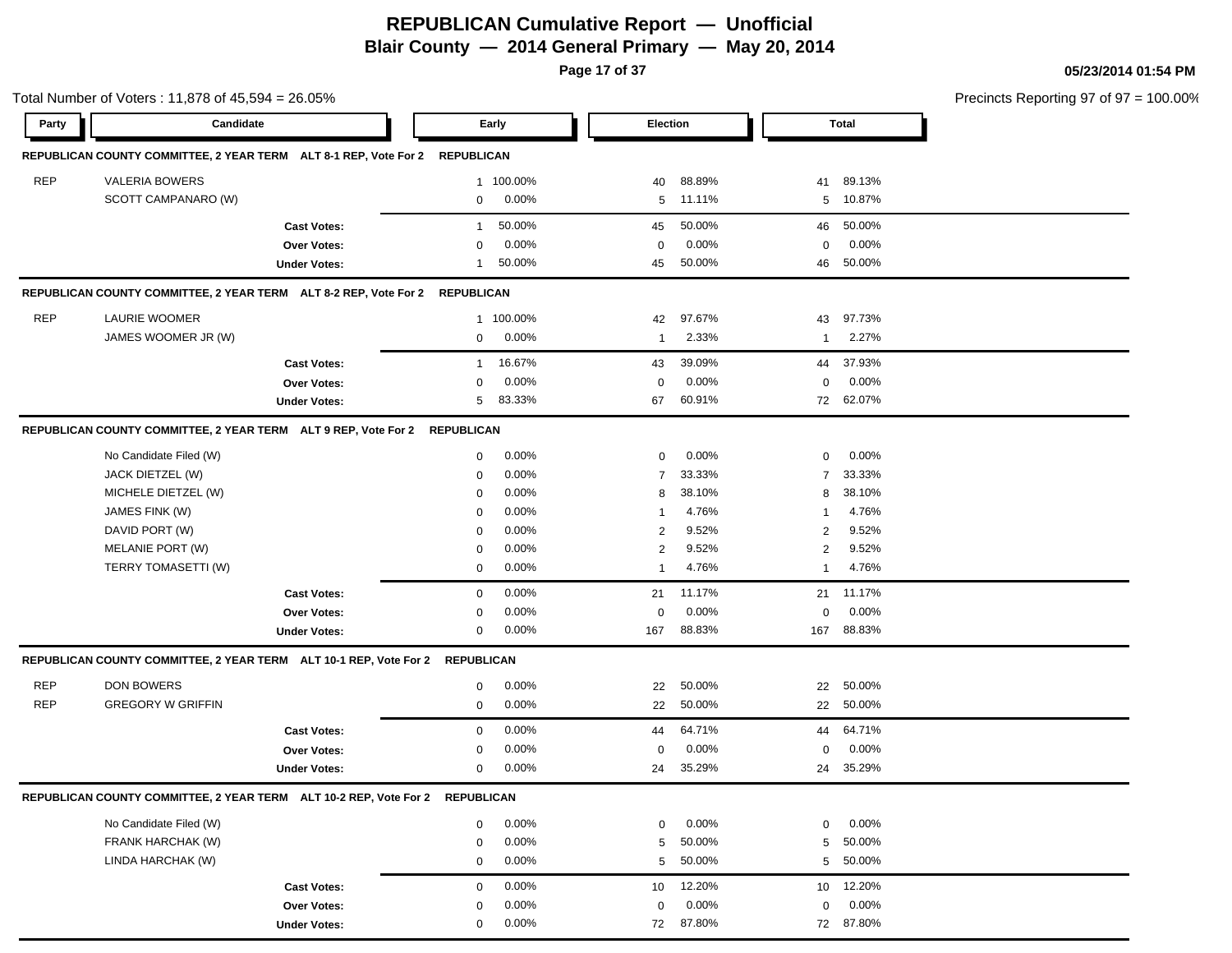# REPUBLICAN Cumulative Report — Unofficial
## Blair County — 2014 General Primary — May 20, 2014

05/23/2014 01:54 PM

Total Number of Voters : 11,878 of 45,594 = 26.05%

Precincts Reporting 97 of 97 = 100.00%

| Party | Candidate | Early | | Election | | Total | |
|---|---|---|---|---|---|---|---|
| **REPUBLICAN COUNTY COMMITTEE, 2 YEAR TERM ALT 8-1 REP, Vote For 2** | **REPUBLICAN** | | | | | | |
| REP | VALERIA BOWERS | 1 | 100.00% | 40 | 88.89% | 41 | 89.13% |
| | SCOTT CAMPANARO (W) | 0 | 0.00% | 5 | 11.11% | 5 | 10.87% |
| | **Cast Votes:** | 1 | 50.00% | 45 | 50.00% | 46 | 50.00% |
| | **Over Votes:** | 0 | 0.00% | 0 | 0.00% | 0 | 0.00% |
| | **Under Votes:** | 1 | 50.00% | 45 | 50.00% | 46 | 50.00% |
| **REPUBLICAN COUNTY COMMITTEE, 2 YEAR TERM ALT 8-2 REP, Vote For 2** | **REPUBLICAN** | | | | | | |
| REP | LAURIE WOOMER | 1 | 100.00% | 42 | 97.67% | 43 | 97.73% |
| | JAMES WOOMER JR (W) | 0 | 0.00% | 1 | 2.33% | 1 | 2.27% |
| | **Cast Votes:** | 1 | 16.67% | 43 | 39.09% | 44 | 37.93% |
| | **Over Votes:** | 0 | 0.00% | 0 | 0.00% | 0 | 0.00% |
| | **Under Votes:** | 5 | 83.33% | 67 | 60.91% | 72 | 62.07% |
| **REPUBLICAN COUNTY COMMITTEE, 2 YEAR TERM ALT 9 REP, Vote For 2** | **REPUBLICAN** | | | | | | |
| | No Candidate Filed (W) | 0 | 0.00% | 0 | 0.00% | 0 | 0.00% |
| | JACK DIETZEL (W) | 0 | 0.00% | 7 | 33.33% | 7 | 33.33% |
| | MICHELE DIETZEL (W) | 0 | 0.00% | 8 | 38.10% | 8 | 38.10% |
| | JAMES FINK (W) | 0 | 0.00% | 1 | 4.76% | 1 | 4.76% |
| | DAVID PORT (W) | 0 | 0.00% | 2 | 9.52% | 2 | 9.52% |
| | MELANIE PORT (W) | 0 | 0.00% | 2 | 9.52% | 2 | 9.52% |
| | TERRY TOMASETTI (W) | 0 | 0.00% | 1 | 4.76% | 1 | 4.76% |
| | **Cast Votes:** | 0 | 0.00% | 21 | 11.17% | 21 | 11.17% |
| | **Over Votes:** | 0 | 0.00% | 0 | 0.00% | 0 | 0.00% |
| | **Under Votes:** | 0 | 0.00% | 167 | 88.83% | 167 | 88.83% |
| **REPUBLICAN COUNTY COMMITTEE, 2 YEAR TERM ALT 10-1 REP, Vote For 2** | **REPUBLICAN** | | | | | | |
| REP | DON BOWERS | 0 | 0.00% | 22 | 50.00% | 22 | 50.00% |
| REP | GREGORY W GRIFFIN | 0 | 0.00% | 22 | 50.00% | 22 | 50.00% |
| | **Cast Votes:** | 0 | 0.00% | 44 | 64.71% | 44 | 64.71% |
| | **Over Votes:** | 0 | 0.00% | 0 | 0.00% | 0 | 0.00% |
| | **Under Votes:** | 0 | 0.00% | 24 | 35.29% | 24 | 35.29% |
| **REPUBLICAN COUNTY COMMITTEE, 2 YEAR TERM ALT 10-2 REP, Vote For 2** | **REPUBLICAN** | | | | | | |
| | No Candidate Filed (W) | 0 | 0.00% | 0 | 0.00% | 0 | 0.00% |
| | FRANK HARCHAK (W) | 0 | 0.00% | 5 | 50.00% | 5 | 50.00% |
| | LINDA HARCHAK (W) | 0 | 0.00% | 5 | 50.00% | 5 | 50.00% |
| | **Cast Votes:** | 0 | 0.00% | 10 | 12.20% | 10 | 12.20% |
| | **Over Votes:** | 0 | 0.00% | 0 | 0.00% | 0 | 0.00% |
| | **Under Votes:** | 0 | 0.00% | 72 | 87.80% | 72 | 87.80% |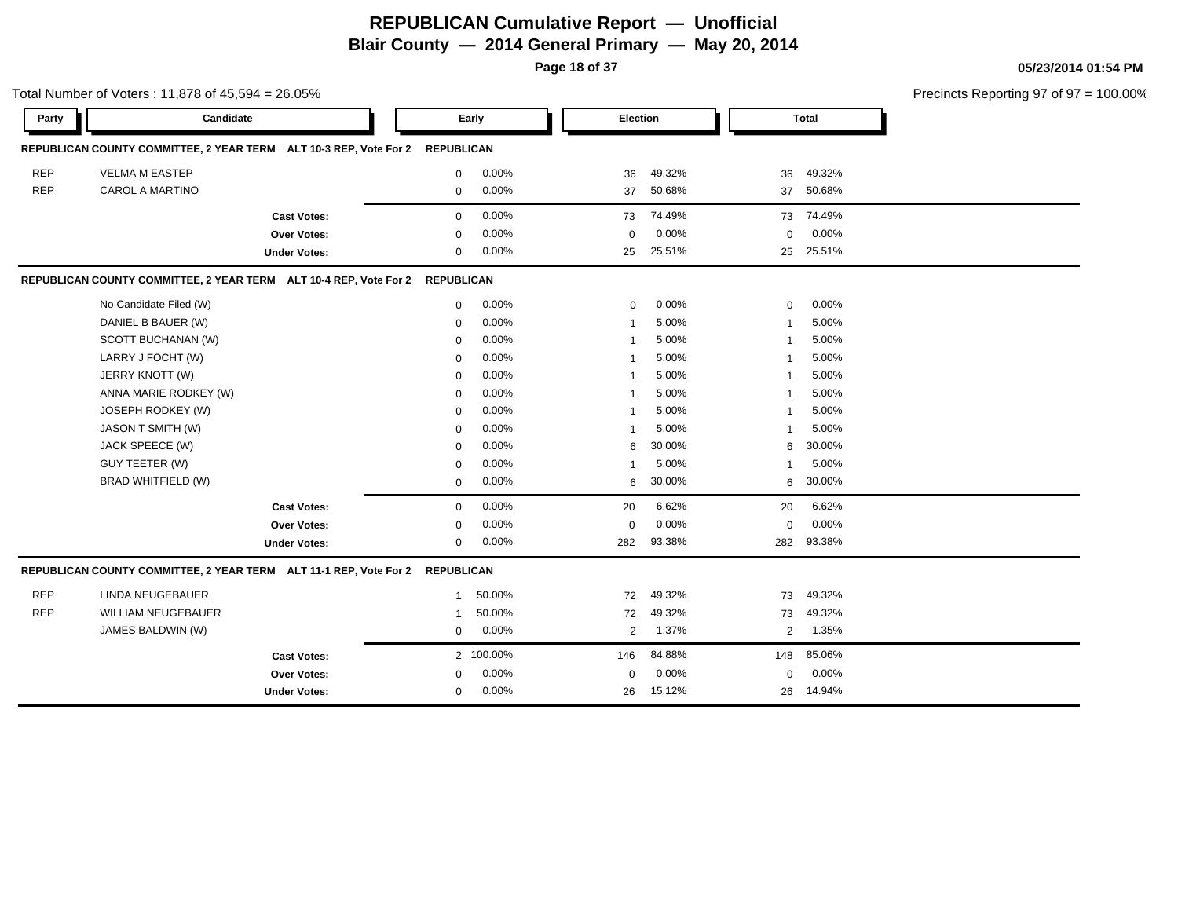# REPUBLICAN Cumulative Report — Unofficial

## Blair County — 2014 General Primary — May 20, 2014

05/23/2014 01:54 PM

Total Number of Voters : 11,878 of 45,594 = 26.05%

Precincts Reporting 97 of 97 = 100.00%

### REPUBLICAN COUNTY COMMITTEE, 2 YEAR TERM ALT 10-3 REP, Vote For 2 REPUBLICAN

| Party | Candidate | Early | | Election | | Total | |
|---|---|---|---|---|---|---|---|
| REP | VELMA M EASTEP | 0 | 0.00% | 36 | 49.32% | 36 | 49.32% |
| REP | CAROL A MARTINO | 0 | 0.00% | 37 | 50.68% | 37 | 50.68% |
| | **Cast Votes:** | 0 | 0.00% | 73 | 74.49% | 73 | 74.49% |
| | **Over Votes:** | 0 | 0.00% | 0 | 0.00% | 0 | 0.00% |
| | **Under Votes:** | 0 | 0.00% | 25 | 25.51% | 25 | 25.51% |

### REPUBLICAN COUNTY COMMITTEE, 2 YEAR TERM ALT 10-4 REP, Vote For 2 REPUBLICAN

| Party | Candidate | Early | | Election | | Total | |
|---|---|---|---|---|---|---|---|
| | No Candidate Filed (W) | 0 | 0.00% | 0 | 0.00% | 0 | 0.00% |
| | DANIEL B BAUER (W) | 0 | 0.00% | 1 | 5.00% | 1 | 5.00% |
| | SCOTT BUCHANAN (W) | 0 | 0.00% | 1 | 5.00% | 1 | 5.00% |
| | LARRY J FOCHT (W) | 0 | 0.00% | 1 | 5.00% | 1 | 5.00% |
| | JERRY KNOTT (W) | 0 | 0.00% | 1 | 5.00% | 1 | 5.00% |
| | ANNA MARIE RODKEY (W) | 0 | 0.00% | 1 | 5.00% | 1 | 5.00% |
| | JOSEPH RODKEY (W) | 0 | 0.00% | 1 | 5.00% | 1 | 5.00% |
| | JASON T SMITH (W) | 0 | 0.00% | 1 | 5.00% | 1 | 5.00% |
| | JACK SPEECE (W) | 0 | 0.00% | 6 | 30.00% | 6 | 30.00% |
| | GUY TEETER (W) | 0 | 0.00% | 1 | 5.00% | 1 | 5.00% |
| | BRAD WHITFIELD (W) | 0 | 0.00% | 6 | 30.00% | 6 | 30.00% |
| | **Cast Votes:** | 0 | 0.00% | 20 | 6.62% | 20 | 6.62% |
| | **Over Votes:** | 0 | 0.00% | 0 | 0.00% | 0 | 0.00% |
| | **Under Votes:** | 0 | 0.00% | 282 | 93.38% | 282 | 93.38% |

### REPUBLICAN COUNTY COMMITTEE, 2 YEAR TERM ALT 11-1 REP, Vote For 2 REPUBLICAN

| Party | Candidate | Early | | Election | | Total | |
|---|---|---|---|---|---|---|---|
| REP | LINDA NEUGEBAUER | 1 | 50.00% | 72 | 49.32% | 73 | 49.32% |
| REP | WILLIAM NEUGEBAUER | 1 | 50.00% | 72 | 49.32% | 73 | 49.32% |
| | JAMES BALDWIN (W) | 0 | 0.00% | 2 | 1.37% | 2 | 1.35% |
| | **Cast Votes:** | 2 | 100.00% | 146 | 84.88% | 148 | 85.06% |
| | **Over Votes:** | 0 | 0.00% | 0 | 0.00% | 0 | 0.00% |
| | **Under Votes:** | 0 | 0.00% | 26 | 15.12% | 26 | 14.94% |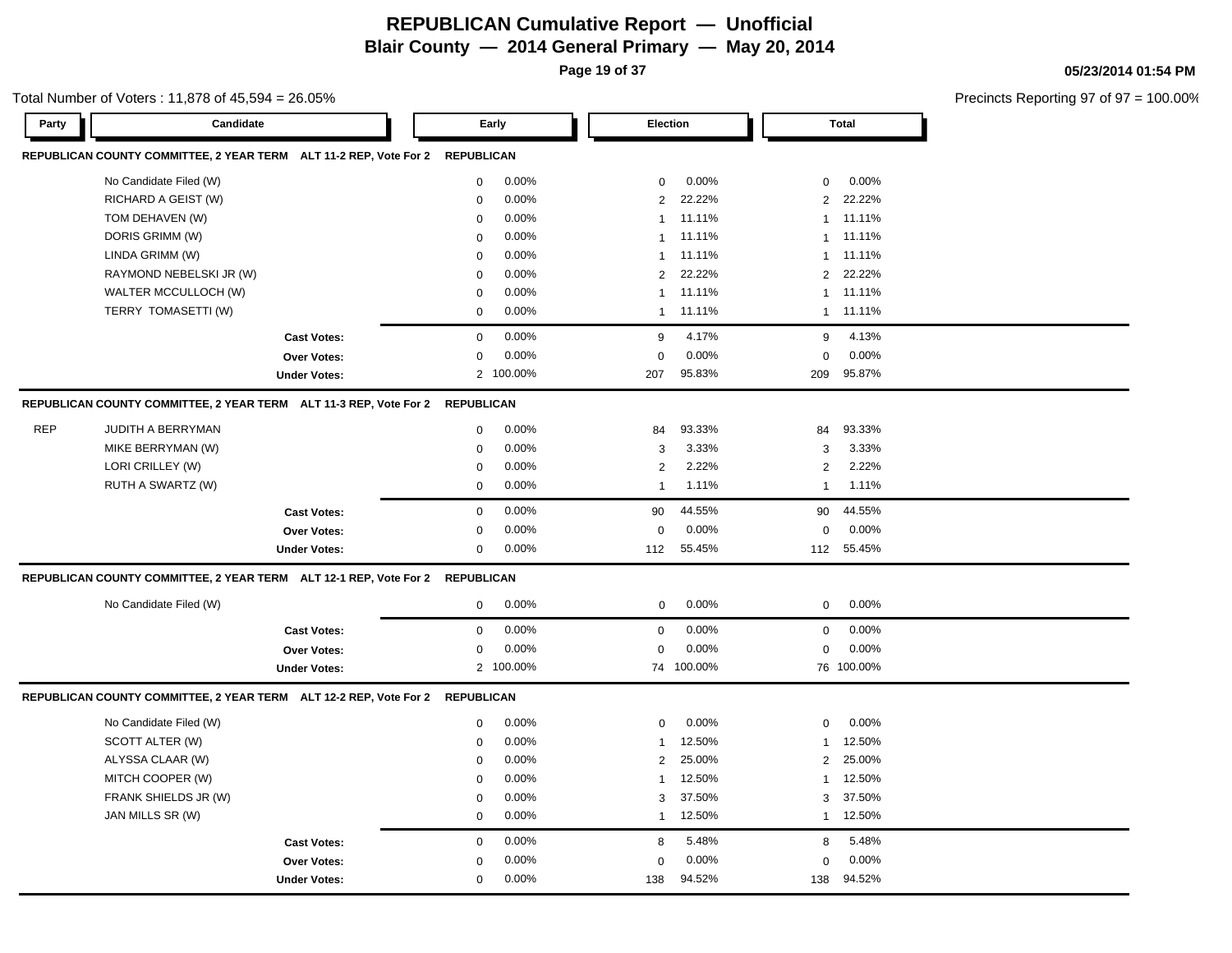# REPUBLICAN Cumulative Report — Unofficial

## Blair County — 2014 General Primary — May 20, 2014

05/23/2014 01:54 PM

Total Number of Voters : 11,878 of 45,594 = 26.05%

Precincts Reporting 97 of 97 = 100.00%

### REPUBLICAN COUNTY COMMITTEE, 2 YEAR TERM ALT 11-2 REP, Vote For 2 — REPUBLICAN

| Party | Candidate | Early | | Election | | Total | |
|---|---|---|---|---|---|---|---|
| | No Candidate Filed (W) | 0 | 0.00% | 0 | 0.00% | 0 | 0.00% |
| | RICHARD A GEIST (W) | 0 | 0.00% | 2 | 22.22% | 2 | 22.22% |
| | TOM DEHAVEN (W) | 0 | 0.00% | 1 | 11.11% | 1 | 11.11% |
| | DORIS GRIMM (W) | 0 | 0.00% | 1 | 11.11% | 1 | 11.11% |
| | LINDA GRIMM (W) | 0 | 0.00% | 1 | 11.11% | 1 | 11.11% |
| | RAYMOND NEBELSKI JR (W) | 0 | 0.00% | 2 | 22.22% | 2 | 22.22% |
| | WALTER MCCULLOCH (W) | 0 | 0.00% | 1 | 11.11% | 1 | 11.11% |
| | TERRY TOMASETTI (W) | 0 | 0.00% | 1 | 11.11% | 1 | 11.11% |
| | **Cast Votes:** | 0 | 0.00% | 9 | 4.17% | 9 | 4.13% |
| | **Over Votes:** | 0 | 0.00% | 0 | 0.00% | 0 | 0.00% |
| | **Under Votes:** | 2 | 100.00% | 207 | 95.83% | 209 | 95.87% |

### REPUBLICAN COUNTY COMMITTEE, 2 YEAR TERM ALT 11-3 REP, Vote For 2 — REPUBLICAN

| Party | Candidate | Early | | Election | | Total | |
|---|---|---|---|---|---|---|---|
| REP | JUDITH A BERRYMAN | 0 | 0.00% | 84 | 93.33% | 84 | 93.33% |
| | MIKE BERRYMAN (W) | 0 | 0.00% | 3 | 3.33% | 3 | 3.33% |
| | LORI CRILLEY (W) | 0 | 0.00% | 2 | 2.22% | 2 | 2.22% |
| | RUTH A SWARTZ (W) | 0 | 0.00% | 1 | 1.11% | 1 | 1.11% |
| | **Cast Votes:** | 0 | 0.00% | 90 | 44.55% | 90 | 44.55% |
| | **Over Votes:** | 0 | 0.00% | 0 | 0.00% | 0 | 0.00% |
| | **Under Votes:** | 0 | 0.00% | 112 | 55.45% | 112 | 55.45% |

### REPUBLICAN COUNTY COMMITTEE, 2 YEAR TERM ALT 12-1 REP, Vote For 2 — REPUBLICAN

| Party | Candidate | Early | | Election | | Total | |
|---|---|---|---|---|---|---|---|
| | No Candidate Filed (W) | 0 | 0.00% | 0 | 0.00% | 0 | 0.00% |
| | **Cast Votes:** | 0 | 0.00% | 0 | 0.00% | 0 | 0.00% |
| | **Over Votes:** | 0 | 0.00% | 0 | 0.00% | 0 | 0.00% |
| | **Under Votes:** | 2 | 100.00% | 74 | 100.00% | 76 | 100.00% |

### REPUBLICAN COUNTY COMMITTEE, 2 YEAR TERM ALT 12-2 REP, Vote For 2 — REPUBLICAN

| Party | Candidate | Early | | Election | | Total | |
|---|---|---|---|---|---|---|---|
| | No Candidate Filed (W) | 0 | 0.00% | 0 | 0.00% | 0 | 0.00% |
| | SCOTT ALTER (W) | 0 | 0.00% | 1 | 12.50% | 1 | 12.50% |
| | ALYSSA CLAAR (W) | 0 | 0.00% | 2 | 25.00% | 2 | 25.00% |
| | MITCH COOPER (W) | 0 | 0.00% | 1 | 12.50% | 1 | 12.50% |
| | FRANK SHIELDS JR (W) | 0 | 0.00% | 3 | 37.50% | 3 | 37.50% |
| | JAN MILLS SR (W) | 0 | 0.00% | 1 | 12.50% | 1 | 12.50% |
| | **Cast Votes:** | 0 | 0.00% | 8 | 5.48% | 8 | 5.48% |
| | **Over Votes:** | 0 | 0.00% | 0 | 0.00% | 0 | 0.00% |
| | **Under Votes:** | 0 | 0.00% | 138 | 94.52% | 138 | 94.52% |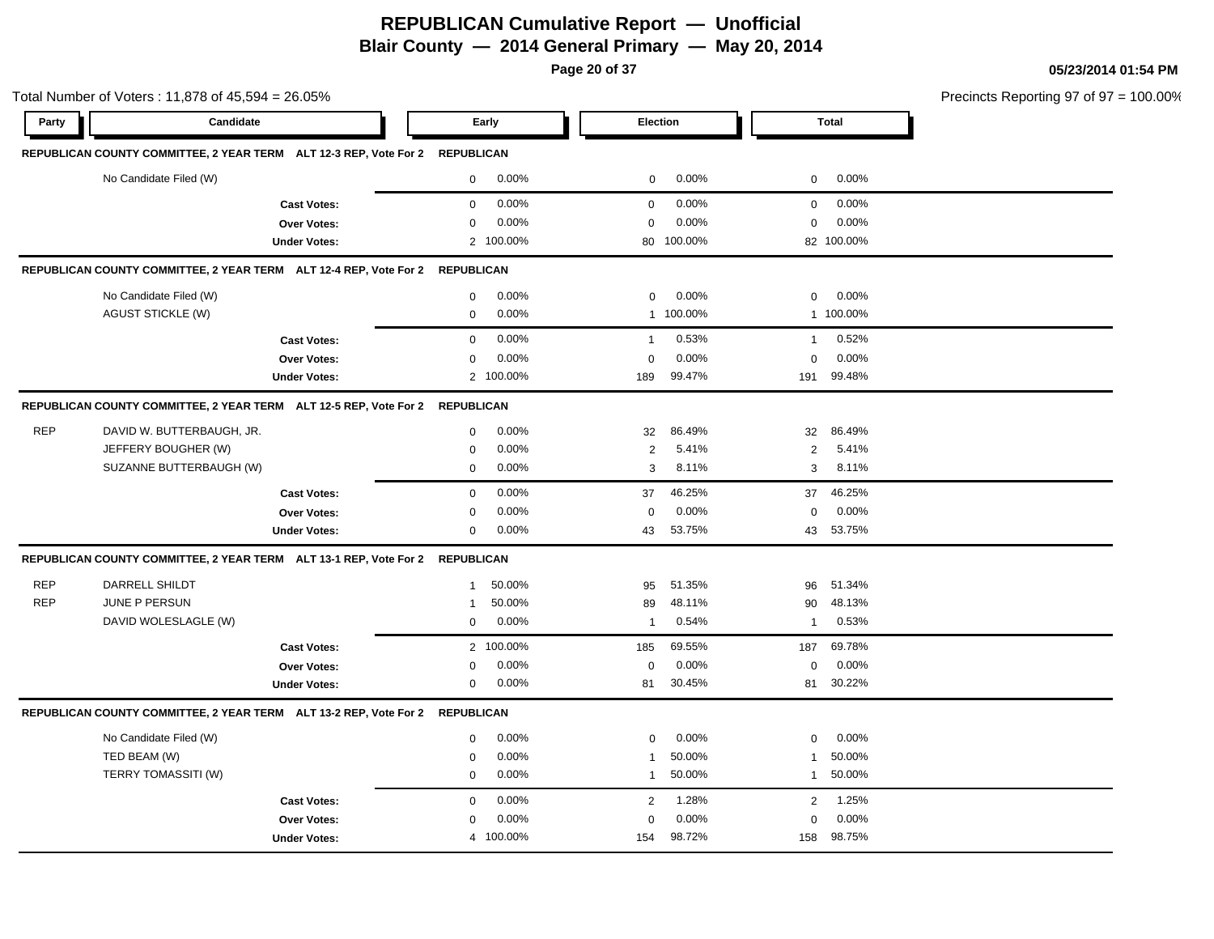# REPUBLICAN Cumulative Report — Unofficial

## Blair County — 2014 General Primary — May 20, 2014

05/23/2014 01:54 PM

Total Number of Voters : 11,878 of 45,594 = 26.05%

Precincts Reporting 97 of 97 = 100.00%

| Party | Candidate | Early | | Election | | Total | |
|---|---|---|---|---|---|---|---|
| **REPUBLICAN COUNTY COMMITTEE, 2 YEAR TERM ALT 12-3 REP, Vote For 2** | | **REPUBLICAN** | | | | | |
| | No Candidate Filed (W) | 0 | 0.00% | 0 | 0.00% | 0 | 0.00% |
| | **Cast Votes:** | 0 | 0.00% | 0 | 0.00% | 0 | 0.00% |
| | **Over Votes:** | 0 | 0.00% | 0 | 0.00% | 0 | 0.00% |
| | **Under Votes:** | 2 | 100.00% | 80 | 100.00% | 82 | 100.00% |
| **REPUBLICAN COUNTY COMMITTEE, 2 YEAR TERM ALT 12-4 REP, Vote For 2** | | **REPUBLICAN** | | | | | |
| | No Candidate Filed (W) | 0 | 0.00% | 0 | 0.00% | 0 | 0.00% |
| | AGUST STICKLE (W) | 0 | 0.00% | 1 | 100.00% | 1 | 100.00% |
| | **Cast Votes:** | 0 | 0.00% | 1 | 0.53% | 1 | 0.52% |
| | **Over Votes:** | 0 | 0.00% | 0 | 0.00% | 0 | 0.00% |
| | **Under Votes:** | 2 | 100.00% | 189 | 99.47% | 191 | 99.48% |
| **REPUBLICAN COUNTY COMMITTEE, 2 YEAR TERM ALT 12-5 REP, Vote For 2** | | **REPUBLICAN** | | | | | |
| REP | DAVID W. BUTTERBAUGH, JR. | 0 | 0.00% | 32 | 86.49% | 32 | 86.49% |
| | JEFFERY BOUGHER (W) | 0 | 0.00% | 2 | 5.41% | 2 | 5.41% |
| | SUZANNE BUTTERBAUGH (W) | 0 | 0.00% | 3 | 8.11% | 3 | 8.11% |
| | **Cast Votes:** | 0 | 0.00% | 37 | 46.25% | 37 | 46.25% |
| | **Over Votes:** | 0 | 0.00% | 0 | 0.00% | 0 | 0.00% |
| | **Under Votes:** | 0 | 0.00% | 43 | 53.75% | 43 | 53.75% |
| **REPUBLICAN COUNTY COMMITTEE, 2 YEAR TERM ALT 13-1 REP, Vote For 2** | | **REPUBLICAN** | | | | | |
| REP | DARRELL SHILDT | 1 | 50.00% | 95 | 51.35% | 96 | 51.34% |
| REP | JUNE P PERSUN | 1 | 50.00% | 89 | 48.11% | 90 | 48.13% |
| | DAVID WOLESLAGLE (W) | 0 | 0.00% | 1 | 0.54% | 1 | 0.53% |
| | **Cast Votes:** | 2 | 100.00% | 185 | 69.55% | 187 | 69.78% |
| | **Over Votes:** | 0 | 0.00% | 0 | 0.00% | 0 | 0.00% |
| | **Under Votes:** | 0 | 0.00% | 81 | 30.45% | 81 | 30.22% |
| **REPUBLICAN COUNTY COMMITTEE, 2 YEAR TERM ALT 13-2 REP, Vote For 2** | | **REPUBLICAN** | | | | | |
| | No Candidate Filed (W) | 0 | 0.00% | 0 | 0.00% | 0 | 0.00% |
| | TED BEAM (W) | 0 | 0.00% | 1 | 50.00% | 1 | 50.00% |
| | TERRY TOMASSITI (W) | 0 | 0.00% | 1 | 50.00% | 1 | 50.00% |
| | **Cast Votes:** | 0 | 0.00% | 2 | 1.28% | 2 | 1.25% |
| | **Over Votes:** | 0 | 0.00% | 0 | 0.00% | 0 | 0.00% |
| | **Under Votes:** | 4 | 100.00% | 154 | 98.72% | 158 | 98.75% |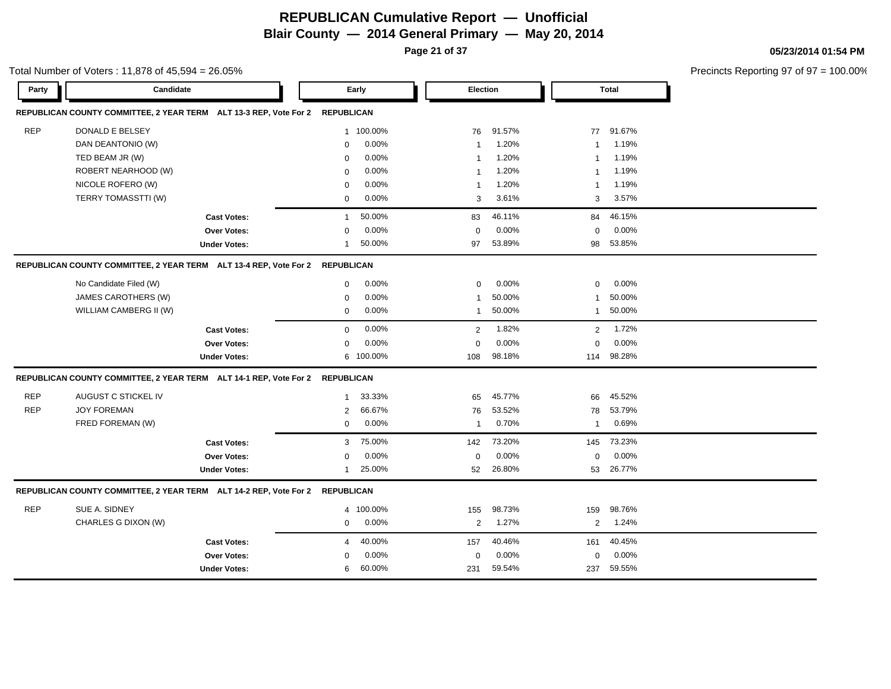# REPUBLICAN Cumulative Report — Unofficial

## Blair County — 2014 General Primary — May 20, 2014

05/23/2014 01:54 PM

Total Number of Voters : 11,878 of 45,594 = 26.05%

Precincts Reporting 97 of 97 = 100.00%

### REPUBLICAN COUNTY COMMITTEE, 2 YEAR TERM ALT 13-3 REP, Vote For 2 REPUBLICAN

| Party | Candidate | Early | | Election | | Total | |
|---|---|---|---|---|---|---|---|
| REP | DONALD E BELSEY | 1 | 100.00% | 76 | 91.57% | 77 | 91.67% |
| | DAN DEANTONIO (W) | 0 | 0.00% | 1 | 1.20% | 1 | 1.19% |
| | TED BEAM JR (W) | 0 | 0.00% | 1 | 1.20% | 1 | 1.19% |
| | ROBERT NEARHOOD (W) | 0 | 0.00% | 1 | 1.20% | 1 | 1.19% |
| | NICOLE ROFERO (W) | 0 | 0.00% | 1 | 1.20% | 1 | 1.19% |
| | TERRY TOMASSTTI (W) | 0 | 0.00% | 3 | 3.61% | 3 | 3.57% |
| | **Cast Votes:** | 1 | 50.00% | 83 | 46.11% | 84 | 46.15% |
| | **Over Votes:** | 0 | 0.00% | 0 | 0.00% | 0 | 0.00% |
| | **Under Votes:** | 1 | 50.00% | 97 | 53.89% | 98 | 53.85% |

### REPUBLICAN COUNTY COMMITTEE, 2 YEAR TERM ALT 13-4 REP, Vote For 2 REPUBLICAN

| Party | Candidate | Early | | Election | | Total | |
|---|---|---|---|---|---|---|---|
| | No Candidate Filed (W) | 0 | 0.00% | 0 | 0.00% | 0 | 0.00% |
| | JAMES CAROTHERS (W) | 0 | 0.00% | 1 | 50.00% | 1 | 50.00% |
| | WILLIAM CAMBERG II (W) | 0 | 0.00% | 1 | 50.00% | 1 | 50.00% |
| | **Cast Votes:** | 0 | 0.00% | 2 | 1.82% | 2 | 1.72% |
| | **Over Votes:** | 0 | 0.00% | 0 | 0.00% | 0 | 0.00% |
| | **Under Votes:** | 6 | 100.00% | 108 | 98.18% | 114 | 98.28% |

### REPUBLICAN COUNTY COMMITTEE, 2 YEAR TERM ALT 14-1 REP, Vote For 2 REPUBLICAN

| Party | Candidate | Early | | Election | | Total | |
|---|---|---|---|---|---|---|---|
| REP | AUGUST C STICKEL IV | 1 | 33.33% | 65 | 45.77% | 66 | 45.52% |
| REP | JOY FOREMAN | 2 | 66.67% | 76 | 53.52% | 78 | 53.79% |
| | FRED FOREMAN (W) | 0 | 0.00% | 1 | 0.70% | 1 | 0.69% |
| | **Cast Votes:** | 3 | 75.00% | 142 | 73.20% | 145 | 73.23% |
| | **Over Votes:** | 0 | 0.00% | 0 | 0.00% | 0 | 0.00% |
| | **Under Votes:** | 1 | 25.00% | 52 | 26.80% | 53 | 26.77% |

### REPUBLICAN COUNTY COMMITTEE, 2 YEAR TERM ALT 14-2 REP, Vote For 2 REPUBLICAN

| Party | Candidate | Early | | Election | | Total | |
|---|---|---|---|---|---|---|---|
| REP | SUE A. SIDNEY | 4 | 100.00% | 155 | 98.73% | 159 | 98.76% |
| | CHARLES G DIXON (W) | 0 | 0.00% | 2 | 1.27% | 2 | 1.24% |
| | **Cast Votes:** | 4 | 40.00% | 157 | 40.46% | 161 | 40.45% |
| | **Over Votes:** | 0 | 0.00% | 0 | 0.00% | 0 | 0.00% |
| | **Under Votes:** | 6 | 60.00% | 231 | 59.54% | 237 | 59.55% |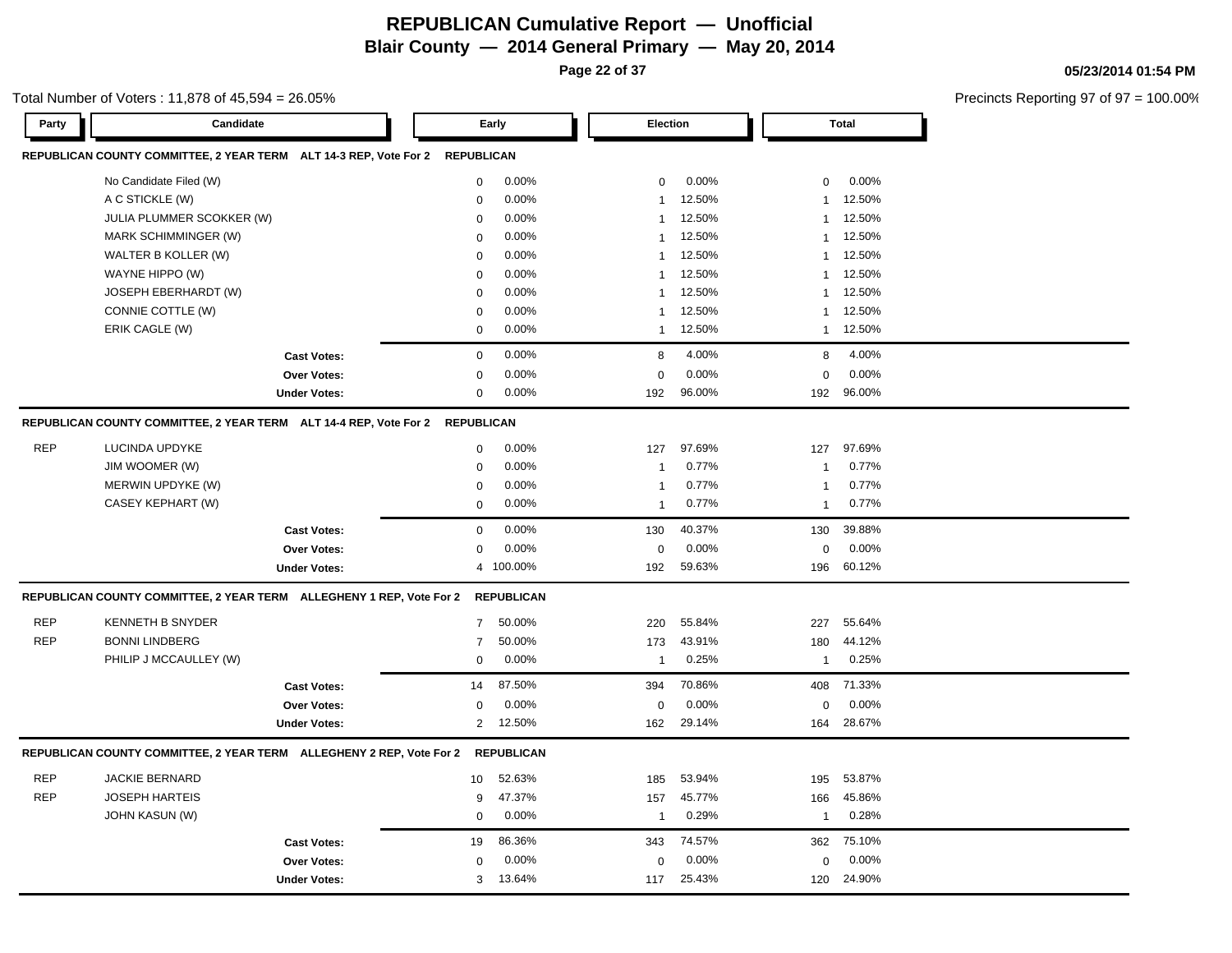# REPUBLICAN Cumulative Report — Unofficial

## Blair County — 2014 General Primary — May 20, 2014

05/23/2014 01:54 PM

Total Number of Voters : 11,878 of 45,594 = 26.05%

Precincts Reporting 97 of 97 = 100.00%

| Party | Candidate | Early | | Election | | Total | |
|---|---|---|---|---|---|---|---|
| **REPUBLICAN COUNTY COMMITTEE, 2 YEAR TERM ALT 14-3 REP, Vote For 2** | | **REPUBLICAN** | | | | | |
| | No Candidate Filed (W) | 0 | 0.00% | 0 | 0.00% | 0 | 0.00% |
| | A C STICKLE (W) | 0 | 0.00% | 1 | 12.50% | 1 | 12.50% |
| | JULIA PLUMMER SCOKKER (W) | 0 | 0.00% | 1 | 12.50% | 1 | 12.50% |
| | MARK SCHIMMINGER (W) | 0 | 0.00% | 1 | 12.50% | 1 | 12.50% |
| | WALTER B KOLLER (W) | 0 | 0.00% | 1 | 12.50% | 1 | 12.50% |
| | WAYNE HIPPO (W) | 0 | 0.00% | 1 | 12.50% | 1 | 12.50% |
| | JOSEPH EBERHARDT (W) | 0 | 0.00% | 1 | 12.50% | 1 | 12.50% |
| | CONNIE COTTLE (W) | 0 | 0.00% | 1 | 12.50% | 1 | 12.50% |
| | ERIK CAGLE (W) | 0 | 0.00% | 1 | 12.50% | 1 | 12.50% |
| | **Cast Votes:** | 0 | 0.00% | 8 | 4.00% | 8 | 4.00% |
| | **Over Votes:** | 0 | 0.00% | 0 | 0.00% | 0 | 0.00% |
| | **Under Votes:** | 0 | 0.00% | 192 | 96.00% | 192 | 96.00% |
| **REPUBLICAN COUNTY COMMITTEE, 2 YEAR TERM ALT 14-4 REP, Vote For 2** | | **REPUBLICAN** | | | | | |
| REP | LUCINDA UPDYKE | 0 | 0.00% | 127 | 97.69% | 127 | 97.69% |
| | JIM WOOMER (W) | 0 | 0.00% | 1 | 0.77% | 1 | 0.77% |
| | MERWIN UPDYKE (W) | 0 | 0.00% | 1 | 0.77% | 1 | 0.77% |
| | CASEY KEPHART (W) | 0 | 0.00% | 1 | 0.77% | 1 | 0.77% |
| | **Cast Votes:** | 0 | 0.00% | 130 | 40.37% | 130 | 39.88% |
| | **Over Votes:** | 0 | 0.00% | 0 | 0.00% | 0 | 0.00% |
| | **Under Votes:** | 4 | 100.00% | 192 | 59.63% | 196 | 60.12% |
| **REPUBLICAN COUNTY COMMITTEE, 2 YEAR TERM ALLEGHENY 1 REP, Vote For 2** | | **REPUBLICAN** | | | | | |
| REP | KENNETH B SNYDER | 7 | 50.00% | 220 | 55.84% | 227 | 55.64% |
| REP | BONNI LINDBERG | 7 | 50.00% | 173 | 43.91% | 180 | 44.12% |
| | PHILIP J MCCAULLEY (W) | 0 | 0.00% | 1 | 0.25% | 1 | 0.25% |
| | **Cast Votes:** | 14 | 87.50% | 394 | 70.86% | 408 | 71.33% |
| | **Over Votes:** | 0 | 0.00% | 0 | 0.00% | 0 | 0.00% |
| | **Under Votes:** | 2 | 12.50% | 162 | 29.14% | 164 | 28.67% |
| **REPUBLICAN COUNTY COMMITTEE, 2 YEAR TERM ALLEGHENY 2 REP, Vote For 2** | | **REPUBLICAN** | | | | | |
| REP | JACKIE BERNARD | 10 | 52.63% | 185 | 53.94% | 195 | 53.87% |
| REP | JOSEPH HARTEIS | 9 | 47.37% | 157 | 45.77% | 166 | 45.86% |
| | JOHN KASUN (W) | 0 | 0.00% | 1 | 0.29% | 1 | 0.28% |
| | **Cast Votes:** | 19 | 86.36% | 343 | 74.57% | 362 | 75.10% |
| | **Over Votes:** | 0 | 0.00% | 0 | 0.00% | 0 | 0.00% |
| | **Under Votes:** | 3 | 13.64% | 117 | 25.43% | 120 | 24.90% |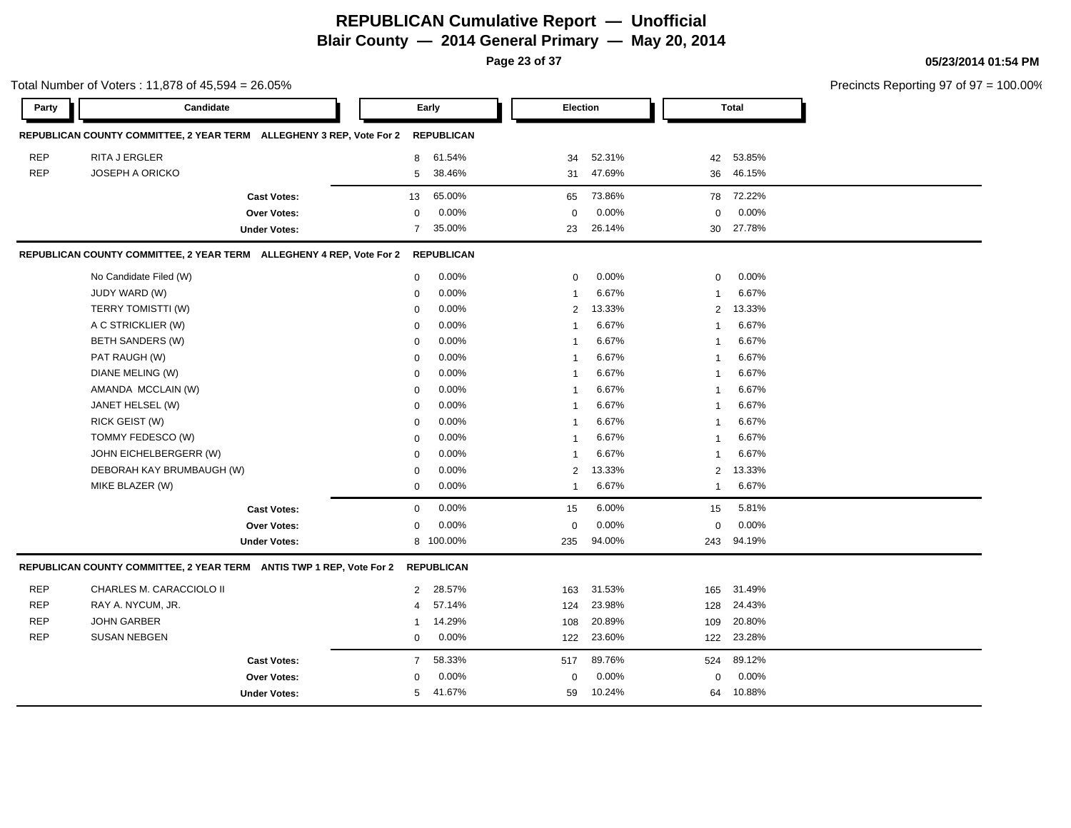# REPUBLICAN Cumulative Report — Unofficial

**Blair County — 2014 General Primary — May 20, 2014**

**05/23/2014 01:54 PM**

Total Number of Voters : 11,878 of 45,594 = 26.05%

Precincts Reporting 97 of 97 = 100.00%

| Party | Candidate | Early | | Election | | Total | |
|---|---|---|---|---|---|---|---|
| **REPUBLICAN COUNTY COMMITTEE, 2 YEAR TERM ALLEGHENY 3 REP, Vote For 2** | | **REPUBLICAN** | | | | | |
| REP | RITA J ERGLER | 8 | 61.54% | 34 | 52.31% | 42 | 53.85% |
| REP | JOSEPH A ORICKO | 5 | 38.46% | 31 | 47.69% | 36 | 46.15% |
| | **Cast Votes:** | 13 | 65.00% | 65 | 73.86% | 78 | 72.22% |
| | **Over Votes:** | 0 | 0.00% | 0 | 0.00% | 0 | 0.00% |
| | **Under Votes:** | 7 | 35.00% | 23 | 26.14% | 30 | 27.78% |
| **REPUBLICAN COUNTY COMMITTEE, 2 YEAR TERM ALLEGHENY 4 REP, Vote For 2** | | **REPUBLICAN** | | | | | |
| | No Candidate Filed (W) | 0 | 0.00% | 0 | 0.00% | 0 | 0.00% |
| | JUDY WARD (W) | 0 | 0.00% | 1 | 6.67% | 1 | 6.67% |
| | TERRY TOMISTTI (W) | 0 | 0.00% | 2 | 13.33% | 2 | 13.33% |
| | A C STRICKLIER (W) | 0 | 0.00% | 1 | 6.67% | 1 | 6.67% |
| | BETH SANDERS (W) | 0 | 0.00% | 1 | 6.67% | 1 | 6.67% |
| | PAT RAUGH (W) | 0 | 0.00% | 1 | 6.67% | 1 | 6.67% |
| | DIANE MELING (W) | 0 | 0.00% | 1 | 6.67% | 1 | 6.67% |
| | AMANDA MCCLAIN (W) | 0 | 0.00% | 1 | 6.67% | 1 | 6.67% |
| | JANET HELSEL (W) | 0 | 0.00% | 1 | 6.67% | 1 | 6.67% |
| | RICK GEIST (W) | 0 | 0.00% | 1 | 6.67% | 1 | 6.67% |
| | TOMMY FEDESCO (W) | 0 | 0.00% | 1 | 6.67% | 1 | 6.67% |
| | JOHN EICHELBERGERR (W) | 0 | 0.00% | 1 | 6.67% | 1 | 6.67% |
| | DEBORAH KAY BRUMBAUGH (W) | 0 | 0.00% | 2 | 13.33% | 2 | 13.33% |
| | MIKE BLAZER (W) | 0 | 0.00% | 1 | 6.67% | 1 | 6.67% |
| | **Cast Votes:** | 0 | 0.00% | 15 | 6.00% | 15 | 5.81% |
| | **Over Votes:** | 0 | 0.00% | 0 | 0.00% | 0 | 0.00% |
| | **Under Votes:** | 8 | 100.00% | 235 | 94.00% | 243 | 94.19% |
| **REPUBLICAN COUNTY COMMITTEE, 2 YEAR TERM ANTIS TWP 1 REP, Vote For 2** | | **REPUBLICAN** | | | | | |
| REP | CHARLES M. CARACCIOLO II | 2 | 28.57% | 163 | 31.53% | 165 | 31.49% |
| REP | RAY A. NYCUM, JR. | 4 | 57.14% | 124 | 23.98% | 128 | 24.43% |
| REP | JOHN GARBER | 1 | 14.29% | 108 | 20.89% | 109 | 20.80% |
| REP | SUSAN NEBGEN | 0 | 0.00% | 122 | 23.60% | 122 | 23.28% |
| | **Cast Votes:** | 7 | 58.33% | 517 | 89.76% | 524 | 89.12% |
| | **Over Votes:** | 0 | 0.00% | 0 | 0.00% | 0 | 0.00% |
| | **Under Votes:** | 5 | 41.67% | 59 | 10.24% | 64 | 10.88% |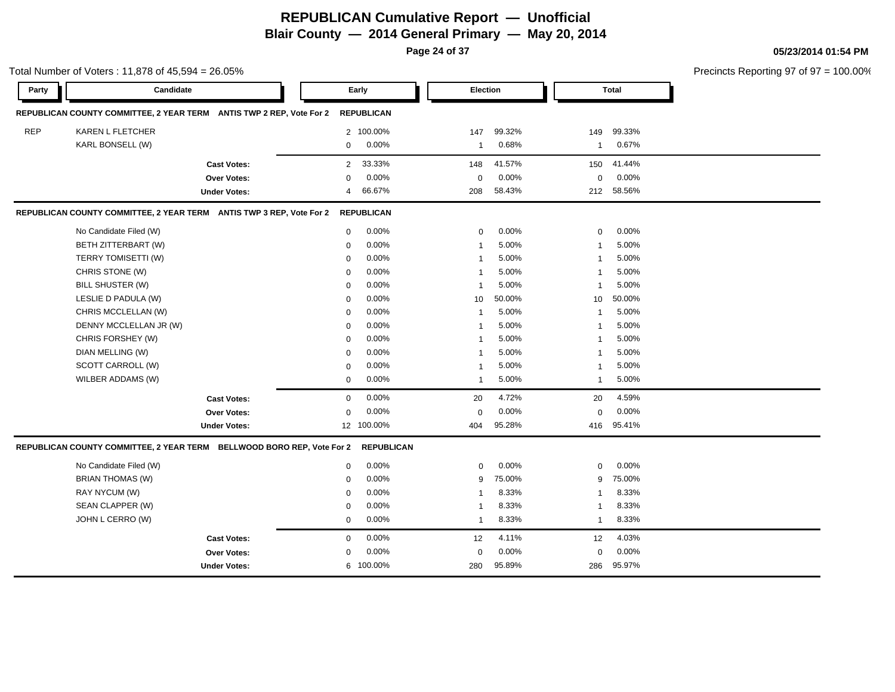# REPUBLICAN Cumulative Report — Unofficial

## Blair County — 2014 General Primary — May 20, 2014

05/23/2014 01:54 PM

Total Number of Voters : 11,878 of 45,594 = 26.05%

Precincts Reporting 97 of 97 = 100.00%

**REPUBLICAN COUNTY COMMITTEE, 2 YEAR TERM ANTIS TWP 2 REP, Vote For 2 REPUBLICAN**

| Party | Candidate | Early | | Election | | Total | |
|---|---|---|---|---|---|---|---|
| REP | KAREN L FLETCHER | 2 | 100.00% | 147 | 99.32% | 149 | 99.33% |
| | KARL BONSELL (W) | 0 | 0.00% | 1 | 0.68% | 1 | 0.67% |
| | **Cast Votes:** | 2 | 33.33% | 148 | 41.57% | 150 | 41.44% |
| | **Over Votes:** | 0 | 0.00% | 0 | 0.00% | 0 | 0.00% |
| | **Under Votes:** | 4 | 66.67% | 208 | 58.43% | 212 | 58.56% |

**REPUBLICAN COUNTY COMMITTEE, 2 YEAR TERM ANTIS TWP 3 REP, Vote For 2 REPUBLICAN**

| Party | Candidate | Early | | Election | | Total | |
|---|---|---|---|---|---|---|---|
| | No Candidate Filed (W) | 0 | 0.00% | 0 | 0.00% | 0 | 0.00% |
| | BETH ZITTERBART (W) | 0 | 0.00% | 1 | 5.00% | 1 | 5.00% |
| | TERRY TOMISETTI (W) | 0 | 0.00% | 1 | 5.00% | 1 | 5.00% |
| | CHRIS STONE (W) | 0 | 0.00% | 1 | 5.00% | 1 | 5.00% |
| | BILL SHUSTER (W) | 0 | 0.00% | 1 | 5.00% | 1 | 5.00% |
| | LESLIE D PADULA (W) | 0 | 0.00% | 10 | 50.00% | 10 | 50.00% |
| | CHRIS MCCLELLAN (W) | 0 | 0.00% | 1 | 5.00% | 1 | 5.00% |
| | DENNY MCCLELLAN JR (W) | 0 | 0.00% | 1 | 5.00% | 1 | 5.00% |
| | CHRIS FORSHEY (W) | 0 | 0.00% | 1 | 5.00% | 1 | 5.00% |
| | DIAN MELLING (W) | 0 | 0.00% | 1 | 5.00% | 1 | 5.00% |
| | SCOTT CARROLL (W) | 0 | 0.00% | 1 | 5.00% | 1 | 5.00% |
| | WILBER ADDAMS (W) | 0 | 0.00% | 1 | 5.00% | 1 | 5.00% |
| | **Cast Votes:** | 0 | 0.00% | 20 | 4.72% | 20 | 4.59% |
| | **Over Votes:** | 0 | 0.00% | 0 | 0.00% | 0 | 0.00% |
| | **Under Votes:** | 12 | 100.00% | 404 | 95.28% | 416 | 95.41% |

**REPUBLICAN COUNTY COMMITTEE, 2 YEAR TERM BELLWOOD BORO REP, Vote For 2 REPUBLICAN**

| Party | Candidate | Early | | Election | | Total | |
|---|---|---|---|---|---|---|---|
| | No Candidate Filed (W) | 0 | 0.00% | 0 | 0.00% | 0 | 0.00% |
| | BRIAN THOMAS (W) | 0 | 0.00% | 9 | 75.00% | 9 | 75.00% |
| | RAY NYCUM (W) | 0 | 0.00% | 1 | 8.33% | 1 | 8.33% |
| | SEAN CLAPPER (W) | 0 | 0.00% | 1 | 8.33% | 1 | 8.33% |
| | JOHN L CERRO (W) | 0 | 0.00% | 1 | 8.33% | 1 | 8.33% |
| | **Cast Votes:** | 0 | 0.00% | 12 | 4.11% | 12 | 4.03% |
| | **Over Votes:** | 0 | 0.00% | 0 | 0.00% | 0 | 0.00% |
| | **Under Votes:** | 6 | 100.00% | 280 | 95.89% | 286 | 95.97% |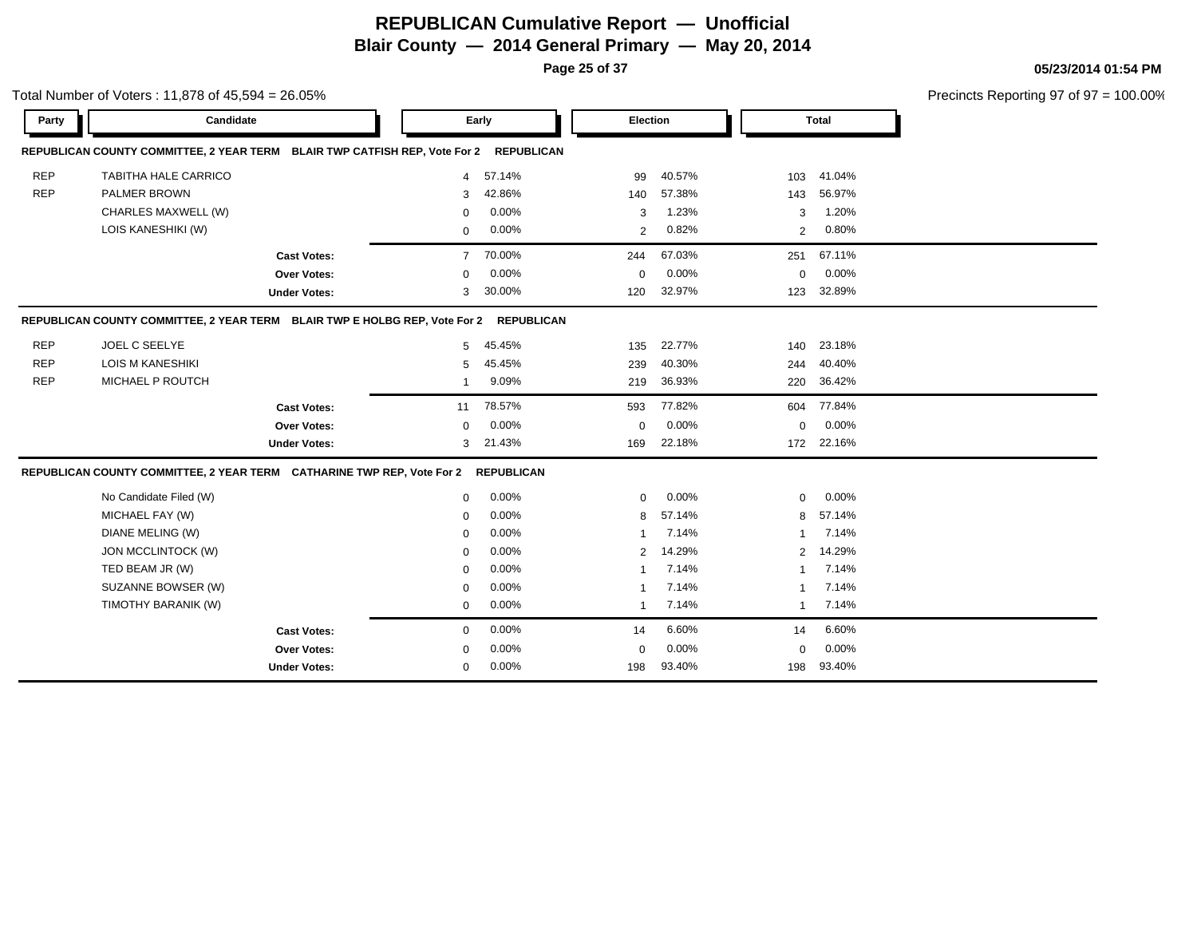# REPUBLICAN Cumulative Report — Unofficial

## Blair County — 2014 General Primary — May 20, 2014

05/23/2014 01:54 PM

Total Number of Voters : 11,878 of 45,594 = 26.05%

Precincts Reporting 97 of 97 = 100.00%

### REPUBLICAN COUNTY COMMITTEE, 2 YEAR TERM BLAIR TWP CATFISH REP, Vote For 2 REPUBLICAN

| Party | Candidate | Early | | Election | | Total | |
|---|---|---|---|---|---|---|---|
| REP | TABITHA HALE CARRICO | 4 | 57.14% | 99 | 40.57% | 103 | 41.04% |
| REP | PALMER BROWN | 3 | 42.86% | 140 | 57.38% | 143 | 56.97% |
| | CHARLES MAXWELL (W) | 0 | 0.00% | 3 | 1.23% | 3 | 1.20% |
| | LOIS KANESHIKI (W) | 0 | 0.00% | 2 | 0.82% | 2 | 0.80% |
| | **Cast Votes:** | 7 | 70.00% | 244 | 67.03% | 251 | 67.11% |
| | **Over Votes:** | 0 | 0.00% | 0 | 0.00% | 0 | 0.00% |
| | **Under Votes:** | 3 | 30.00% | 120 | 32.97% | 123 | 32.89% |

### REPUBLICAN COUNTY COMMITTEE, 2 YEAR TERM BLAIR TWP E HOLBG REP, Vote For 2 REPUBLICAN

| Party | Candidate | Early | | Election | | Total | |
|---|---|---|---|---|---|---|---|
| REP | JOEL C SEELYE | 5 | 45.45% | 135 | 22.77% | 140 | 23.18% |
| REP | LOIS M KANESHIKI | 5 | 45.45% | 239 | 40.30% | 244 | 40.40% |
| REP | MICHAEL P ROUTCH | 1 | 9.09% | 219 | 36.93% | 220 | 36.42% |
| | **Cast Votes:** | 11 | 78.57% | 593 | 77.82% | 604 | 77.84% |
| | **Over Votes:** | 0 | 0.00% | 0 | 0.00% | 0 | 0.00% |
| | **Under Votes:** | 3 | 21.43% | 169 | 22.18% | 172 | 22.16% |

### REPUBLICAN COUNTY COMMITTEE, 2 YEAR TERM CATHARINE TWP REP, Vote For 2 REPUBLICAN

| Party | Candidate | Early | | Election | | Total | |
|---|---|---|---|---|---|---|---|
| | No Candidate Filed (W) | 0 | 0.00% | 0 | 0.00% | 0 | 0.00% |
| | MICHAEL FAY (W) | 0 | 0.00% | 8 | 57.14% | 8 | 57.14% |
| | DIANE MELING (W) | 0 | 0.00% | 1 | 7.14% | 1 | 7.14% |
| | JON MCCLINTOCK (W) | 0 | 0.00% | 2 | 14.29% | 2 | 14.29% |
| | TED BEAM JR (W) | 0 | 0.00% | 1 | 7.14% | 1 | 7.14% |
| | SUZANNE BOWSER (W) | 0 | 0.00% | 1 | 7.14% | 1 | 7.14% |
| | TIMOTHY BARANIK (W) | 0 | 0.00% | 1 | 7.14% | 1 | 7.14% |
| | **Cast Votes:** | 0 | 0.00% | 14 | 6.60% | 14 | 6.60% |
| | **Over Votes:** | 0 | 0.00% | 0 | 0.00% | 0 | 0.00% |
| | **Under Votes:** | 0 | 0.00% | 198 | 93.40% | 198 | 93.40% |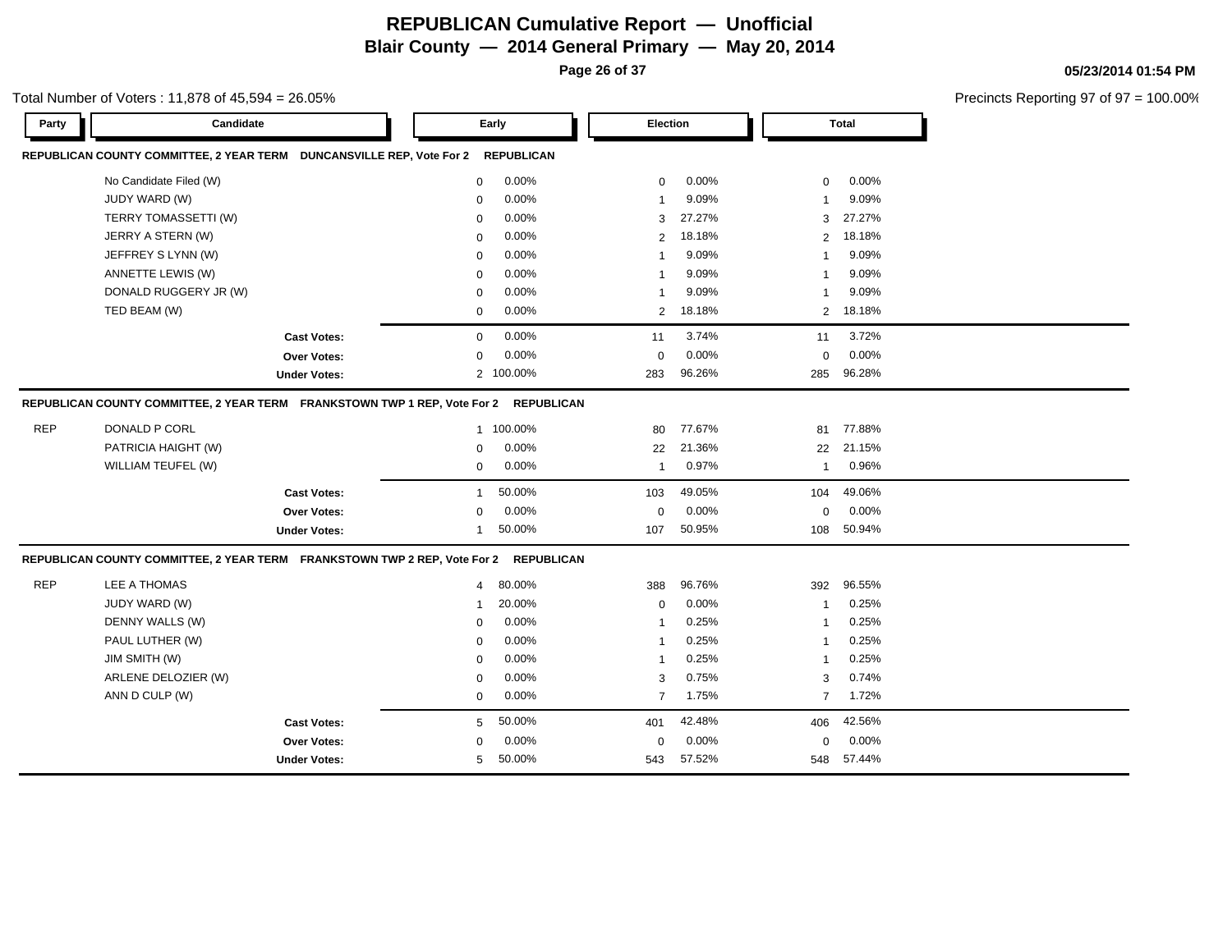# REPUBLICAN Cumulative Report — Unofficial

## Blair County — 2014 General Primary — May 20, 2014

**05/23/2014 01:54 PM**

Total Number of Voters : 11,878 of 45,594 = 26.05%

Precincts Reporting 97 of 97 = 100.00%

### REPUBLICAN COUNTY COMMITTEE, 2 YEAR TERM DUNCANSVILLE REP, Vote For 2 REPUBLICAN

| Party | Candidate | Early | | Election | | Total | |
|---|---|---|---|---|---|---|---|
| | No Candidate Filed (W) | 0 | 0.00% | 0 | 0.00% | 0 | 0.00% |
| | JUDY WARD (W) | 0 | 0.00% | 1 | 9.09% | 1 | 9.09% |
| | TERRY TOMASSETTI (W) | 0 | 0.00% | 3 | 27.27% | 3 | 27.27% |
| | JERRY A STERN (W) | 0 | 0.00% | 2 | 18.18% | 2 | 18.18% |
| | JEFFREY S LYNN (W) | 0 | 0.00% | 1 | 9.09% | 1 | 9.09% |
| | ANNETTE LEWIS (W) | 0 | 0.00% | 1 | 9.09% | 1 | 9.09% |
| | DONALD RUGGERY JR (W) | 0 | 0.00% | 1 | 9.09% | 1 | 9.09% |
| | TED BEAM (W) | 0 | 0.00% | 2 | 18.18% | 2 | 18.18% |
| | **Cast Votes:** | 0 | 0.00% | 11 | 3.74% | 11 | 3.72% |
| | **Over Votes:** | 0 | 0.00% | 0 | 0.00% | 0 | 0.00% |
| | **Under Votes:** | 2 | 100.00% | 283 | 96.26% | 285 | 96.28% |

### REPUBLICAN COUNTY COMMITTEE, 2 YEAR TERM FRANKSTOWN TWP 1 REP, Vote For 2 REPUBLICAN

| Party | Candidate | Early | | Election | | Total | |
|---|---|---|---|---|---|---|---|
| REP | DONALD P CORL | 1 | 100.00% | 80 | 77.67% | 81 | 77.88% |
| | PATRICIA HAIGHT (W) | 0 | 0.00% | 22 | 21.36% | 22 | 21.15% |
| | WILLIAM TEUFEL (W) | 0 | 0.00% | 1 | 0.97% | 1 | 0.96% |
| | **Cast Votes:** | 1 | 50.00% | 103 | 49.05% | 104 | 49.06% |
| | **Over Votes:** | 0 | 0.00% | 0 | 0.00% | 0 | 0.00% |
| | **Under Votes:** | 1 | 50.00% | 107 | 50.95% | 108 | 50.94% |

### REPUBLICAN COUNTY COMMITTEE, 2 YEAR TERM FRANKSTOWN TWP 2 REP, Vote For 2 REPUBLICAN

| Party | Candidate | Early | | Election | | Total | |
|---|---|---|---|---|---|---|---|
| REP | LEE A THOMAS | 4 | 80.00% | 388 | 96.76% | 392 | 96.55% |
| | JUDY WARD (W) | 1 | 20.00% | 0 | 0.00% | 1 | 0.25% |
| | DENNY WALLS (W) | 0 | 0.00% | 1 | 0.25% | 1 | 0.25% |
| | PAUL LUTHER (W) | 0 | 0.00% | 1 | 0.25% | 1 | 0.25% |
| | JIM SMITH (W) | 0 | 0.00% | 1 | 0.25% | 1 | 0.25% |
| | ARLENE DELOZIER (W) | 0 | 0.00% | 3 | 0.75% | 3 | 0.74% |
| | ANN D CULP (W) | 0 | 0.00% | 7 | 1.75% | 7 | 1.72% |
| | **Cast Votes:** | 5 | 50.00% | 401 | 42.48% | 406 | 42.56% |
| | **Over Votes:** | 0 | 0.00% | 0 | 0.00% | 0 | 0.00% |
| | **Under Votes:** | 5 | 50.00% | 543 | 57.52% | 548 | 57.44% |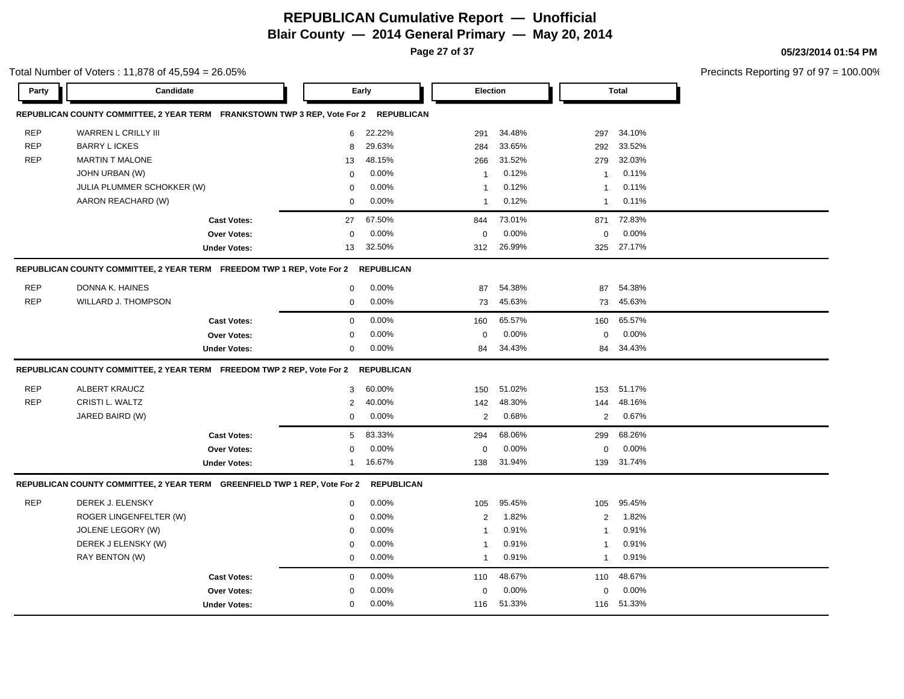# REPUBLICAN Cumulative Report — Unofficial

## Blair County — 2014 General Primary — May 20, 2014

05/23/2014 01:54 PM

Total Number of Voters : 11,878 of 45,594 = 26.05%

Precincts Reporting 97 of 97 = 100.00%

### REPUBLICAN COUNTY COMMITTEE, 2 YEAR TERM FRANKSTOWN TWP 3 REP, Vote For 2 REPUBLICAN

| Party | Candidate | Early | | Election | | Total | |
|---|---|---|---|---|---|---|---|
| REP | WARREN L CRILLY III | 6 | 22.22% | 291 | 34.48% | 297 | 34.10% |
| REP | BARRY L ICKES | 8 | 29.63% | 284 | 33.65% | 292 | 33.52% |
| REP | MARTIN T MALONE | 13 | 48.15% | 266 | 31.52% | 279 | 32.03% |
| | JOHN URBAN (W) | 0 | 0.00% | 1 | 0.12% | 1 | 0.11% |
| | JULIA PLUMMER SCHOKKER (W) | 0 | 0.00% | 1 | 0.12% | 1 | 0.11% |
| | AARON REACHARD (W) | 0 | 0.00% | 1 | 0.12% | 1 | 0.11% |
| | **Cast Votes:** | 27 | 67.50% | 844 | 73.01% | 871 | 72.83% |
| | **Over Votes:** | 0 | 0.00% | 0 | 0.00% | 0 | 0.00% |
| | **Under Votes:** | 13 | 32.50% | 312 | 26.99% | 325 | 27.17% |

### REPUBLICAN COUNTY COMMITTEE, 2 YEAR TERM FREEDOM TWP 1 REP, Vote For 2 REPUBLICAN

| Party | Candidate | Early | | Election | | Total | |
|---|---|---|---|---|---|---|---|
| REP | DONNA K. HAINES | 0 | 0.00% | 87 | 54.38% | 87 | 54.38% |
| REP | WILLARD J. THOMPSON | 0 | 0.00% | 73 | 45.63% | 73 | 45.63% |
| | **Cast Votes:** | 0 | 0.00% | 160 | 65.57% | 160 | 65.57% |
| | **Over Votes:** | 0 | 0.00% | 0 | 0.00% | 0 | 0.00% |
| | **Under Votes:** | 0 | 0.00% | 84 | 34.43% | 84 | 34.43% |

### REPUBLICAN COUNTY COMMITTEE, 2 YEAR TERM FREEDOM TWP 2 REP, Vote For 2 REPUBLICAN

| Party | Candidate | Early | | Election | | Total | |
|---|---|---|---|---|---|---|---|
| REP | ALBERT KRAUCZ | 3 | 60.00% | 150 | 51.02% | 153 | 51.17% |
| REP | CRISTI L. WALTZ | 2 | 40.00% | 142 | 48.30% | 144 | 48.16% |
| | JARED BAIRD (W) | 0 | 0.00% | 2 | 0.68% | 2 | 0.67% |
| | **Cast Votes:** | 5 | 83.33% | 294 | 68.06% | 299 | 68.26% |
| | **Over Votes:** | 0 | 0.00% | 0 | 0.00% | 0 | 0.00% |
| | **Under Votes:** | 1 | 16.67% | 138 | 31.94% | 139 | 31.74% |

### REPUBLICAN COUNTY COMMITTEE, 2 YEAR TERM GREENFIELD TWP 1 REP, Vote For 2 REPUBLICAN

| Party | Candidate | Early | | Election | | Total | |
|---|---|---|---|---|---|---|---|
| REP | DEREK J. ELENSKY | 0 | 0.00% | 105 | 95.45% | 105 | 95.45% |
| | ROGER LINGENFELTER (W) | 0 | 0.00% | 2 | 1.82% | 2 | 1.82% |
| | JOLENE LEGORY (W) | 0 | 0.00% | 1 | 0.91% | 1 | 0.91% |
| | DEREK J ELENSKY (W) | 0 | 0.00% | 1 | 0.91% | 1 | 0.91% |
| | RAY BENTON (W) | 0 | 0.00% | 1 | 0.91% | 1 | 0.91% |
| | **Cast Votes:** | 0 | 0.00% | 110 | 48.67% | 110 | 48.67% |
| | **Over Votes:** | 0 | 0.00% | 0 | 0.00% | 0 | 0.00% |
| | **Under Votes:** | 0 | 0.00% | 116 | 51.33% | 116 | 51.33% |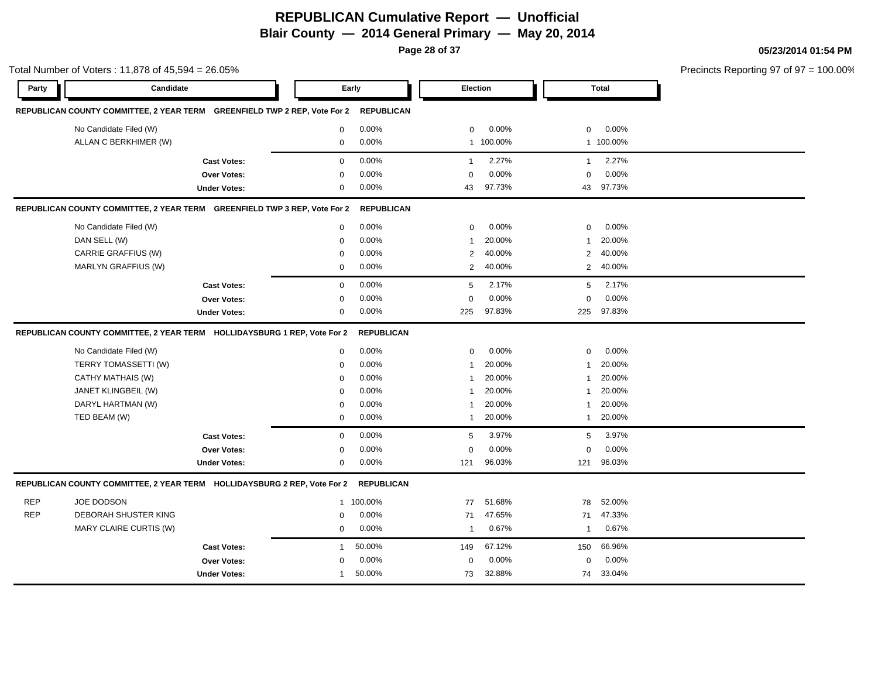# REPUBLICAN Cumulative Report — Unofficial

## Blair County — 2014 General Primary — May 20, 2014

05/23/2014 01:54 PM

Total Number of Voters : 11,878 of 45,594 = 26.05%

Precincts Reporting 97 of 97 = 100.00%

**REPUBLICAN COUNTY COMMITTEE, 2 YEAR TERM GREENFIELD TWP 2 REP, Vote For 2 REPUBLICAN**

| Party | Candidate | Early | | Election | | Total | |
|---|---|---|---|---|---|---|---|
| | No Candidate Filed (W) | 0 | 0.00% | 0 | 0.00% | 0 | 0.00% |
| | ALLAN C BERKHIMER (W) | 0 | 0.00% | 1 | 100.00% | 1 | 100.00% |
| | **Cast Votes:** | 0 | 0.00% | 1 | 2.27% | 1 | 2.27% |
| | **Over Votes:** | 0 | 0.00% | 0 | 0.00% | 0 | 0.00% |
| | **Under Votes:** | 0 | 0.00% | 43 | 97.73% | 43 | 97.73% |

**REPUBLICAN COUNTY COMMITTEE, 2 YEAR TERM GREENFIELD TWP 3 REP, Vote For 2 REPUBLICAN**

| Party | Candidate | Early | | Election | | Total | |
|---|---|---|---|---|---|---|---|
| | No Candidate Filed (W) | 0 | 0.00% | 0 | 0.00% | 0 | 0.00% |
| | DAN SELL (W) | 0 | 0.00% | 1 | 20.00% | 1 | 20.00% |
| | CARRIE GRAFFIUS (W) | 0 | 0.00% | 2 | 40.00% | 2 | 40.00% |
| | MARLYN GRAFFIUS (W) | 0 | 0.00% | 2 | 40.00% | 2 | 40.00% |
| | **Cast Votes:** | 0 | 0.00% | 5 | 2.17% | 5 | 2.17% |
| | **Over Votes:** | 0 | 0.00% | 0 | 0.00% | 0 | 0.00% |
| | **Under Votes:** | 0 | 0.00% | 225 | 97.83% | 225 | 97.83% |

**REPUBLICAN COUNTY COMMITTEE, 2 YEAR TERM HOLLIDAYSBURG 1 REP, Vote For 2 REPUBLICAN**

| Party | Candidate | Early | | Election | | Total | |
|---|---|---|---|---|---|---|---|
| | No Candidate Filed (W) | 0 | 0.00% | 0 | 0.00% | 0 | 0.00% |
| | TERRY TOMASSETTI (W) | 0 | 0.00% | 1 | 20.00% | 1 | 20.00% |
| | CATHY MATHAIS (W) | 0 | 0.00% | 1 | 20.00% | 1 | 20.00% |
| | JANET KLINGBEIL (W) | 0 | 0.00% | 1 | 20.00% | 1 | 20.00% |
| | DARYL HARTMAN (W) | 0 | 0.00% | 1 | 20.00% | 1 | 20.00% |
| | TED BEAM (W) | 0 | 0.00% | 1 | 20.00% | 1 | 20.00% |
| | **Cast Votes:** | 0 | 0.00% | 5 | 3.97% | 5 | 3.97% |
| | **Over Votes:** | 0 | 0.00% | 0 | 0.00% | 0 | 0.00% |
| | **Under Votes:** | 0 | 0.00% | 121 | 96.03% | 121 | 96.03% |

**REPUBLICAN COUNTY COMMITTEE, 2 YEAR TERM HOLLIDAYSBURG 2 REP, Vote For 2 REPUBLICAN**

| Party | Candidate | Early | | Election | | Total | |
|---|---|---|---|---|---|---|---|
| REP | JOE DODSON | 1 | 100.00% | 77 | 51.68% | 78 | 52.00% |
| REP | DEBORAH SHUSTER KING | 0 | 0.00% | 71 | 47.65% | 71 | 47.33% |
| | MARY CLAIRE CURTIS (W) | 0 | 0.00% | 1 | 0.67% | 1 | 0.67% |
| | **Cast Votes:** | 1 | 50.00% | 149 | 67.12% | 150 | 66.96% |
| | **Over Votes:** | 0 | 0.00% | 0 | 0.00% | 0 | 0.00% |
| | **Under Votes:** | 1 | 50.00% | 73 | 32.88% | 74 | 33.04% |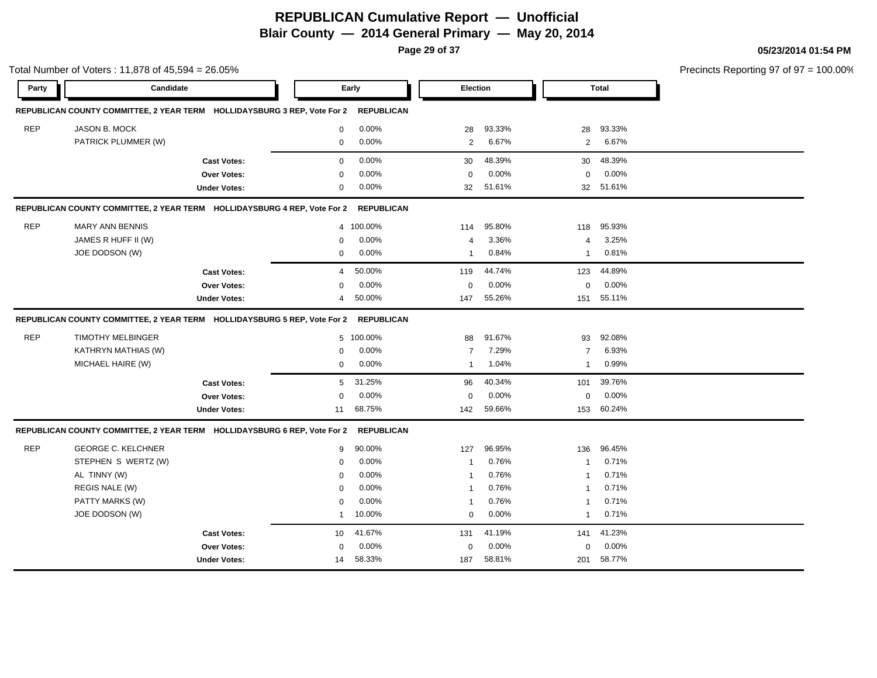# REPUBLICAN Cumulative Report — Unofficial

## Blair County — 2014 General Primary — May 20, 2014

05/23/2014 01:54 PM

Total Number of Voters : 11,878 of 45,594 = 26.05%

Precincts Reporting 97 of 97 = 100.00%

### REPUBLICAN COUNTY COMMITTEE, 2 YEAR TERM HOLLIDAYSBURG 3 REP, Vote For 2 REPUBLICAN

| Party | Candidate | Early | | Election | | Total | |
|---|---|---|---|---|---|---|---|
| REP | JASON B. MOCK | 0 | 0.00% | 28 | 93.33% | 28 | 93.33% |
| | PATRICK PLUMMER (W) | 0 | 0.00% | 2 | 6.67% | 2 | 6.67% |
| | **Cast Votes:** | 0 | 0.00% | 30 | 48.39% | 30 | 48.39% |
| | **Over Votes:** | 0 | 0.00% | 0 | 0.00% | 0 | 0.00% |
| | **Under Votes:** | 0 | 0.00% | 32 | 51.61% | 32 | 51.61% |

### REPUBLICAN COUNTY COMMITTEE, 2 YEAR TERM HOLLIDAYSBURG 4 REP, Vote For 2 REPUBLICAN

| Party | Candidate | Early | | Election | | Total | |
|---|---|---|---|---|---|---|---|
| REP | MARY ANN BENNIS | 4 | 100.00% | 114 | 95.80% | 118 | 95.93% |
| | JAMES R HUFF II (W) | 0 | 0.00% | 4 | 3.36% | 4 | 3.25% |
| | JOE DODSON (W) | 0 | 0.00% | 1 | 0.84% | 1 | 0.81% |
| | **Cast Votes:** | 4 | 50.00% | 119 | 44.74% | 123 | 44.89% |
| | **Over Votes:** | 0 | 0.00% | 0 | 0.00% | 0 | 0.00% |
| | **Under Votes:** | 4 | 50.00% | 147 | 55.26% | 151 | 55.11% |

### REPUBLICAN COUNTY COMMITTEE, 2 YEAR TERM HOLLIDAYSBURG 5 REP, Vote For 2 REPUBLICAN

| Party | Candidate | Early | | Election | | Total | |
|---|---|---|---|---|---|---|---|
| REP | TIMOTHY MELBINGER | 5 | 100.00% | 88 | 91.67% | 93 | 92.08% |
| | KATHRYN MATHIAS (W) | 0 | 0.00% | 7 | 7.29% | 7 | 6.93% |
| | MICHAEL HAIRE (W) | 0 | 0.00% | 1 | 1.04% | 1 | 0.99% |
| | **Cast Votes:** | 5 | 31.25% | 96 | 40.34% | 101 | 39.76% |
| | **Over Votes:** | 0 | 0.00% | 0 | 0.00% | 0 | 0.00% |
| | **Under Votes:** | 11 | 68.75% | 142 | 59.66% | 153 | 60.24% |

### REPUBLICAN COUNTY COMMITTEE, 2 YEAR TERM HOLLIDAYSBURG 6 REP, Vote For 2 REPUBLICAN

| Party | Candidate | Early | | Election | | Total | |
|---|---|---|---|---|---|---|---|
| REP | GEORGE C. KELCHNER | 9 | 90.00% | 127 | 96.95% | 136 | 96.45% |
| | STEPHEN S WERTZ (W) | 0 | 0.00% | 1 | 0.76% | 1 | 0.71% |
| | AL TINNY (W) | 0 | 0.00% | 1 | 0.76% | 1 | 0.71% |
| | REGIS NALE (W) | 0 | 0.00% | 1 | 0.76% | 1 | 0.71% |
| | PATTY MARKS (W) | 0 | 0.00% | 1 | 0.76% | 1 | 0.71% |
| | JOE DODSON (W) | 1 | 10.00% | 0 | 0.00% | 1 | 0.71% |
| | **Cast Votes:** | 10 | 41.67% | 131 | 41.19% | 141 | 41.23% |
| | **Over Votes:** | 0 | 0.00% | 0 | 0.00% | 0 | 0.00% |
| | **Under Votes:** | 14 | 58.33% | 187 | 58.81% | 201 | 58.77% |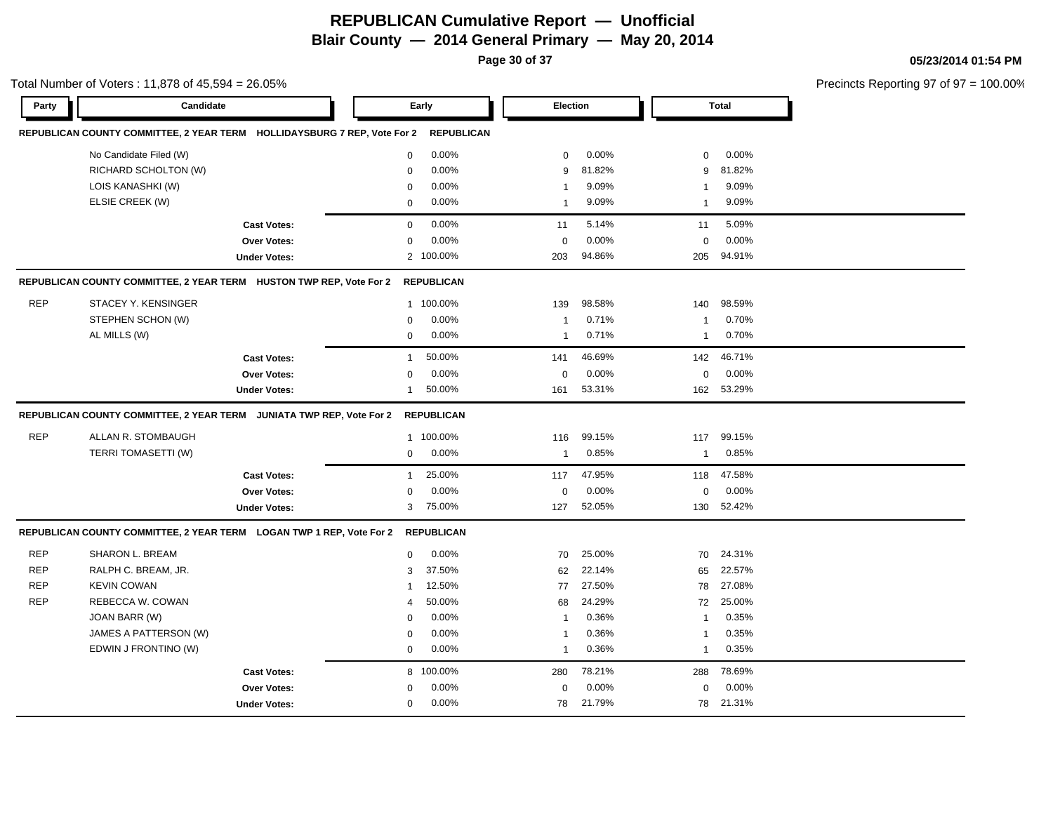# REPUBLICAN Cumulative Report — Unofficial

## Blair County — 2014 General Primary — May 20, 2014

05/23/2014 01:54 PM

Total Number of Voters : 11,878 of 45,594 = 26.05%

Precincts Reporting 97 of 97 = 100.00%

| Party | Candidate | Early | | Election | | Total | |
|---|---|---|---|---|---|---|---|
| **REPUBLICAN COUNTY COMMITTEE, 2 YEAR TERM HOLLIDAYSBURG 7 REP, Vote For 2** | | **REPUBLICAN** | | | | | |
| | No Candidate Filed (W) | 0 | 0.00% | 0 | 0.00% | 0 | 0.00% |
| | RICHARD SCHOLTON (W) | 0 | 0.00% | 9 | 81.82% | 9 | 81.82% |
| | LOIS KANASHKI (W) | 0 | 0.00% | 1 | 9.09% | 1 | 9.09% |
| | ELSIE CREEK (W) | 0 | 0.00% | 1 | 9.09% | 1 | 9.09% |
| | **Cast Votes:** | 0 | 0.00% | 11 | 5.14% | 11 | 5.09% |
| | **Over Votes:** | 0 | 0.00% | 0 | 0.00% | 0 | 0.00% |
| | **Under Votes:** | 2 | 100.00% | 203 | 94.86% | 205 | 94.91% |
| **REPUBLICAN COUNTY COMMITTEE, 2 YEAR TERM HUSTON TWP REP, Vote For 2** | | **REPUBLICAN** | | | | | |
| REP | STACEY Y. KENSINGER | 1 | 100.00% | 139 | 98.58% | 140 | 98.59% |
| | STEPHEN SCHON (W) | 0 | 0.00% | 1 | 0.71% | 1 | 0.70% |
| | AL MILLS (W) | 0 | 0.00% | 1 | 0.71% | 1 | 0.70% |
| | **Cast Votes:** | 1 | 50.00% | 141 | 46.69% | 142 | 46.71% |
| | **Over Votes:** | 0 | 0.00% | 0 | 0.00% | 0 | 0.00% |
| | **Under Votes:** | 1 | 50.00% | 161 | 53.31% | 162 | 53.29% |
| **REPUBLICAN COUNTY COMMITTEE, 2 YEAR TERM JUNIATA TWP REP, Vote For 2** | | **REPUBLICAN** | | | | | |
| REP | ALLAN R. STOMBAUGH | 1 | 100.00% | 116 | 99.15% | 117 | 99.15% |
| | TERRI TOMASETTI (W) | 0 | 0.00% | 1 | 0.85% | 1 | 0.85% |
| | **Cast Votes:** | 1 | 25.00% | 117 | 47.95% | 118 | 47.58% |
| | **Over Votes:** | 0 | 0.00% | 0 | 0.00% | 0 | 0.00% |
| | **Under Votes:** | 3 | 75.00% | 127 | 52.05% | 130 | 52.42% |
| **REPUBLICAN COUNTY COMMITTEE, 2 YEAR TERM LOGAN TWP 1 REP, Vote For 2** | | **REPUBLICAN** | | | | | |
| REP | SHARON L. BREAM | 0 | 0.00% | 70 | 25.00% | 70 | 24.31% |
| REP | RALPH C. BREAM, JR. | 3 | 37.50% | 62 | 22.14% | 65 | 22.57% |
| REP | KEVIN COWAN | 1 | 12.50% | 77 | 27.50% | 78 | 27.08% |
| REP | REBECCA W. COWAN | 4 | 50.00% | 68 | 24.29% | 72 | 25.00% |
| | JOAN BARR (W) | 0 | 0.00% | 1 | 0.36% | 1 | 0.35% |
| | JAMES A PATTERSON (W) | 0 | 0.00% | 1 | 0.36% | 1 | 0.35% |
| | EDWIN J FRONTINO (W) | 0 | 0.00% | 1 | 0.36% | 1 | 0.35% |
| | **Cast Votes:** | 8 | 100.00% | 280 | 78.21% | 288 | 78.69% |
| | **Over Votes:** | 0 | 0.00% | 0 | 0.00% | 0 | 0.00% |
| | **Under Votes:** | 0 | 0.00% | 78 | 21.79% | 78 | 21.31% |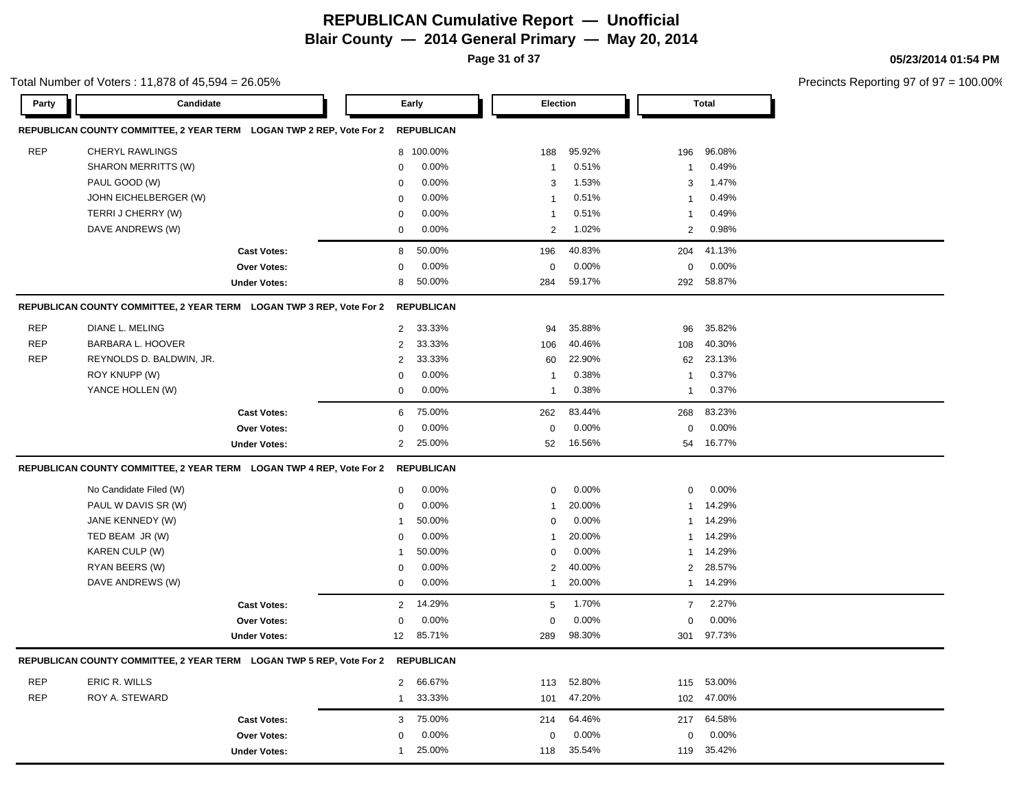# REPUBLICAN Cumulative Report — Unofficial

## Blair County — 2014 General Primary — May 20, 2014

05/23/2014 01:54 PM

Total Number of Voters : 11,878 of 45,594 = 26.05%

Precincts Reporting 97 of 97 = 100.00%

| Party | Candidate | Early | | Election | | Total | |
|---|---|---|---|---|---|---|---|
| **REPUBLICAN COUNTY COMMITTEE, 2 YEAR TERM LOGAN TWP 2 REP, Vote For 2** | | **REPUBLICAN** | | | | | |
| REP | CHERYL RAWLINGS | 8 | 100.00% | 188 | 95.92% | 196 | 96.08% |
| | SHARON MERRITTS (W) | 0 | 0.00% | 1 | 0.51% | 1 | 0.49% |
| | PAUL GOOD (W) | 0 | 0.00% | 3 | 1.53% | 3 | 1.47% |
| | JOHN EICHELBERGER (W) | 0 | 0.00% | 1 | 0.51% | 1 | 0.49% |
| | TERRI J CHERRY (W) | 0 | 0.00% | 1 | 0.51% | 1 | 0.49% |
| | DAVE ANDREWS (W) | 0 | 0.00% | 2 | 1.02% | 2 | 0.98% |
| | **Cast Votes:** | 8 | 50.00% | 196 | 40.83% | 204 | 41.13% |
| | **Over Votes:** | 0 | 0.00% | 0 | 0.00% | 0 | 0.00% |
| | **Under Votes:** | 8 | 50.00% | 284 | 59.17% | 292 | 58.87% |
| **REPUBLICAN COUNTY COMMITTEE, 2 YEAR TERM LOGAN TWP 3 REP, Vote For 2** | | **REPUBLICAN** | | | | | |
| REP | DIANE L. MELING | 2 | 33.33% | 94 | 35.88% | 96 | 35.82% |
| REP | BARBARA L. HOOVER | 2 | 33.33% | 106 | 40.46% | 108 | 40.30% |
| REP | REYNOLDS D. BALDWIN, JR. | 2 | 33.33% | 60 | 22.90% | 62 | 23.13% |
| | ROY KNUPP (W) | 0 | 0.00% | 1 | 0.38% | 1 | 0.37% |
| | YANCE HOLLEN (W) | 0 | 0.00% | 1 | 0.38% | 1 | 0.37% |
| | **Cast Votes:** | 6 | 75.00% | 262 | 83.44% | 268 | 83.23% |
| | **Over Votes:** | 0 | 0.00% | 0 | 0.00% | 0 | 0.00% |
| | **Under Votes:** | 2 | 25.00% | 52 | 16.56% | 54 | 16.77% |
| **REPUBLICAN COUNTY COMMITTEE, 2 YEAR TERM LOGAN TWP 4 REP, Vote For 2** | | **REPUBLICAN** | | | | | |
| | No Candidate Filed (W) | 0 | 0.00% | 0 | 0.00% | 0 | 0.00% |
| | PAUL W DAVIS SR (W) | 0 | 0.00% | 1 | 20.00% | 1 | 14.29% |
| | JANE KENNEDY (W) | 1 | 50.00% | 0 | 0.00% | 1 | 14.29% |
| | TED BEAM JR (W) | 0 | 0.00% | 1 | 20.00% | 1 | 14.29% |
| | KAREN CULP (W) | 1 | 50.00% | 0 | 0.00% | 1 | 14.29% |
| | RYAN BEERS (W) | 0 | 0.00% | 2 | 40.00% | 2 | 28.57% |
| | DAVE ANDREWS (W) | 0 | 0.00% | 1 | 20.00% | 1 | 14.29% |
| | **Cast Votes:** | 2 | 14.29% | 5 | 1.70% | 7 | 2.27% |
| | **Over Votes:** | 0 | 0.00% | 0 | 0.00% | 0 | 0.00% |
| | **Under Votes:** | 12 | 85.71% | 289 | 98.30% | 301 | 97.73% |
| **REPUBLICAN COUNTY COMMITTEE, 2 YEAR TERM LOGAN TWP 5 REP, Vote For 2** | | **REPUBLICAN** | | | | | |
| REP | ERIC R. WILLS | 2 | 66.67% | 113 | 52.80% | 115 | 53.00% |
| REP | ROY A. STEWARD | 1 | 33.33% | 101 | 47.20% | 102 | 47.00% |
| | **Cast Votes:** | 3 | 75.00% | 214 | 64.46% | 217 | 64.58% |
| | **Over Votes:** | 0 | 0.00% | 0 | 0.00% | 0 | 0.00% |
| | **Under Votes:** | 1 | 25.00% | 118 | 35.54% | 119 | 35.42% |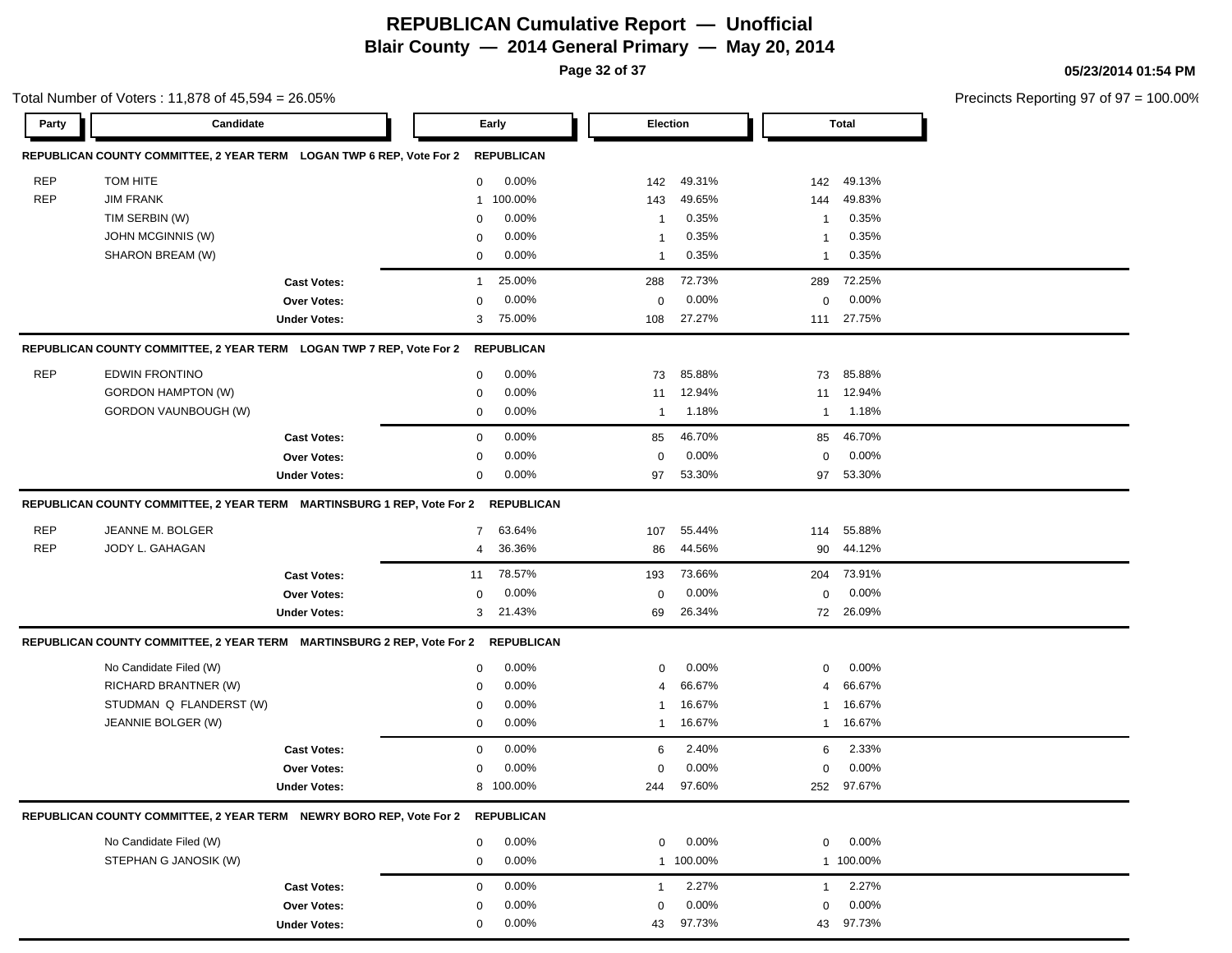# REPUBLICAN Cumulative Report — Unofficial

## Blair County — 2014 General Primary — May 20, 2014

05/23/2014 01:54 PM

Total Number of Voters : 11,878 of 45,594 = 26.05%

Precincts Reporting 97 of 97 = 100.00%

### REPUBLICAN COUNTY COMMITTEE, 2 YEAR TERM LOGAN TWP 6 REP, Vote For 2 REPUBLICAN

| Party | Candidate | Early | | Election | | Total | |
|---|---|---|---|---|---|---|---|
| REP | TOM HITE | 0 | 0.00% | 142 | 49.31% | 142 | 49.13% |
| REP | JIM FRANK | 1 | 100.00% | 143 | 49.65% | 144 | 49.83% |
| | TIM SERBIN (W) | 0 | 0.00% | 1 | 0.35% | 1 | 0.35% |
| | JOHN MCGINNIS (W) | 0 | 0.00% | 1 | 0.35% | 1 | 0.35% |
| | SHARON BREAM (W) | 0 | 0.00% | 1 | 0.35% | 1 | 0.35% |
| | **Cast Votes:** | 1 | 25.00% | 288 | 72.73% | 289 | 72.25% |
| | **Over Votes:** | 0 | 0.00% | 0 | 0.00% | 0 | 0.00% |
| | **Under Votes:** | 3 | 75.00% | 108 | 27.27% | 111 | 27.75% |

### REPUBLICAN COUNTY COMMITTEE, 2 YEAR TERM LOGAN TWP 7 REP, Vote For 2 REPUBLICAN

| Party | Candidate | Early | | Election | | Total | |
|---|---|---|---|---|---|---|---|
| REP | EDWIN FRONTINO | 0 | 0.00% | 73 | 85.88% | 73 | 85.88% |
| | GORDON HAMPTON (W) | 0 | 0.00% | 11 | 12.94% | 11 | 12.94% |
| | GORDON VAUNBOUGH (W) | 0 | 0.00% | 1 | 1.18% | 1 | 1.18% |
| | **Cast Votes:** | 0 | 0.00% | 85 | 46.70% | 85 | 46.70% |
| | **Over Votes:** | 0 | 0.00% | 0 | 0.00% | 0 | 0.00% |
| | **Under Votes:** | 0 | 0.00% | 97 | 53.30% | 97 | 53.30% |

### REPUBLICAN COUNTY COMMITTEE, 2 YEAR TERM MARTINSBURG 1 REP, Vote For 2 REPUBLICAN

| Party | Candidate | Early | | Election | | Total | |
|---|---|---|---|---|---|---|---|
| REP | JEANNE M. BOLGER | 7 | 63.64% | 107 | 55.44% | 114 | 55.88% |
| REP | JODY L. GAHAGAN | 4 | 36.36% | 86 | 44.56% | 90 | 44.12% |
| | **Cast Votes:** | 11 | 78.57% | 193 | 73.66% | 204 | 73.91% |
| | **Over Votes:** | 0 | 0.00% | 0 | 0.00% | 0 | 0.00% |
| | **Under Votes:** | 3 | 21.43% | 69 | 26.34% | 72 | 26.09% |

### REPUBLICAN COUNTY COMMITTEE, 2 YEAR TERM MARTINSBURG 2 REP, Vote For 2 REPUBLICAN

| Party | Candidate | Early | | Election | | Total | |
|---|---|---|---|---|---|---|---|
| | No Candidate Filed (W) | 0 | 0.00% | 0 | 0.00% | 0 | 0.00% |
| | RICHARD BRANTNER (W) | 0 | 0.00% | 4 | 66.67% | 4 | 66.67% |
| | STUDMAN Q FLANDERST (W) | 0 | 0.00% | 1 | 16.67% | 1 | 16.67% |
| | JEANNIE BOLGER (W) | 0 | 0.00% | 1 | 16.67% | 1 | 16.67% |
| | **Cast Votes:** | 0 | 0.00% | 6 | 2.40% | 6 | 2.33% |
| | **Over Votes:** | 0 | 0.00% | 0 | 0.00% | 0 | 0.00% |
| | **Under Votes:** | 8 | 100.00% | 244 | 97.60% | 252 | 97.67% |

### REPUBLICAN COUNTY COMMITTEE, 2 YEAR TERM NEWRY BORO REP, Vote For 2 REPUBLICAN

| Party | Candidate | Early | | Election | | Total | |
|---|---|---|---|---|---|---|---|
| | No Candidate Filed (W) | 0 | 0.00% | 0 | 0.00% | 0 | 0.00% |
| | STEPHAN G JANOSIK (W) | 0 | 0.00% | 1 | 100.00% | 1 | 100.00% |
| | **Cast Votes:** | 0 | 0.00% | 1 | 2.27% | 1 | 2.27% |
| | **Over Votes:** | 0 | 0.00% | 0 | 0.00% | 0 | 0.00% |
| | **Under Votes:** | 0 | 0.00% | 43 | 97.73% | 43 | 97.73% |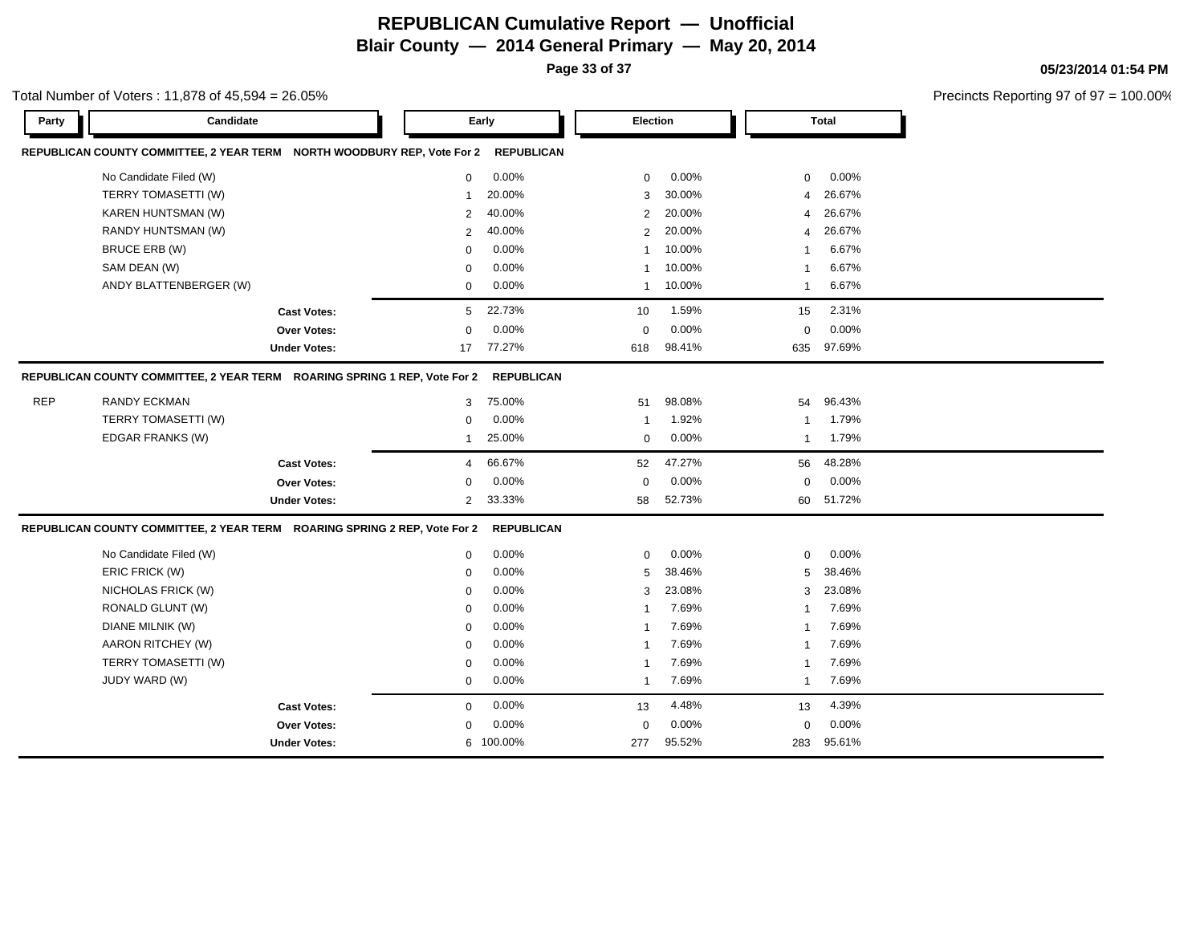# REPUBLICAN Cumulative Report — Unofficial

## Blair County — 2014 General Primary — May 20, 2014

05/23/2014 01:54 PM

Total Number of Voters : 11,878 of 45,594 = 26.05%

Precincts Reporting 97 of 97 = 100.00%

| Party | Candidate | Early | | Election | | Total | |
|---|---|---|---|---|---|---|---|
| **REPUBLICAN COUNTY COMMITTEE, 2 YEAR TERM NORTH WOODBURY REP, Vote For 2 REPUBLICAN** | | | | | | | |
| | No Candidate Filed (W) | 0 | 0.00% | 0 | 0.00% | 0 | 0.00% |
| | TERRY TOMASETTI (W) | 1 | 20.00% | 3 | 30.00% | 4 | 26.67% |
| | KAREN HUNTSMAN (W) | 2 | 40.00% | 2 | 20.00% | 4 | 26.67% |
| | RANDY HUNTSMAN (W) | 2 | 40.00% | 2 | 20.00% | 4 | 26.67% |
| | BRUCE ERB (W) | 0 | 0.00% | 1 | 10.00% | 1 | 6.67% |
| | SAM DEAN (W) | 0 | 0.00% | 1 | 10.00% | 1 | 6.67% |
| | ANDY BLATTENBERGER (W) | 0 | 0.00% | 1 | 10.00% | 1 | 6.67% |
| | **Cast Votes:** | 5 | 22.73% | 10 | 1.59% | 15 | 2.31% |
| | **Over Votes:** | 0 | 0.00% | 0 | 0.00% | 0 | 0.00% |
| | **Under Votes:** | 17 | 77.27% | 618 | 98.41% | 635 | 97.69% |
| **REPUBLICAN COUNTY COMMITTEE, 2 YEAR TERM ROARING SPRING 1 REP, Vote For 2 REPUBLICAN** | | | | | | | |
| REP | RANDY ECKMAN | 3 | 75.00% | 51 | 98.08% | 54 | 96.43% |
| | TERRY TOMASETTI (W) | 0 | 0.00% | 1 | 1.92% | 1 | 1.79% |
| | EDGAR FRANKS (W) | 1 | 25.00% | 0 | 0.00% | 1 | 1.79% |
| | **Cast Votes:** | 4 | 66.67% | 52 | 47.27% | 56 | 48.28% |
| | **Over Votes:** | 0 | 0.00% | 0 | 0.00% | 0 | 0.00% |
| | **Under Votes:** | 2 | 33.33% | 58 | 52.73% | 60 | 51.72% |
| **REPUBLICAN COUNTY COMMITTEE, 2 YEAR TERM ROARING SPRING 2 REP, Vote For 2 REPUBLICAN** | | | | | | | |
| | No Candidate Filed (W) | 0 | 0.00% | 0 | 0.00% | 0 | 0.00% |
| | ERIC FRICK (W) | 0 | 0.00% | 5 | 38.46% | 5 | 38.46% |
| | NICHOLAS FRICK (W) | 0 | 0.00% | 3 | 23.08% | 3 | 23.08% |
| | RONALD GLUNT (W) | 0 | 0.00% | 1 | 7.69% | 1 | 7.69% |
| | DIANE MILNIK (W) | 0 | 0.00% | 1 | 7.69% | 1 | 7.69% |
| | AARON RITCHEY (W) | 0 | 0.00% | 1 | 7.69% | 1 | 7.69% |
| | TERRY TOMASETTI (W) | 0 | 0.00% | 1 | 7.69% | 1 | 7.69% |
| | JUDY WARD (W) | 0 | 0.00% | 1 | 7.69% | 1 | 7.69% |
| | **Cast Votes:** | 0 | 0.00% | 13 | 4.48% | 13 | 4.39% |
| | **Over Votes:** | 0 | 0.00% | 0 | 0.00% | 0 | 0.00% |
| | **Under Votes:** | 6 | 100.00% | 277 | 95.52% | 283 | 95.61% |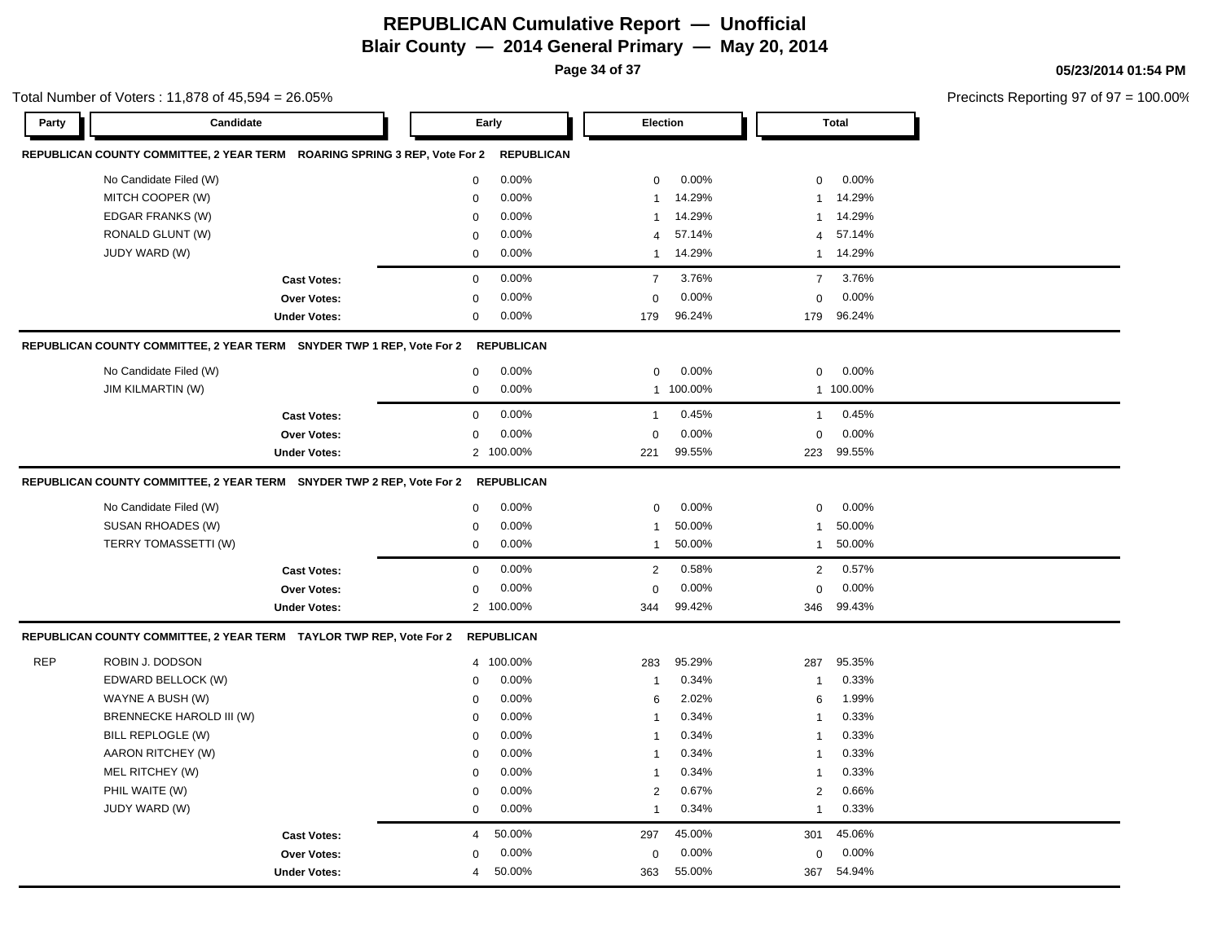# REPUBLICAN Cumulative Report — Unofficial

## Blair County — 2014 General Primary — May 20, 2014

05/23/2014 01:54 PM

Total Number of Voters : 11,878 of 45,594 = 26.05%

Precincts Reporting 97 of 97 = 100.00%

| Party | Candidate | Early | | Election | | Total | |
|---|---|---|---|---|---|---|---|
| **REPUBLICAN COUNTY COMMITTEE, 2 YEAR TERM ROARING SPRING 3 REP, Vote For 2 REPUBLICAN** | | | | | | | |
| | No Candidate Filed (W) | 0 | 0.00% | 0 | 0.00% | 0 | 0.00% |
| | MITCH COOPER (W) | 0 | 0.00% | 1 | 14.29% | 1 | 14.29% |
| | EDGAR FRANKS (W) | 0 | 0.00% | 1 | 14.29% | 1 | 14.29% |
| | RONALD GLUNT (W) | 0 | 0.00% | 4 | 57.14% | 4 | 57.14% |
| | JUDY WARD (W) | 0 | 0.00% | 1 | 14.29% | 1 | 14.29% |
| | **Cast Votes:** | 0 | 0.00% | 7 | 3.76% | 7 | 3.76% |
| | **Over Votes:** | 0 | 0.00% | 0 | 0.00% | 0 | 0.00% |
| | **Under Votes:** | 0 | 0.00% | 179 | 96.24% | 179 | 96.24% |
| **REPUBLICAN COUNTY COMMITTEE, 2 YEAR TERM SNYDER TWP 1 REP, Vote For 2 REPUBLICAN** | | | | | | | |
| | No Candidate Filed (W) | 0 | 0.00% | 0 | 0.00% | 0 | 0.00% |
| | JIM KILMARTIN (W) | 0 | 0.00% | 1 | 100.00% | 1 | 100.00% |
| | **Cast Votes:** | 0 | 0.00% | 1 | 0.45% | 1 | 0.45% |
| | **Over Votes:** | 0 | 0.00% | 0 | 0.00% | 0 | 0.00% |
| | **Under Votes:** | 2 | 100.00% | 221 | 99.55% | 223 | 99.55% |
| **REPUBLICAN COUNTY COMMITTEE, 2 YEAR TERM SNYDER TWP 2 REP, Vote For 2 REPUBLICAN** | | | | | | | |
| | No Candidate Filed (W) | 0 | 0.00% | 0 | 0.00% | 0 | 0.00% |
| | SUSAN RHOADES (W) | 0 | 0.00% | 1 | 50.00% | 1 | 50.00% |
| | TERRY TOMASSETTI (W) | 0 | 0.00% | 1 | 50.00% | 1 | 50.00% |
| | **Cast Votes:** | 0 | 0.00% | 2 | 0.58% | 2 | 0.57% |
| | **Over Votes:** | 0 | 0.00% | 0 | 0.00% | 0 | 0.00% |
| | **Under Votes:** | 2 | 100.00% | 344 | 99.42% | 346 | 99.43% |
| **REPUBLICAN COUNTY COMMITTEE, 2 YEAR TERM TAYLOR TWP REP, Vote For 2 REPUBLICAN** | | | | | | | |
| REP | ROBIN J. DODSON | 4 | 100.00% | 283 | 95.29% | 287 | 95.35% |
| | EDWARD BELLOCK (W) | 0 | 0.00% | 1 | 0.34% | 1 | 0.33% |
| | WAYNE A BUSH (W) | 0 | 0.00% | 6 | 2.02% | 6 | 1.99% |
| | BRENNECKE HAROLD III (W) | 0 | 0.00% | 1 | 0.34% | 1 | 0.33% |
| | BILL REPLOGLE (W) | 0 | 0.00% | 1 | 0.34% | 1 | 0.33% |
| | AARON RITCHEY (W) | 0 | 0.00% | 1 | 0.34% | 1 | 0.33% |
| | MEL RITCHEY (W) | 0 | 0.00% | 1 | 0.34% | 1 | 0.33% |
| | PHIL WAITE (W) | 0 | 0.00% | 2 | 0.67% | 2 | 0.66% |
| | JUDY WARD (W) | 0 | 0.00% | 1 | 0.34% | 1 | 0.33% |
| | **Cast Votes:** | 4 | 50.00% | 297 | 45.00% | 301 | 45.06% |
| | **Over Votes:** | 0 | 0.00% | 0 | 0.00% | 0 | 0.00% |
| | **Under Votes:** | 4 | 50.00% | 363 | 55.00% | 367 | 54.94% |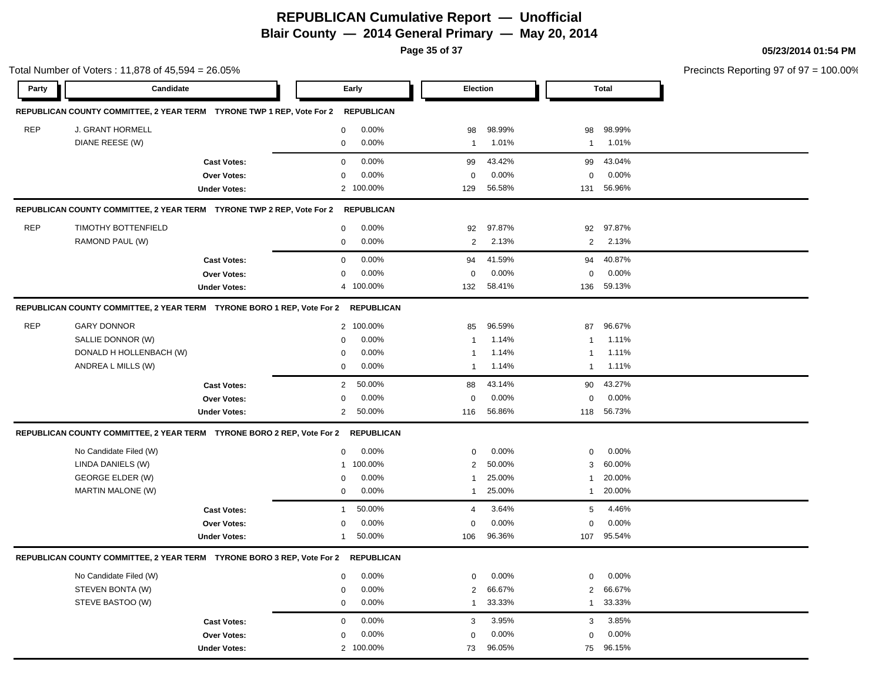# REPUBLICAN Cumulative Report — Unofficial

## Blair County — 2014 General Primary — May 20, 2014

05/23/2014 01:54 PM

Total Number of Voters : 11,878 of 45,594 = 26.05%

Precincts Reporting 97 of 97 = 100.00%

### REPUBLICAN COUNTY COMMITTEE, 2 YEAR TERM TYRONE TWP 1 REP, Vote For 2 REPUBLICAN

| Party | Candidate | Early | | Election | | Total | |
|---|---|---|---|---|---|---|---|
| REP | J. GRANT HORMELL | 0 | 0.00% | 98 | 98.99% | 98 | 98.99% |
| | DIANE REESE (W) | 0 | 0.00% | 1 | 1.01% | 1 | 1.01% |
| | **Cast Votes:** | 0 | 0.00% | 99 | 43.42% | 99 | 43.04% |
| | **Over Votes:** | 0 | 0.00% | 0 | 0.00% | 0 | 0.00% |
| | **Under Votes:** | 2 | 100.00% | 129 | 56.58% | 131 | 56.96% |

### REPUBLICAN COUNTY COMMITTEE, 2 YEAR TERM TYRONE TWP 2 REP, Vote For 2 REPUBLICAN

| Party | Candidate | Early | | Election | | Total | |
|---|---|---|---|---|---|---|---|
| REP | TIMOTHY BOTTENFIELD | 0 | 0.00% | 92 | 97.87% | 92 | 97.87% |
| | RAMOND PAUL (W) | 0 | 0.00% | 2 | 2.13% | 2 | 2.13% |
| | **Cast Votes:** | 0 | 0.00% | 94 | 41.59% | 94 | 40.87% |
| | **Over Votes:** | 0 | 0.00% | 0 | 0.00% | 0 | 0.00% |
| | **Under Votes:** | 4 | 100.00% | 132 | 58.41% | 136 | 59.13% |

### REPUBLICAN COUNTY COMMITTEE, 2 YEAR TERM TYRONE BORO 1 REP, Vote For 2 REPUBLICAN

| Party | Candidate | Early | | Election | | Total | |
|---|---|---|---|---|---|---|---|
| REP | GARY DONNOR | 2 | 100.00% | 85 | 96.59% | 87 | 96.67% |
| | SALLIE DONNOR (W) | 0 | 0.00% | 1 | 1.14% | 1 | 1.11% |
| | DONALD H HOLLENBACH (W) | 0 | 0.00% | 1 | 1.14% | 1 | 1.11% |
| | ANDREA L MILLS (W) | 0 | 0.00% | 1 | 1.14% | 1 | 1.11% |
| | **Cast Votes:** | 2 | 50.00% | 88 | 43.14% | 90 | 43.27% |
| | **Over Votes:** | 0 | 0.00% | 0 | 0.00% | 0 | 0.00% |
| | **Under Votes:** | 2 | 50.00% | 116 | 56.86% | 118 | 56.73% |

### REPUBLICAN COUNTY COMMITTEE, 2 YEAR TERM TYRONE BORO 2 REP, Vote For 2 REPUBLICAN

| Party | Candidate | Early | | Election | | Total | |
|---|---|---|---|---|---|---|---|
| | No Candidate Filed (W) | 0 | 0.00% | 0 | 0.00% | 0 | 0.00% |
| | LINDA DANIELS (W) | 1 | 100.00% | 2 | 50.00% | 3 | 60.00% |
| | GEORGE ELDER (W) | 0 | 0.00% | 1 | 25.00% | 1 | 20.00% |
| | MARTIN MALONE (W) | 0 | 0.00% | 1 | 25.00% | 1 | 20.00% |
| | **Cast Votes:** | 1 | 50.00% | 4 | 3.64% | 5 | 4.46% |
| | **Over Votes:** | 0 | 0.00% | 0 | 0.00% | 0 | 0.00% |
| | **Under Votes:** | 1 | 50.00% | 106 | 96.36% | 107 | 95.54% |

### REPUBLICAN COUNTY COMMITTEE, 2 YEAR TERM TYRONE BORO 3 REP, Vote For 2 REPUBLICAN

| Party | Candidate | Early | | Election | | Total | |
|---|---|---|---|---|---|---|---|
| | No Candidate Filed (W) | 0 | 0.00% | 0 | 0.00% | 0 | 0.00% |
| | STEVEN BONTA (W) | 0 | 0.00% | 2 | 66.67% | 2 | 66.67% |
| | STEVE BASTOO (W) | 0 | 0.00% | 1 | 33.33% | 1 | 33.33% |
| | **Cast Votes:** | 0 | 0.00% | 3 | 3.95% | 3 | 3.85% |
| | **Over Votes:** | 0 | 0.00% | 0 | 0.00% | 0 | 0.00% |
| | **Under Votes:** | 2 | 100.00% | 73 | 96.05% | 75 | 96.15% |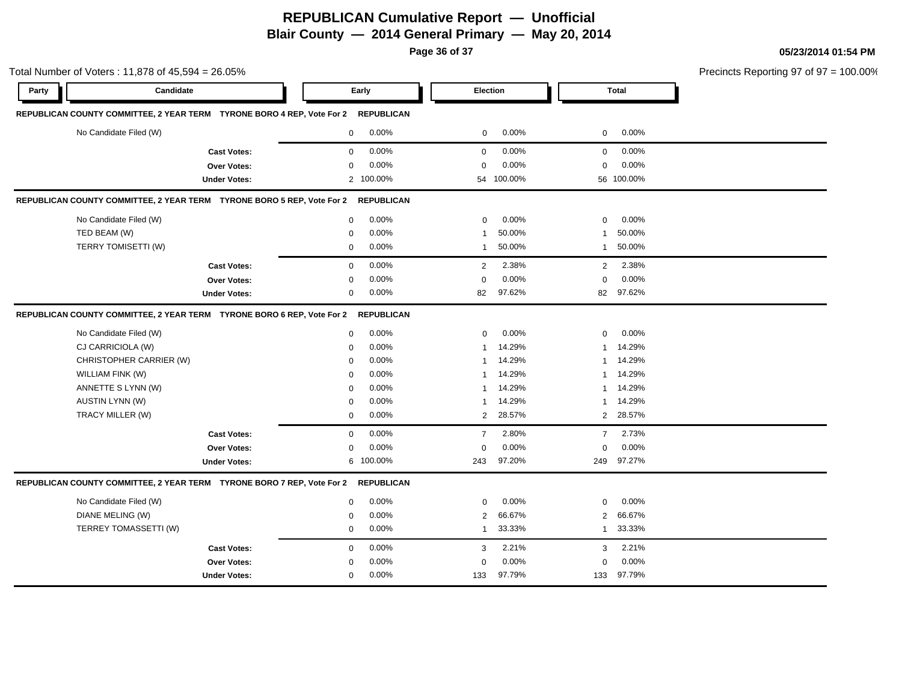# REPUBLICAN Cumulative Report — Unofficial

## Blair County — 2014 General Primary — May 20, 2014

05/23/2014 01:54 PM

Total Number of Voters : 11,878 of 45,594 = 26.05%

Precincts Reporting 97 of 97 = 100.00%

### REPUBLICAN COUNTY COMMITTEE, 2 YEAR TERM TYRONE BORO 4 REP, Vote For 2 REPUBLICAN

| Party | Candidate | Early | | Election | | Total | |
|---|---|---|---|---|---|---|---|
| | No Candidate Filed (W) | 0 | 0.00% | 0 | 0.00% | 0 | 0.00% |
| | **Cast Votes:** | 0 | 0.00% | 0 | 0.00% | 0 | 0.00% |
| | **Over Votes:** | 0 | 0.00% | 0 | 0.00% | 0 | 0.00% |
| | **Under Votes:** | 2 | 100.00% | 54 | 100.00% | 56 | 100.00% |

### REPUBLICAN COUNTY COMMITTEE, 2 YEAR TERM TYRONE BORO 5 REP, Vote For 2 REPUBLICAN

| Party | Candidate | Early | | Election | | Total | |
|---|---|---|---|---|---|---|---|
| | No Candidate Filed (W) | 0 | 0.00% | 0 | 0.00% | 0 | 0.00% |
| | TED BEAM (W) | 0 | 0.00% | 1 | 50.00% | 1 | 50.00% |
| | TERRY TOMISETTI (W) | 0 | 0.00% | 1 | 50.00% | 1 | 50.00% |
| | **Cast Votes:** | 0 | 0.00% | 2 | 2.38% | 2 | 2.38% |
| | **Over Votes:** | 0 | 0.00% | 0 | 0.00% | 0 | 0.00% |
| | **Under Votes:** | 0 | 0.00% | 82 | 97.62% | 82 | 97.62% |

### REPUBLICAN COUNTY COMMITTEE, 2 YEAR TERM TYRONE BORO 6 REP, Vote For 2 REPUBLICAN

| Party | Candidate | Early | | Election | | Total | |
|---|---|---|---|---|---|---|---|
| | No Candidate Filed (W) | 0 | 0.00% | 0 | 0.00% | 0 | 0.00% |
| | CJ CARRICIOLA (W) | 0 | 0.00% | 1 | 14.29% | 1 | 14.29% |
| | CHRISTOPHER CARRIER (W) | 0 | 0.00% | 1 | 14.29% | 1 | 14.29% |
| | WILLIAM FINK (W) | 0 | 0.00% | 1 | 14.29% | 1 | 14.29% |
| | ANNETTE S LYNN (W) | 0 | 0.00% | 1 | 14.29% | 1 | 14.29% |
| | AUSTIN LYNN (W) | 0 | 0.00% | 1 | 14.29% | 1 | 14.29% |
| | TRACY MILLER (W) | 0 | 0.00% | 2 | 28.57% | 2 | 28.57% |
| | **Cast Votes:** | 0 | 0.00% | 7 | 2.80% | 7 | 2.73% |
| | **Over Votes:** | 0 | 0.00% | 0 | 0.00% | 0 | 0.00% |
| | **Under Votes:** | 6 | 100.00% | 243 | 97.20% | 249 | 97.27% |

### REPUBLICAN COUNTY COMMITTEE, 2 YEAR TERM TYRONE BORO 7 REP, Vote For 2 REPUBLICAN

| Party | Candidate | Early | | Election | | Total | |
|---|---|---|---|---|---|---|---|
| | No Candidate Filed (W) | 0 | 0.00% | 0 | 0.00% | 0 | 0.00% |
| | DIANE MELING (W) | 0 | 0.00% | 2 | 66.67% | 2 | 66.67% |
| | TERREY TOMASSETTI (W) | 0 | 0.00% | 1 | 33.33% | 1 | 33.33% |
| | **Cast Votes:** | 0 | 0.00% | 3 | 2.21% | 3 | 2.21% |
| | **Over Votes:** | 0 | 0.00% | 0 | 0.00% | 0 | 0.00% |
| | **Under Votes:** | 0 | 0.00% | 133 | 97.79% | 133 | 97.79% |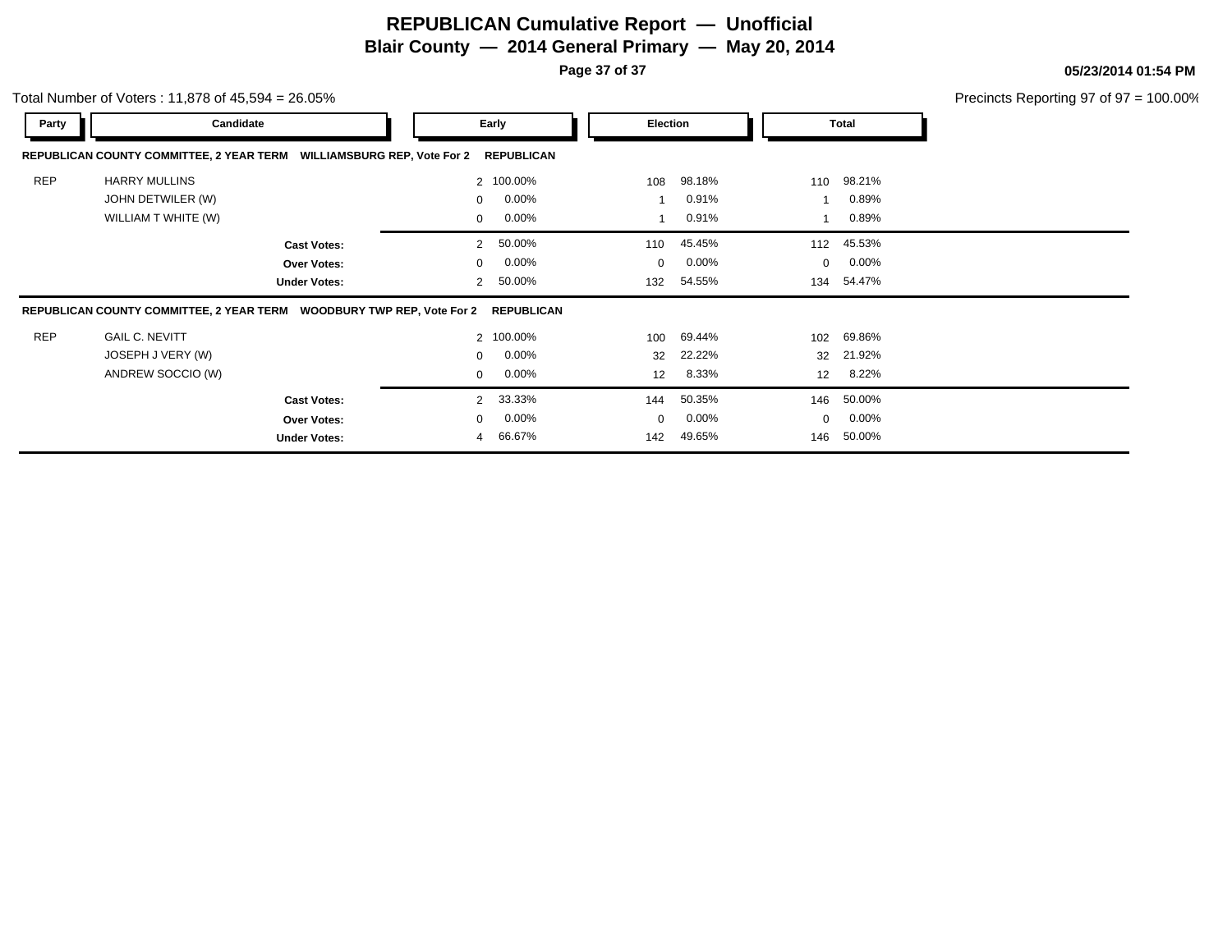# REPUBLICAN Cumulative Report — Unofficial

**Blair County — 2014 General Primary — May 20, 2014**

**05/23/2014 01:54 PM**

Total Number of Voters : 11,878 of 45,594 = 26.05%

Precincts Reporting 97 of 97 = 100.00%

**REPUBLICAN COUNTY COMMITTEE, 2 YEAR TERM WILLIAMSBURG REP, Vote For 2 REPUBLICAN**

| Party | Candidate | Early | | Election | | Total | |
|---|---|---|---|---|---|---|---|
| REP | HARRY MULLINS | 2 | 100.00% | 108 | 98.18% | 110 | 98.21% |
| | JOHN DETWILER (W) | 0 | 0.00% | 1 | 0.91% | 1 | 0.89% |
| | WILLIAM T WHITE (W) | 0 | 0.00% | 1 | 0.91% | 1 | 0.89% |
| | **Cast Votes:** | 2 | 50.00% | 110 | 45.45% | 112 | 45.53% |
| | **Over Votes:** | 0 | 0.00% | 0 | 0.00% | 0 | 0.00% |
| | **Under Votes:** | 2 | 50.00% | 132 | 54.55% | 134 | 54.47% |

**REPUBLICAN COUNTY COMMITTEE, 2 YEAR TERM WOODBURY TWP REP, Vote For 2 REPUBLICAN**

| Party | Candidate | Early | | Election | | Total | |
|---|---|---|---|---|---|---|---|
| REP | GAIL C. NEVITT | 2 | 100.00% | 100 | 69.44% | 102 | 69.86% |
| | JOSEPH J VERY (W) | 0 | 0.00% | 32 | 22.22% | 32 | 21.92% |
| | ANDREW SOCCIO (W) | 0 | 0.00% | 12 | 8.33% | 12 | 8.22% |
| | **Cast Votes:** | 2 | 33.33% | 144 | 50.35% | 146 | 50.00% |
| | **Over Votes:** | 0 | 0.00% | 0 | 0.00% | 0 | 0.00% |
| | **Under Votes:** | 4 | 66.67% | 142 | 49.65% | 146 | 50.00% |